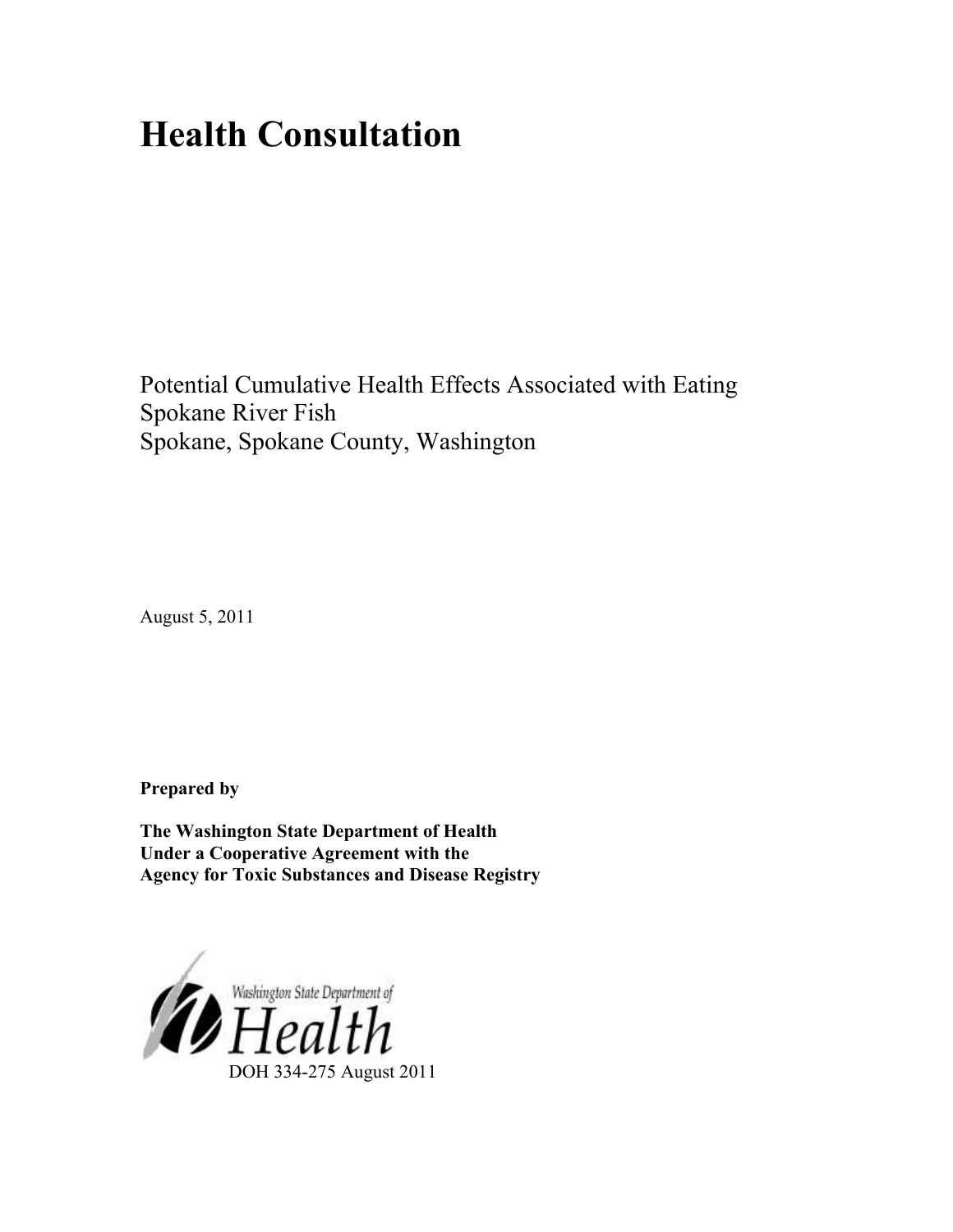# Health Consultation

Potential Cumulative Health Effects Associated with Eating Spokane River Fish
Spokane, Spokane County, Washington

August 5, 2011

**Prepared by**

**The Washington State Department of Health**
**Under a Cooperative Agreement with the**
**Agency for Toxic Substances and Disease Registry**

Washington State Department of Health

DOH 334-275 August 2011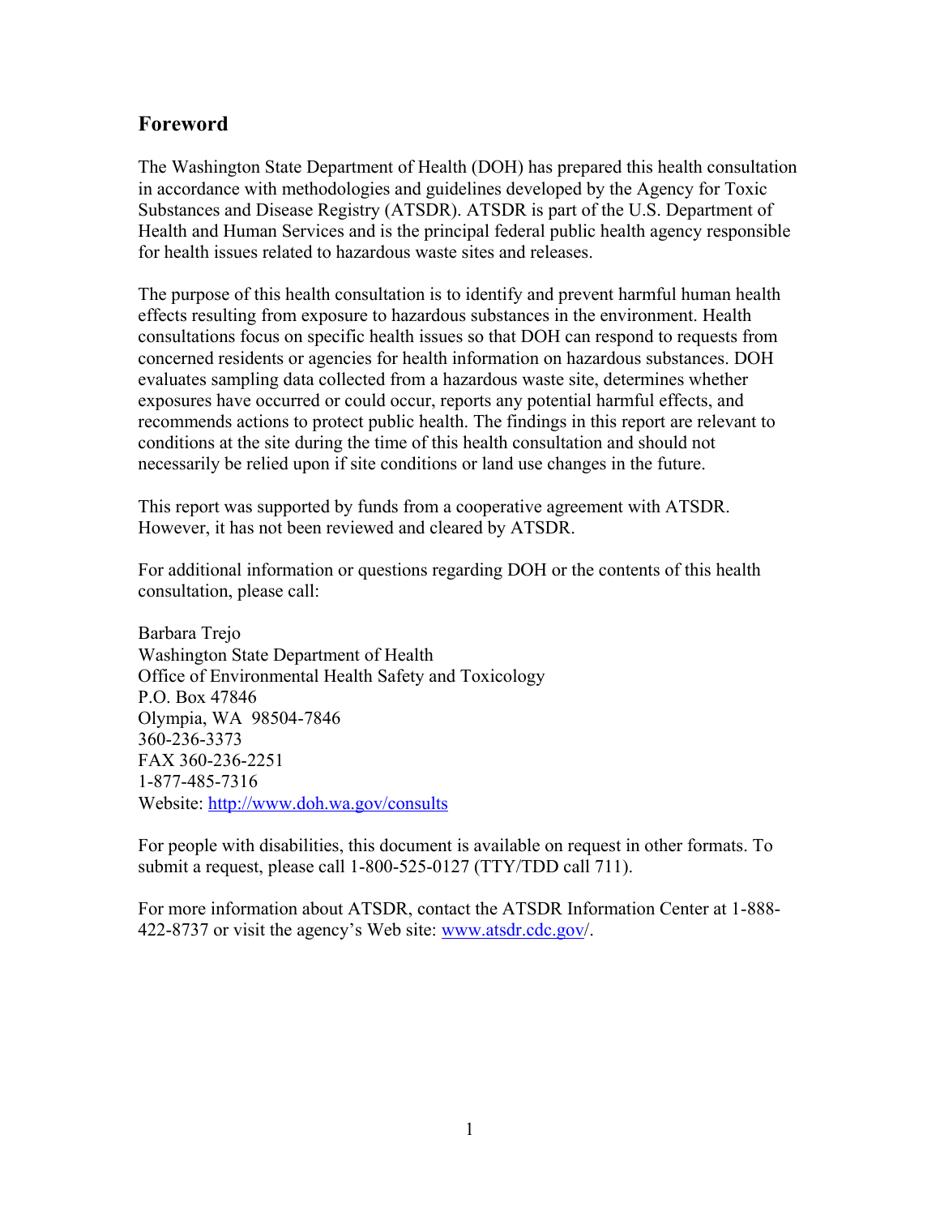## Foreword

The Washington State Department of Health (DOH) has prepared this health consultation in accordance with methodologies and guidelines developed by the Agency for Toxic Substances and Disease Registry (ATSDR). ATSDR is part of the U.S. Department of Health and Human Services and is the principal federal public health agency responsible for health issues related to hazardous waste sites and releases.

The purpose of this health consultation is to identify and prevent harmful human health effects resulting from exposure to hazardous substances in the environment. Health consultations focus on specific health issues so that DOH can respond to requests from concerned residents or agencies for health information on hazardous substances. DOH evaluates sampling data collected from a hazardous waste site, determines whether exposures have occurred or could occur, reports any potential harmful effects, and recommends actions to protect public health. The findings in this report are relevant to conditions at the site during the time of this health consultation and should not necessarily be relied upon if site conditions or land use changes in the future.

This report was supported by funds from a cooperative agreement with ATSDR. However, it has not been reviewed and cleared by ATSDR.

For additional information or questions regarding DOH or the contents of this health consultation, please call:

Barbara Trejo
Washington State Department of Health
Office of Environmental Health Safety and Toxicology
P.O. Box 47846
Olympia, WA 98504-7846
360-236-3373
FAX 360-236-2251
1-877-485-7316
Website: [http://www.doh.wa.gov/consults](http://www.doh.wa.gov/consults)

For people with disabilities, this document is available on request in other formats. To submit a request, please call 1-800-525-0127 (TTY/TDD call 711).

For more information about ATSDR, contact the ATSDR Information Center at 1-888-422-8737 or visit the agency's Web site: [www.atsdr.cdc.gov](www.atsdr.cdc.gov)/.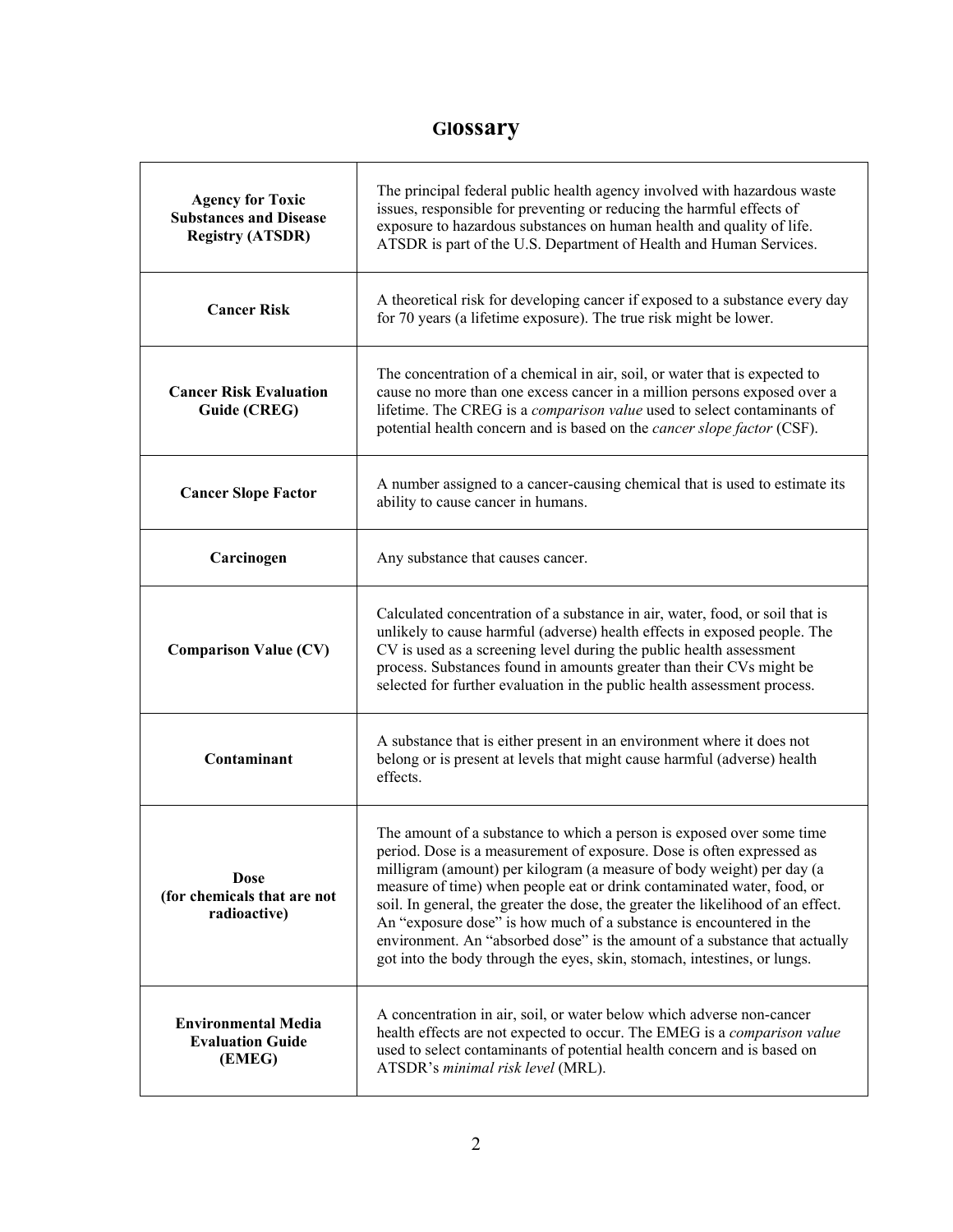# Glossary

| | |
|---|---|
| **Agency for Toxic Substances and Disease Registry (ATSDR)** | The principal federal public health agency involved with hazardous waste issues, responsible for preventing or reducing the harmful effects of exposure to hazardous substances on human health and quality of life. ATSDR is part of the U.S. Department of Health and Human Services. |
| **Cancer Risk** | A theoretical risk for developing cancer if exposed to a substance every day for 70 years (a lifetime exposure). The true risk might be lower. |
| **Cancer Risk Evaluation Guide (CREG)** | The concentration of a chemical in air, soil, or water that is expected to cause no more than one excess cancer in a million persons exposed over a lifetime. The CREG is a *comparison value* used to select contaminants of potential health concern and is based on the *cancer slope factor* (CSF). |
| **Cancer Slope Factor** | A number assigned to a cancer-causing chemical that is used to estimate its ability to cause cancer in humans. |
| **Carcinogen** | Any substance that causes cancer. |
| **Comparison Value (CV)** | Calculated concentration of a substance in air, water, food, or soil that is unlikely to cause harmful (adverse) health effects in exposed people. The CV is used as a screening level during the public health assessment process. Substances found in amounts greater than their CVs might be selected for further evaluation in the public health assessment process. |
| **Contaminant** | A substance that is either present in an environment where it does not belong or is present at levels that might cause harmful (adverse) health effects. |
| **Dose (for chemicals that are not radioactive)** | The amount of a substance to which a person is exposed over some time period. Dose is a measurement of exposure. Dose is often expressed as milligram (amount) per kilogram (a measure of body weight) per day (a measure of time) when people eat or drink contaminated water, food, or soil. In general, the greater the dose, the greater the likelihood of an effect. An "exposure dose" is how much of a substance is encountered in the environment. An "absorbed dose" is the amount of a substance that actually got into the body through the eyes, skin, stomach, intestines, or lungs. |
| **Environmental Media Evaluation Guide (EMEG)** | A concentration in air, soil, or water below which adverse non-cancer health effects are not expected to occur. The EMEG is a *comparison value* used to select contaminants of potential health concern and is based on ATSDR's *minimal risk level* (MRL). |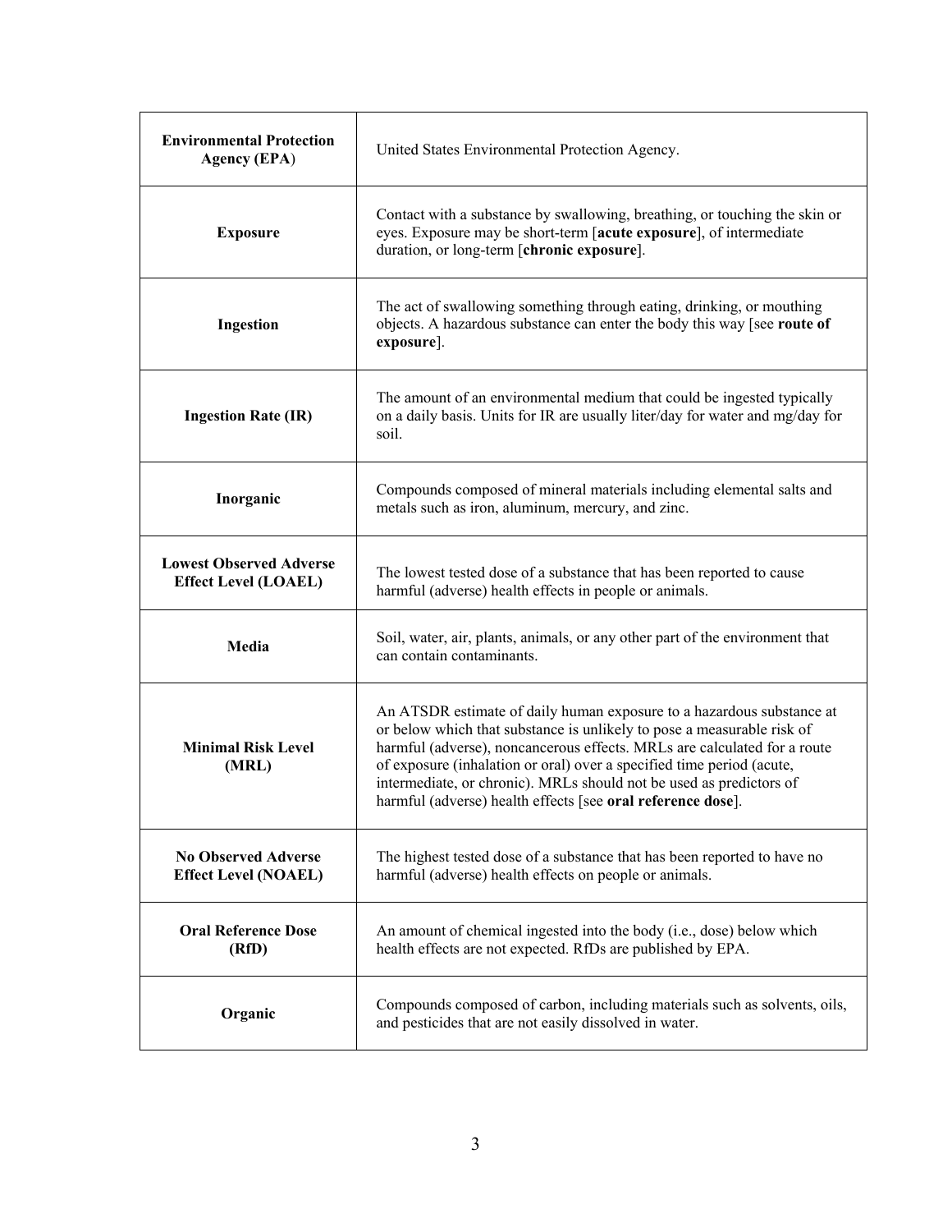| | |
|---|---|
| **Environmental Protection Agency (EPA)** | United States Environmental Protection Agency. |
| **Exposure** | Contact with a substance by swallowing, breathing, or touching the skin or eyes. Exposure may be short-term [**acute exposure**], of intermediate duration, or long-term [**chronic exposure**]. |
| **Ingestion** | The act of swallowing something through eating, drinking, or mouthing objects. A hazardous substance can enter the body this way [see **route of exposure**]. |
| **Ingestion Rate (IR)** | The amount of an environmental medium that could be ingested typically on a daily basis. Units for IR are usually liter/day for water and mg/day for soil. |
| **Inorganic** | Compounds composed of mineral materials including elemental salts and metals such as iron, aluminum, mercury, and zinc. |
| **Lowest Observed Adverse Effect Level (LOAEL)** | The lowest tested dose of a substance that has been reported to cause harmful (adverse) health effects in people or animals. |
| **Media** | Soil, water, air, plants, animals, or any other part of the environment that can contain contaminants. |
| **Minimal Risk Level (MRL)** | An ATSDR estimate of daily human exposure to a hazardous substance at or below which that substance is unlikely to pose a measurable risk of harmful (adverse), noncancerous effects. MRLs are calculated for a route of exposure (inhalation or oral) over a specified time period (acute, intermediate, or chronic). MRLs should not be used as predictors of harmful (adverse) health effects [see **oral reference dose**]. |
| **No Observed Adverse Effect Level (NOAEL)** | The highest tested dose of a substance that has been reported to have no harmful (adverse) health effects on people or animals. |
| **Oral Reference Dose (RfD)** | An amount of chemical ingested into the body (i.e., dose) below which health effects are not expected. RfDs are published by EPA. |
| **Organic** | Compounds composed of carbon, including materials such as solvents, oils, and pesticides that are not easily dissolved in water. |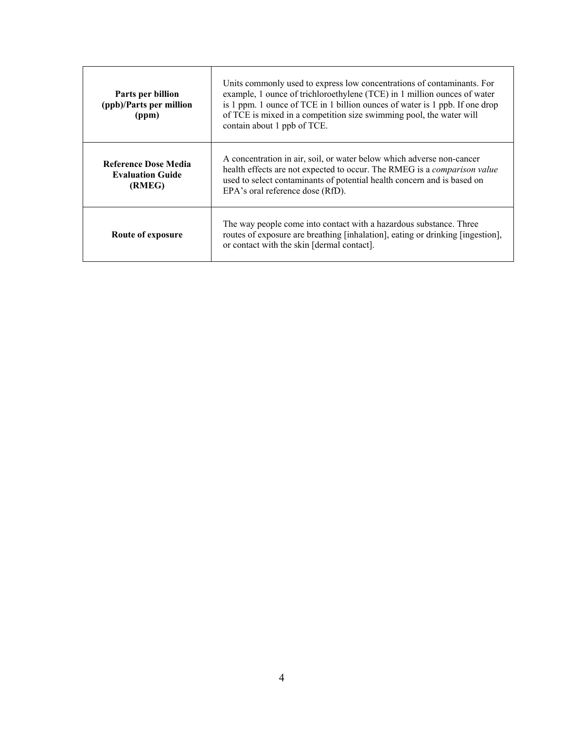| | |
|---|---|
| **Parts per billion (ppb)/Parts per million (ppm)** | Units commonly used to express low concentrations of contaminants. For example, 1 ounce of trichloroethylene (TCE) in 1 million ounces of water is 1 ppm. 1 ounce of TCE in 1 billion ounces of water is 1 ppb. If one drop of TCE is mixed in a competition size swimming pool, the water will contain about 1 ppb of TCE. |
| **Reference Dose Media Evaluation Guide (RMEG)** | A concentration in air, soil, or water below which adverse non-cancer health effects are not expected to occur. The RMEG is a *comparison value* used to select contaminants of potential health concern and is based on EPA's oral reference dose (RfD). |
| **Route of exposure** | The way people come into contact with a hazardous substance. Three routes of exposure are breathing [inhalation], eating or drinking [ingestion], or contact with the skin [dermal contact]. |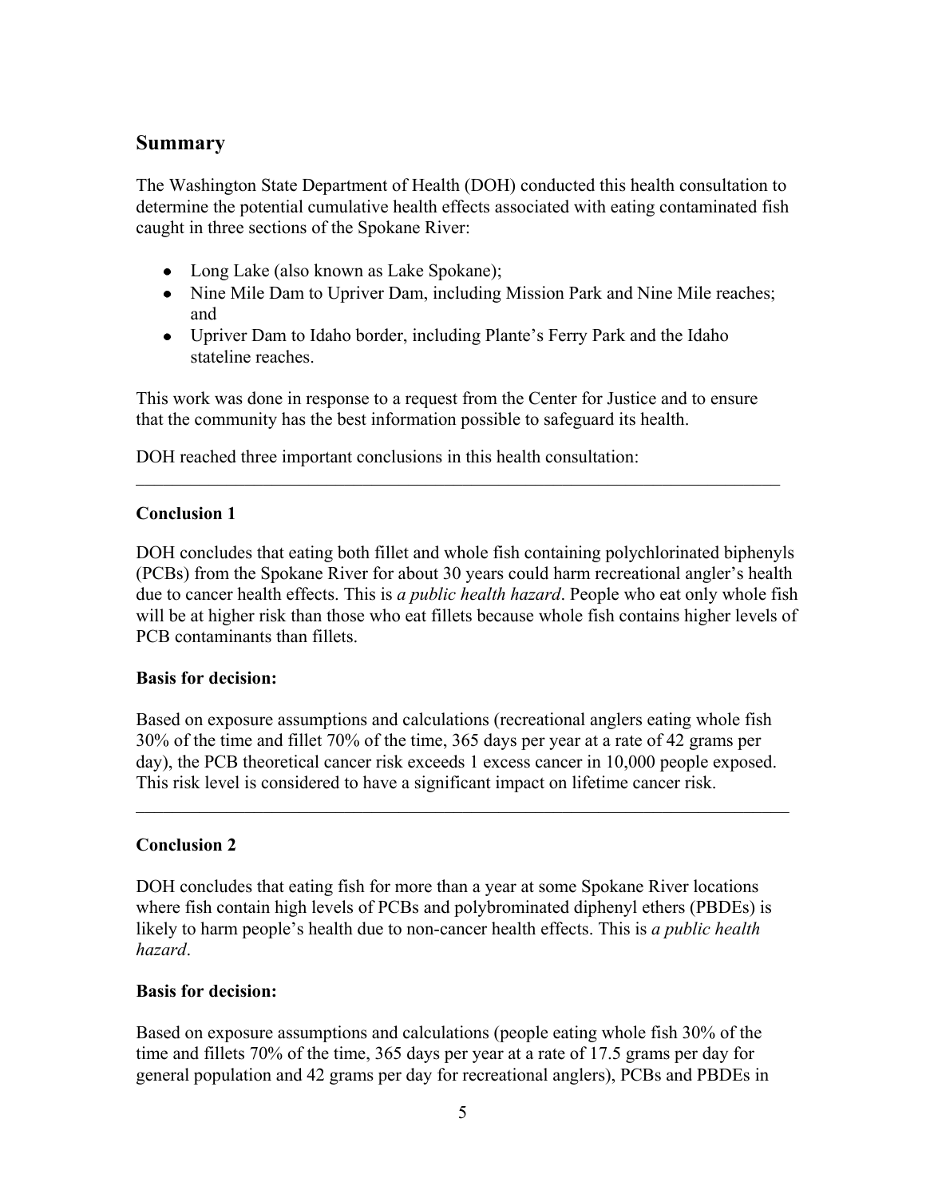## Summary

The Washington State Department of Health (DOH) conducted this health consultation to determine the potential cumulative health effects associated with eating contaminated fish caught in three sections of the Spokane River:

- Long Lake (also known as Lake Spokane);
- Nine Mile Dam to Upriver Dam, including Mission Park and Nine Mile reaches; and
- Upriver Dam to Idaho border, including Plante's Ferry Park and the Idaho stateline reaches.

This work was done in response to a request from the Center for Justice and to ensure that the community has the best information possible to safeguard its health.

DOH reached three important conclusions in this health consultation:

---

**Conclusion 1**

DOH concludes that eating both fillet and whole fish containing polychlorinated biphenyls (PCBs) from the Spokane River for about 30 years could harm recreational angler's health due to cancer health effects. This is *a public health hazard*. People who eat only whole fish will be at higher risk than those who eat fillets because whole fish contains higher levels of PCB contaminants than fillets.

**Basis for decision:**

Based on exposure assumptions and calculations (recreational anglers eating whole fish 30% of the time and fillet 70% of the time, 365 days per year at a rate of 42 grams per day), the PCB theoretical cancer risk exceeds 1 excess cancer in 10,000 people exposed. This risk level is considered to have a significant impact on lifetime cancer risk.

---

**Conclusion 2**

DOH concludes that eating fish for more than a year at some Spokane River locations where fish contain high levels of PCBs and polybrominated diphenyl ethers (PBDEs) is likely to harm people's health due to non-cancer health effects. This is *a public health hazard*.

**Basis for decision:**

Based on exposure assumptions and calculations (people eating whole fish 30% of the time and fillets 70% of the time, 365 days per year at a rate of 17.5 grams per day for general population and 42 grams per day for recreational anglers), PCBs and PBDEs in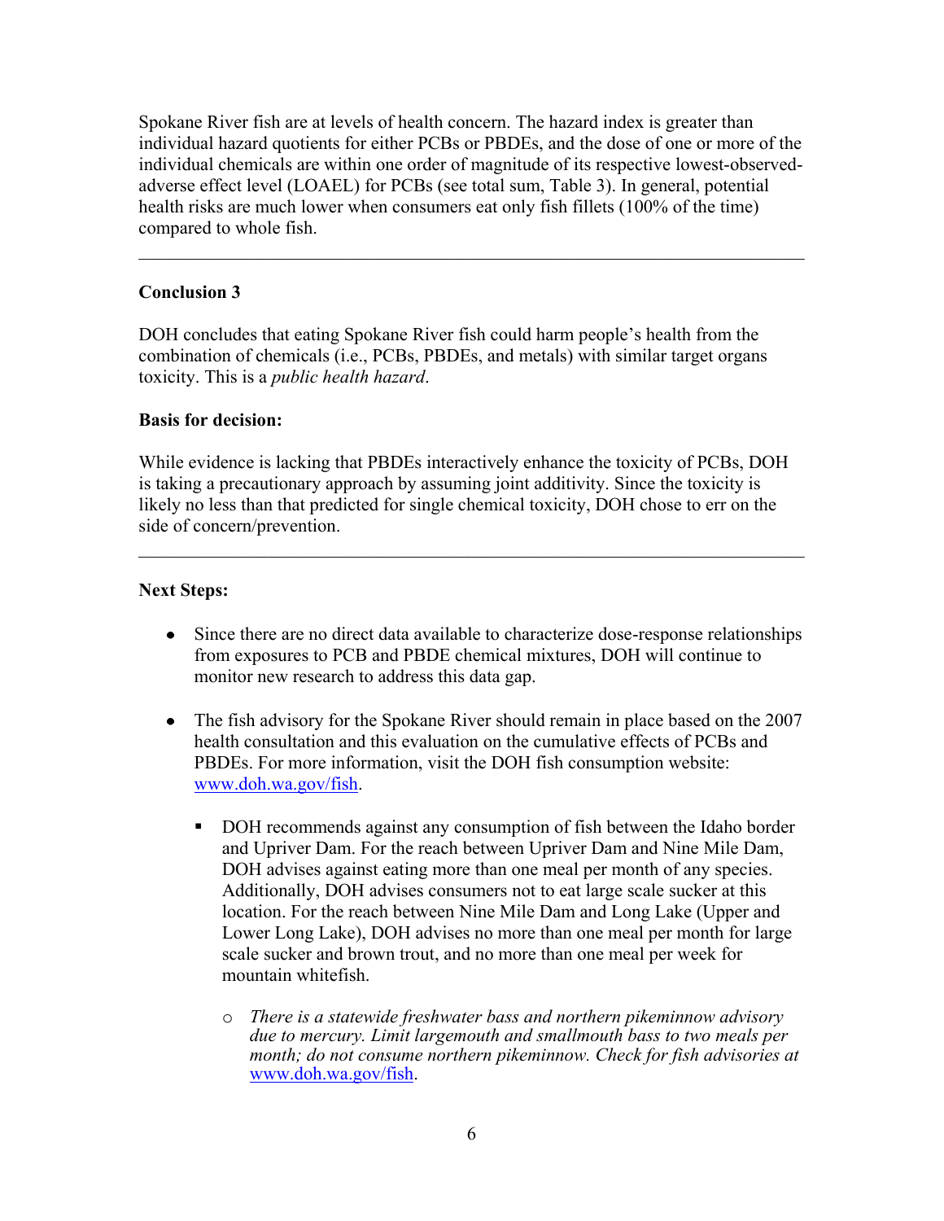Spokane River fish are at levels of health concern. The hazard index is greater than individual hazard quotients for either PCBs or PBDEs, and the dose of one or more of the individual chemicals are within one order of magnitude of its respective lowest-observed-adverse effect level (LOAEL) for PCBs (see total sum, Table 3). In general, potential health risks are much lower when consumers eat only fish fillets (100% of the time) compared to whole fish.

---

**Conclusion 3**

DOH concludes that eating Spokane River fish could harm people's health from the combination of chemicals (i.e., PCBs, PBDEs, and metals) with similar target organs toxicity. This is a *public health hazard*.

**Basis for decision:**

While evidence is lacking that PBDEs interactively enhance the toxicity of PCBs, DOH is taking a precautionary approach by assuming joint additivity. Since the toxicity is likely no less than that predicted for single chemical toxicity, DOH chose to err on the side of concern/prevention.

---

**Next Steps:**

- Since there are no direct data available to characterize dose-response relationships from exposures to PCB and PBDE chemical mixtures, DOH will continue to monitor new research to address this data gap.

- The fish advisory for the Spokane River should remain in place based on the 2007 health consultation and this evaluation on the cumulative effects of PCBs and PBDEs. For more information, visit the DOH fish consumption website: www.doh.wa.gov/fish.

  - DOH recommends against any consumption of fish between the Idaho border and Upriver Dam. For the reach between Upriver Dam and Nine Mile Dam, DOH advises against eating more than one meal per month of any species. Additionally, DOH advises consumers not to eat large scale sucker at this location. For the reach between Nine Mile Dam and Long Lake (Upper and Lower Long Lake), DOH advises no more than one meal per month for large scale sucker and brown trout, and no more than one meal per week for mountain whitefish.

    - *There is a statewide freshwater bass and northern pikeminnow advisory due to mercury. Limit largemouth and smallmouth bass to two meals per month; do not consume northern pikeminnow. Check for fish advisories at* www.doh.wa.gov/fish.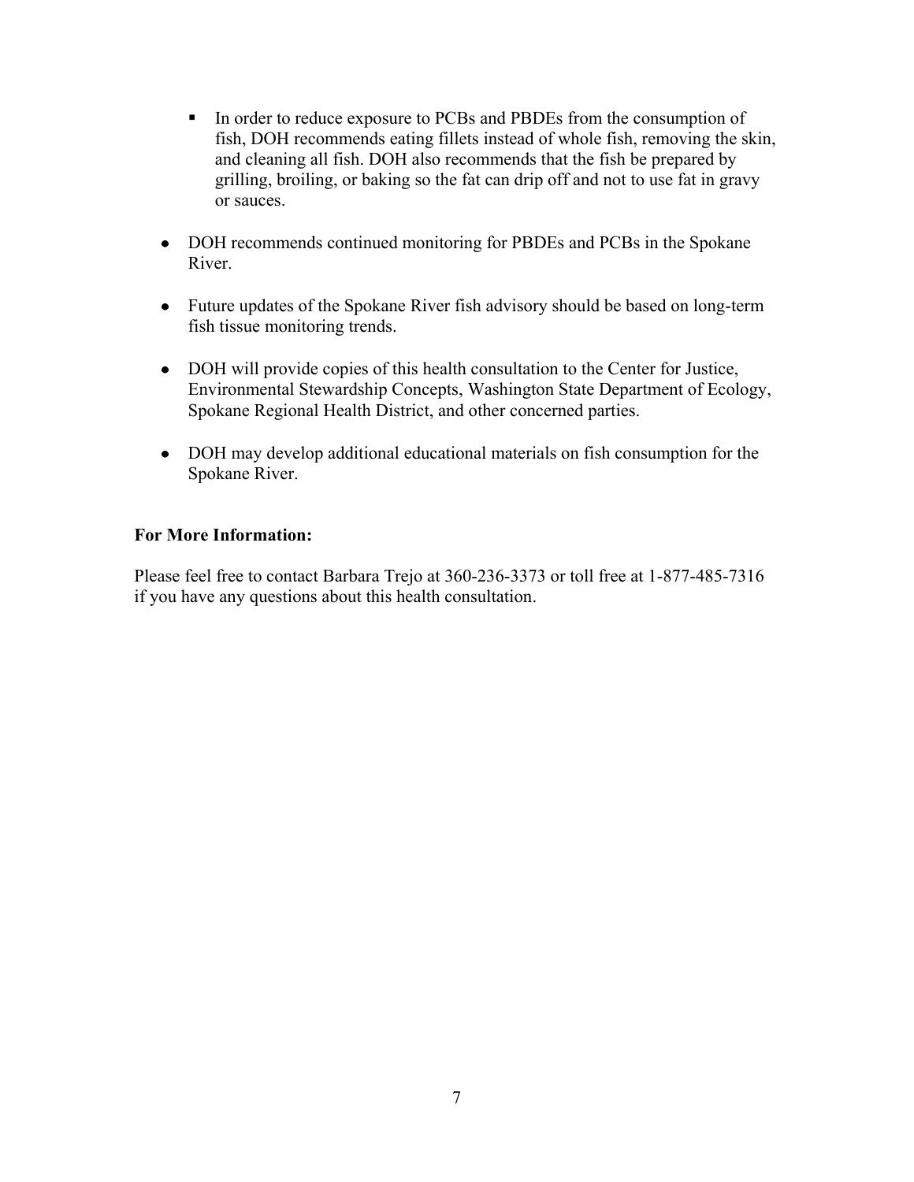- In order to reduce exposure to PCBs and PBDEs from the consumption of fish, DOH recommends eating fillets instead of whole fish, removing the skin, and cleaning all fish. DOH also recommends that the fish be prepared by grilling, broiling, or baking so the fat can drip off and not to use fat in gravy or sauces.

- DOH recommends continued monitoring for PBDEs and PCBs in the Spokane River.

- Future updates of the Spokane River fish advisory should be based on long-term fish tissue monitoring trends.

- DOH will provide copies of this health consultation to the Center for Justice, Environmental Stewardship Concepts, Washington State Department of Ecology, Spokane Regional Health District, and other concerned parties.

- DOH may develop additional educational materials on fish consumption for the Spokane River.

**For More Information:**

Please feel free to contact Barbara Trejo at 360-236-3373 or toll free at 1-877-485-7316 if you have any questions about this health consultation.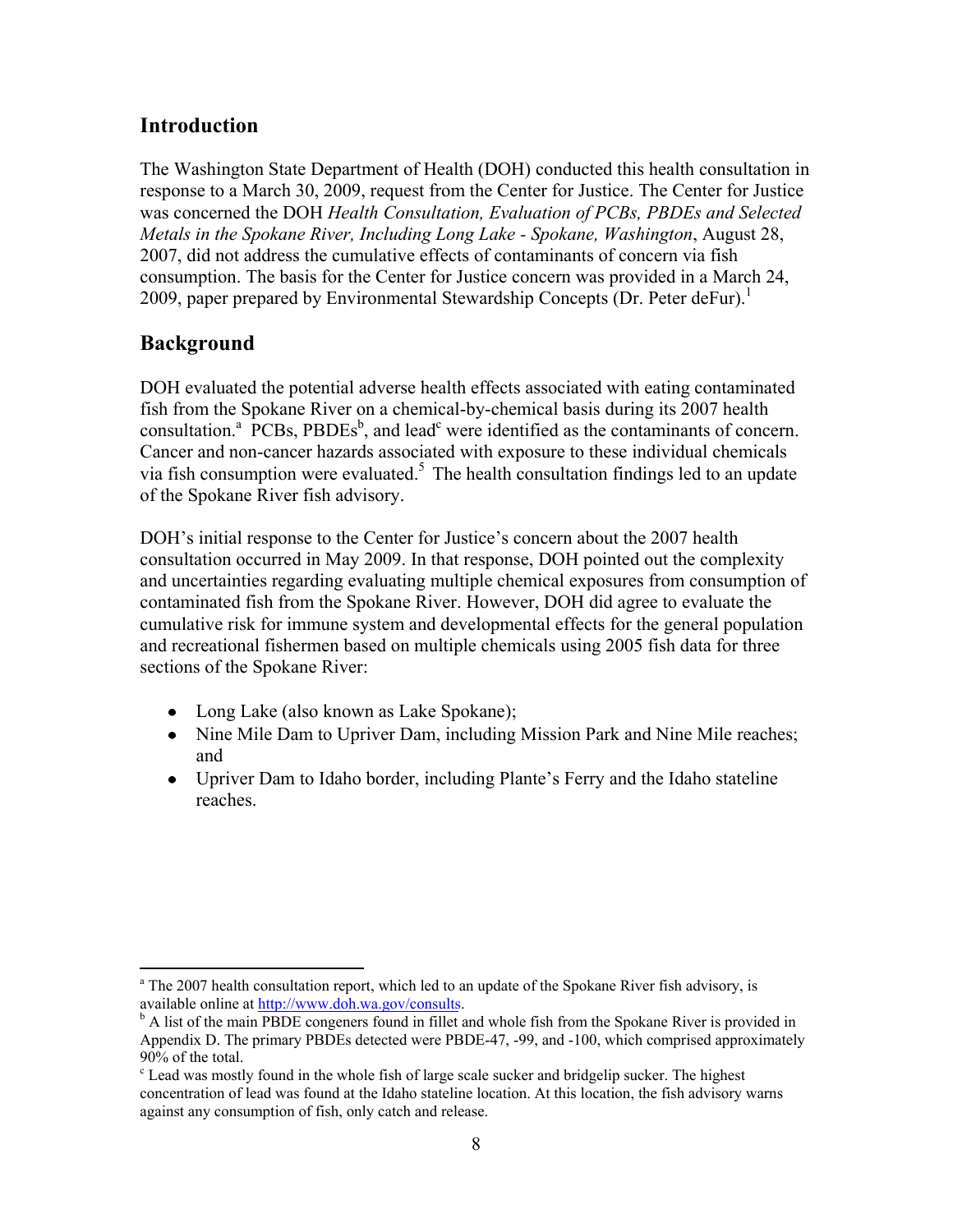## Introduction

The Washington State Department of Health (DOH) conducted this health consultation in response to a March 30, 2009, request from the Center for Justice. The Center for Justice was concerned the DOH *Health Consultation, Evaluation of PCBs, PBDEs and Selected Metals in the Spokane River, Including Long Lake - Spokane, Washington*, August 28, 2007, did not address the cumulative effects of contaminants of concern via fish consumption. The basis for the Center for Justice concern was provided in a March 24, 2009, paper prepared by Environmental Stewardship Concepts (Dr. Peter deFur).[1]

## Background

DOH evaluated the potential adverse health effects associated with eating contaminated fish from the Spokane River on a chemical-by-chemical basis during its 2007 health consultation.[a] PCBs, PBDEs[b], and lead[c] were identified as the contaminants of concern. Cancer and non-cancer hazards associated with exposure to these individual chemicals via fish consumption were evaluated.[5] The health consultation findings led to an update of the Spokane River fish advisory.

DOH's initial response to the Center for Justice's concern about the 2007 health consultation occurred in May 2009. In that response, DOH pointed out the complexity and uncertainties regarding evaluating multiple chemical exposures from consumption of contaminated fish from the Spokane River. However, DOH did agree to evaluate the cumulative risk for immune system and developmental effects for the general population and recreational fishermen based on multiple chemicals using 2005 fish data for three sections of the Spokane River:

- Long Lake (also known as Lake Spokane);
- Nine Mile Dam to Upriver Dam, including Mission Park and Nine Mile reaches; and
- Upriver Dam to Idaho border, including Plante's Ferry and the Idaho stateline reaches.

---

[a] The 2007 health consultation report, which led to an update of the Spokane River fish advisory, is available online at http://www.doh.wa.gov/consults.

[b] A list of the main PBDE congeners found in fillet and whole fish from the Spokane River is provided in Appendix D. The primary PBDEs detected were PBDE-47, -99, and -100, which comprised approximately 90% of the total.

[c] Lead was mostly found in the whole fish of large scale sucker and bridgelip sucker. The highest concentration of lead was found at the Idaho stateline location. At this location, the fish advisory warns against any consumption of fish, only catch and release.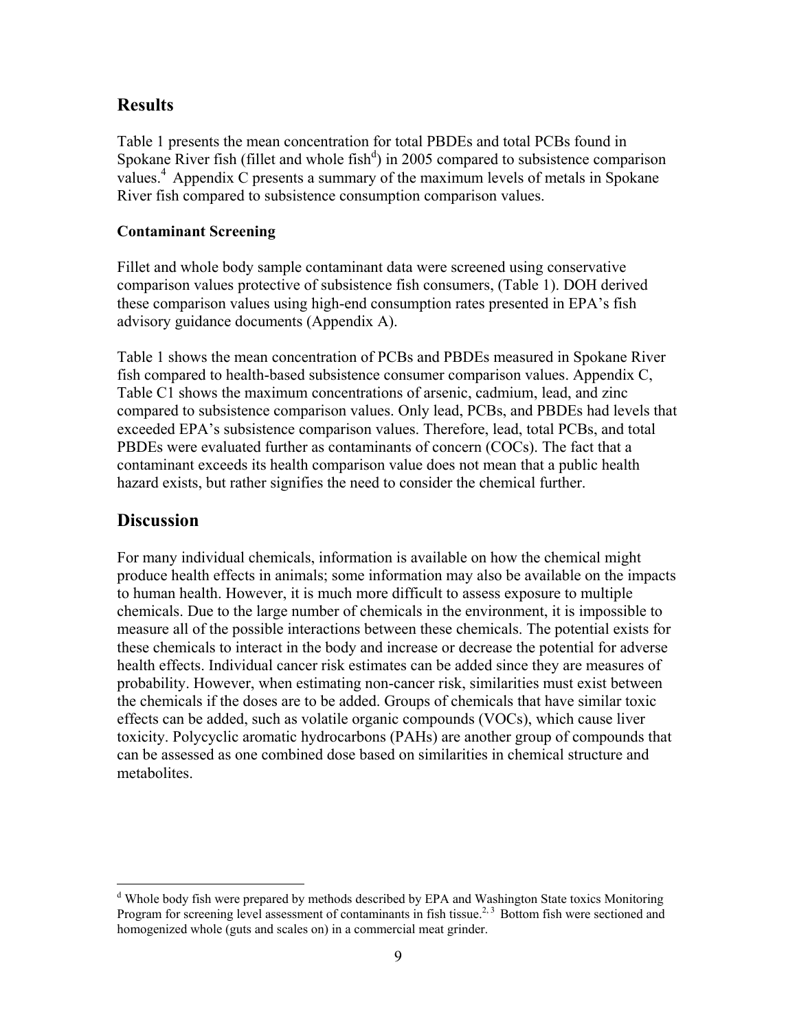## Results

Table 1 presents the mean concentration for total PBDEs and total PCBs found in Spokane River fish (fillet and whole fish[d]) in 2005 compared to subsistence comparison values.[4] Appendix C presents a summary of the maximum levels of metals in Spokane River fish compared to subsistence consumption comparison values.

### Contaminant Screening

Fillet and whole body sample contaminant data were screened using conservative comparison values protective of subsistence fish consumers, (Table 1). DOH derived these comparison values using high-end consumption rates presented in EPA's fish advisory guidance documents (Appendix A).

Table 1 shows the mean concentration of PCBs and PBDEs measured in Spokane River fish compared to health-based subsistence consumer comparison values. Appendix C, Table C1 shows the maximum concentrations of arsenic, cadmium, lead, and zinc compared to subsistence comparison values. Only lead, PCBs, and PBDEs had levels that exceeded EPA's subsistence comparison values. Therefore, lead, total PCBs, and total PBDEs were evaluated further as contaminants of concern (COCs). The fact that a contaminant exceeds its health comparison value does not mean that a public health hazard exists, but rather signifies the need to consider the chemical further.

## Discussion

For many individual chemicals, information is available on how the chemical might produce health effects in animals; some information may also be available on the impacts to human health. However, it is much more difficult to assess exposure to multiple chemicals. Due to the large number of chemicals in the environment, it is impossible to measure all of the possible interactions between these chemicals. The potential exists for these chemicals to interact in the body and increase or decrease the potential for adverse health effects. Individual cancer risk estimates can be added since they are measures of probability. However, when estimating non-cancer risk, similarities must exist between the chemicals if the doses are to be added. Groups of chemicals that have similar toxic effects can be added, such as volatile organic compounds (VOCs), which cause liver toxicity. Polycyclic aromatic hydrocarbons (PAHs) are another group of compounds that can be assessed as one combined dose based on similarities in chemical structure and metabolites.

---

[d] Whole body fish were prepared by methods described by EPA and Washington State toxics Monitoring Program for screening level assessment of contaminants in fish tissue.[2, 3] Bottom fish were sectioned and homogenized whole (guts and scales on) in a commercial meat grinder.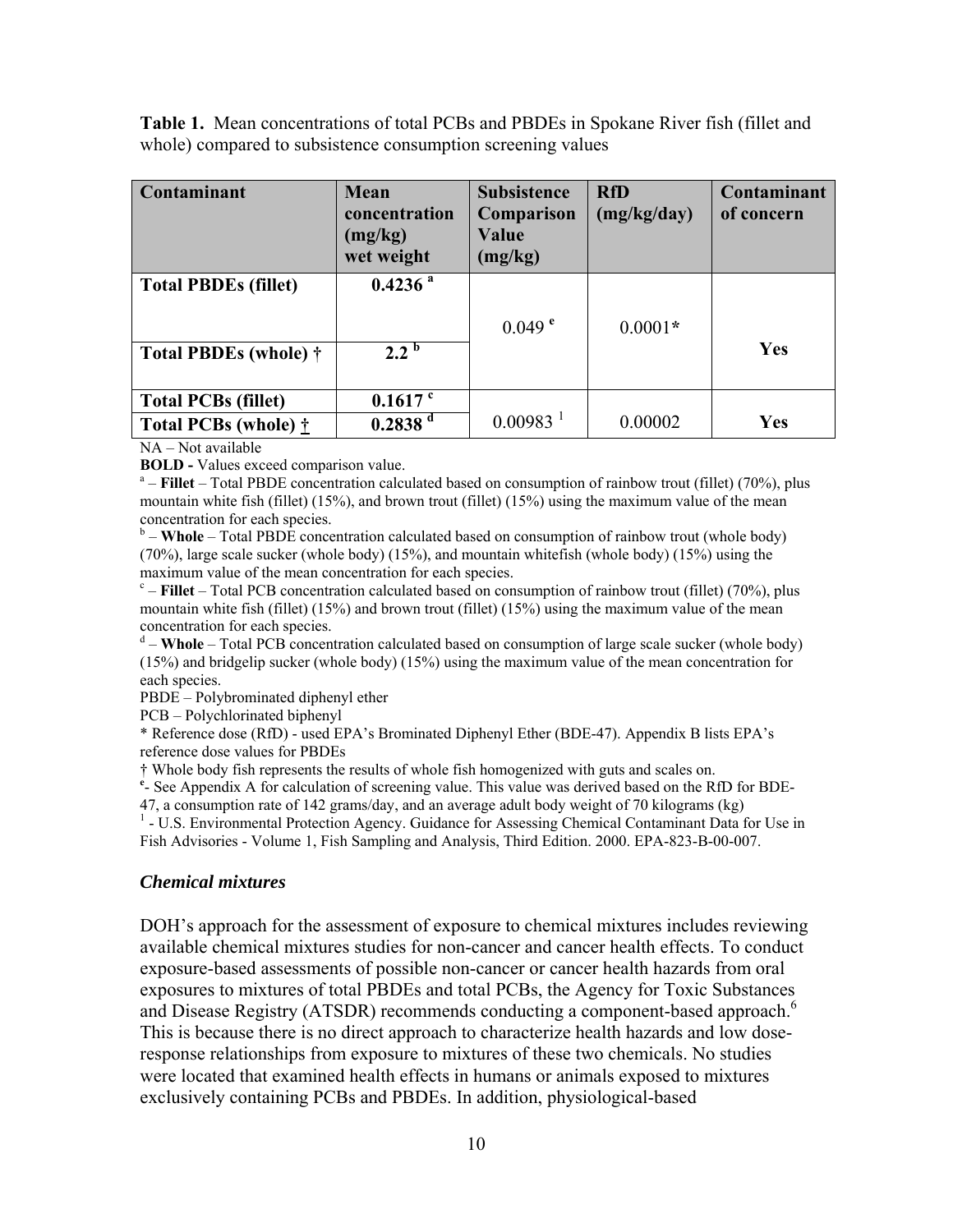**Table 1.** Mean concentrations of total PCBs and PBDEs in Spokane River fish (fillet and whole) compared to subsistence consumption screening values

| Contaminant | Mean concentration (mg/kg) wet weight | Subsistence Comparison Value (mg/kg) | RfD (mg/kg/day) | Contaminant of concern |
|---|---|---|---|---|
| **Total PBDEs (fillet)** | **0.4236** [a] | 0.049 [e] | 0.0001* | Yes |
| **Total PBDEs (whole) †** | **2.2** [b] | | | |
| **Total PCBs (fillet)** | **0.1617** [c] | 0.00983 [1] | 0.00002 | **Yes** |
| **Total PCBs (whole) †** | **0.2838** [d] | | | |

NA – Not available

**BOLD -** Values exceed comparison value.

[a] – **Fillet** – Total PBDE concentration calculated based on consumption of rainbow trout (fillet) (70%), plus mountain white fish (fillet) (15%), and brown trout (fillet) (15%) using the maximum value of the mean concentration for each species.

[b] – **Whole** – Total PBDE concentration calculated based on consumption of rainbow trout (whole body) (70%), large scale sucker (whole body) (15%), and mountain whitefish (whole body) (15%) using the maximum value of the mean concentration for each species.

[c] – **Fillet** – Total PCB concentration calculated based on consumption of rainbow trout (fillet) (70%), plus mountain white fish (fillet) (15%) and brown trout (fillet) (15%) using the maximum value of the mean concentration for each species.

[d] – **Whole** – Total PCB concentration calculated based on consumption of large scale sucker (whole body) (15%) and bridgelip sucker (whole body) (15%) using the maximum value of the mean concentration for each species.

PBDE – Polybrominated diphenyl ether

PCB – Polychlorinated biphenyl

* Reference dose (RfD) - used EPA's Brominated Diphenyl Ether (BDE-47). Appendix B lists EPA's reference dose values for PBDEs

† Whole body fish represents the results of whole fish homogenized with guts and scales on.

[e]- See Appendix A for calculation of screening value. This value was derived based on the RfD for BDE-47, a consumption rate of 142 grams/day, and an average adult body weight of 70 kilograms (kg)

[1] - U.S. Environmental Protection Agency. Guidance for Assessing Chemical Contaminant Data for Use in Fish Advisories - Volume 1, Fish Sampling and Analysis, Third Edition. 2000. EPA-823-B-00-007.

### *Chemical mixtures*

DOH's approach for the assessment of exposure to chemical mixtures includes reviewing available chemical mixtures studies for non-cancer and cancer health effects. To conduct exposure-based assessments of possible non-cancer or cancer health hazards from oral exposures to mixtures of total PBDEs and total PCBs, the Agency for Toxic Substances and Disease Registry (ATSDR) recommends conducting a component-based approach.[6] This is because there is no direct approach to characterize health hazards and low dose-response relationships from exposure to mixtures of these two chemicals. No studies were located that examined health effects in humans or animals exposed to mixtures exclusively containing PCBs and PBDEs. In addition, physiological-based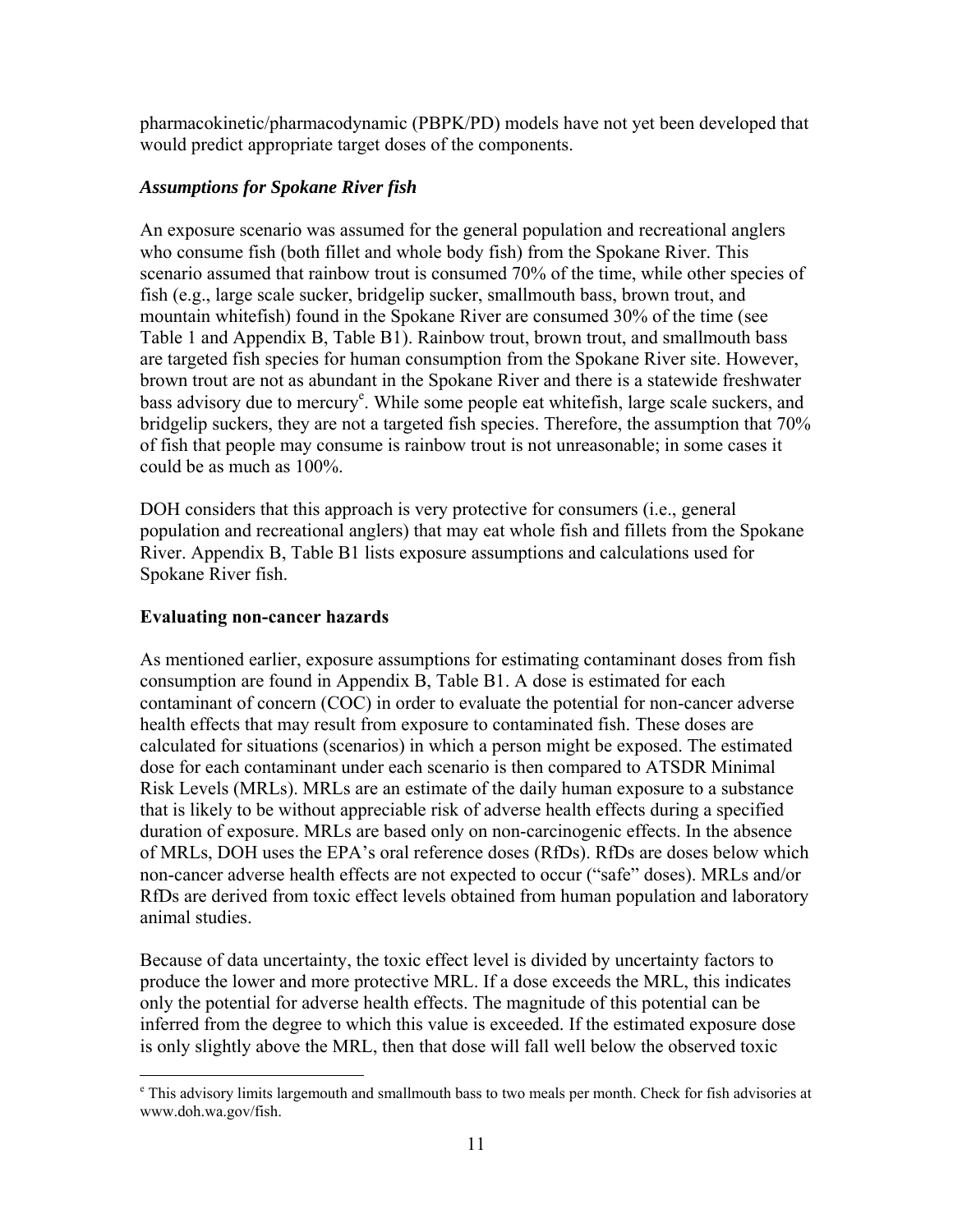pharmacokinetic/pharmacodynamic (PBPK/PD) models have not yet been developed that would predict appropriate target doses of the components.

### *Assumptions for Spokane River fish*

An exposure scenario was assumed for the general population and recreational anglers who consume fish (both fillet and whole body fish) from the Spokane River. This scenario assumed that rainbow trout is consumed 70% of the time, while other species of fish (e.g., large scale sucker, bridgelip sucker, smallmouth bass, brown trout, and mountain whitefish) found in the Spokane River are consumed 30% of the time (see Table 1 and Appendix B, Table B1). Rainbow trout, brown trout, and smallmouth bass are targeted fish species for human consumption from the Spokane River site. However, brown trout are not as abundant in the Spokane River and there is a statewide freshwater bass advisory due to mercury[e]. While some people eat whitefish, large scale suckers, and bridgelip suckers, they are not a targeted fish species. Therefore, the assumption that 70% of fish that people may consume is rainbow trout is not unreasonable; in some cases it could be as much as 100%.

DOH considers that this approach is very protective for consumers (i.e., general population and recreational anglers) that may eat whole fish and fillets from the Spokane River. Appendix B, Table B1 lists exposure assumptions and calculations used for Spokane River fish.

### **Evaluating non-cancer hazards**

As mentioned earlier, exposure assumptions for estimating contaminant doses from fish consumption are found in Appendix B, Table B1. A dose is estimated for each contaminant of concern (COC) in order to evaluate the potential for non-cancer adverse health effects that may result from exposure to contaminated fish. These doses are calculated for situations (scenarios) in which a person might be exposed. The estimated dose for each contaminant under each scenario is then compared to ATSDR Minimal Risk Levels (MRLs). MRLs are an estimate of the daily human exposure to a substance that is likely to be without appreciable risk of adverse health effects during a specified duration of exposure. MRLs are based only on non-carcinogenic effects. In the absence of MRLs, DOH uses the EPA's oral reference doses (RfDs). RfDs are doses below which non-cancer adverse health effects are not expected to occur ("safe" doses). MRLs and/or RfDs are derived from toxic effect levels obtained from human population and laboratory animal studies.

Because of data uncertainty, the toxic effect level is divided by uncertainty factors to produce the lower and more protective MRL. If a dose exceeds the MRL, this indicates only the potential for adverse health effects. The magnitude of this potential can be inferred from the degree to which this value is exceeded. If the estimated exposure dose is only slightly above the MRL, then that dose will fall well below the observed toxic

---

[e] This advisory limits largemouth and smallmouth bass to two meals per month. Check for fish advisories at www.doh.wa.gov/fish.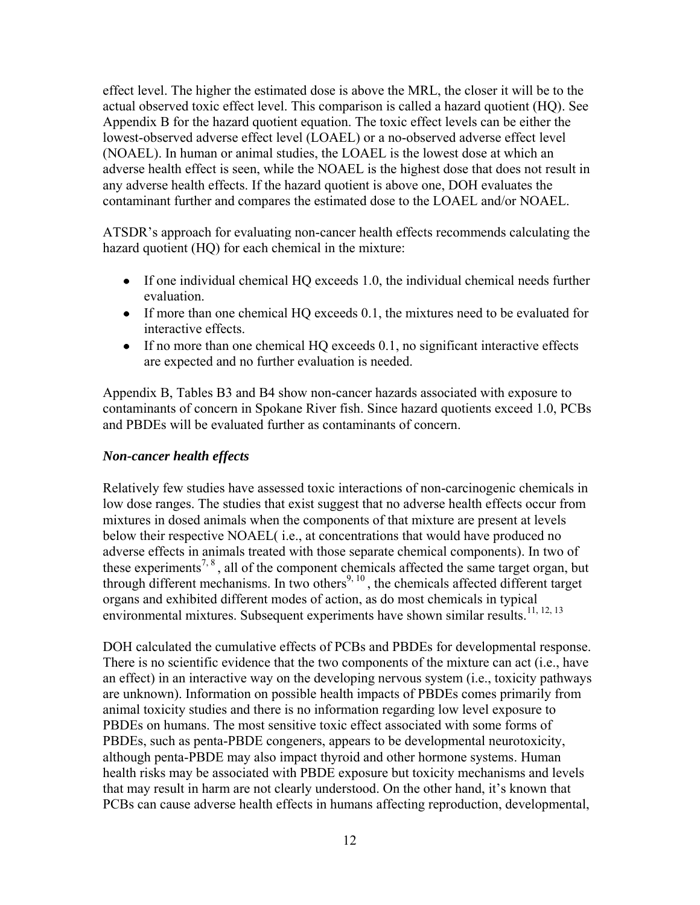effect level. The higher the estimated dose is above the MRL, the closer it will be to the actual observed toxic effect level. This comparison is called a hazard quotient (HQ). See Appendix B for the hazard quotient equation. The toxic effect levels can be either the lowest-observed adverse effect level (LOAEL) or a no-observed adverse effect level (NOAEL). In human or animal studies, the LOAEL is the lowest dose at which an adverse health effect is seen, while the NOAEL is the highest dose that does not result in any adverse health effects. If the hazard quotient is above one, DOH evaluates the contaminant further and compares the estimated dose to the LOAEL and/or NOAEL.

ATSDR's approach for evaluating non-cancer health effects recommends calculating the hazard quotient (HQ) for each chemical in the mixture:

- If one individual chemical HQ exceeds 1.0, the individual chemical needs further evaluation.
- If more than one chemical HQ exceeds 0.1, the mixtures need to be evaluated for interactive effects.
- If no more than one chemical HQ exceeds 0.1, no significant interactive effects are expected and no further evaluation is needed.

Appendix B, Tables B3 and B4 show non-cancer hazards associated with exposure to contaminants of concern in Spokane River fish. Since hazard quotients exceed 1.0, PCBs and PBDEs will be evaluated further as contaminants of concern.

### *Non-cancer health effects*

Relatively few studies have assessed toxic interactions of non-carcinogenic chemicals in low dose ranges. The studies that exist suggest that no adverse health effects occur from mixtures in dosed animals when the components of that mixture are present at levels below their respective NOAEL( i.e., at concentrations that would have produced no adverse effects in animals treated with those separate chemical components). In two of these experiments[7, 8], all of the component chemicals affected the same target organ, but through different mechanisms. In two others[9, 10], the chemicals affected different target organs and exhibited different modes of action, as do most chemicals in typical environmental mixtures. Subsequent experiments have shown similar results.[11, 12, 13]

DOH calculated the cumulative effects of PCBs and PBDEs for developmental response. There is no scientific evidence that the two components of the mixture can act (i.e., have an effect) in an interactive way on the developing nervous system (i.e., toxicity pathways are unknown). Information on possible health impacts of PBDEs comes primarily from animal toxicity studies and there is no information regarding low level exposure to PBDEs on humans. The most sensitive toxic effect associated with some forms of PBDEs, such as penta-PBDE congeners, appears to be developmental neurotoxicity, although penta-PBDE may also impact thyroid and other hormone systems. Human health risks may be associated with PBDE exposure but toxicity mechanisms and levels that may result in harm are not clearly understood. On the other hand, it's known that PCBs can cause adverse health effects in humans affecting reproduction, developmental,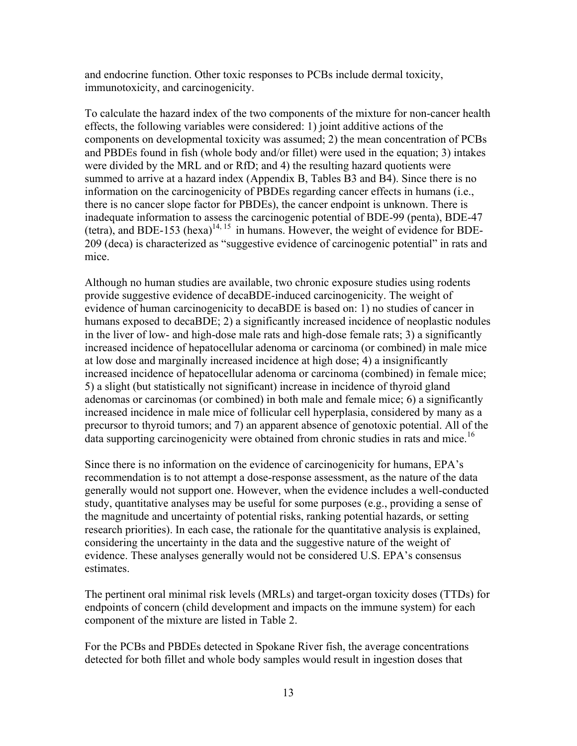and endocrine function. Other toxic responses to PCBs include dermal toxicity, immunotoxicity, and carcinogenicity.

To calculate the hazard index of the two components of the mixture for non-cancer health effects, the following variables were considered: 1) joint additive actions of the components on developmental toxicity was assumed; 2) the mean concentration of PCBs and PBDEs found in fish (whole body and/or fillet) were used in the equation; 3) intakes were divided by the MRL and or RfD; and 4) the resulting hazard quotients were summed to arrive at a hazard index (Appendix B, Tables B3 and B4). Since there is no information on the carcinogenicity of PBDEs regarding cancer effects in humans (i.e., there is no cancer slope factor for PBDEs), the cancer endpoint is unknown. There is inadequate information to assess the carcinogenic potential of BDE-99 (penta), BDE-47 (tetra), and BDE-153 (hexa)[14, 15] in humans. However, the weight of evidence for BDE-209 (deca) is characterized as "suggestive evidence of carcinogenic potential" in rats and mice.

Although no human studies are available, two chronic exposure studies using rodents provide suggestive evidence of decaBDE-induced carcinogenicity. The weight of evidence of human carcinogenicity to decaBDE is based on: 1) no studies of cancer in humans exposed to decaBDE; 2) a significantly increased incidence of neoplastic nodules in the liver of low- and high-dose male rats and high-dose female rats; 3) a significantly increased incidence of hepatocellular adenoma or carcinoma (or combined) in male mice at low dose and marginally increased incidence at high dose; 4) a insignificantly increased incidence of hepatocellular adenoma or carcinoma (combined) in female mice; 5) a slight (but statistically not significant) increase in incidence of thyroid gland adenomas or carcinomas (or combined) in both male and female mice; 6) a significantly increased incidence in male mice of follicular cell hyperplasia, considered by many as a precursor to thyroid tumors; and 7) an apparent absence of genotoxic potential. All of the data supporting carcinogenicity were obtained from chronic studies in rats and mice.[16]

Since there is no information on the evidence of carcinogenicity for humans, EPA's recommendation is to not attempt a dose-response assessment, as the nature of the data generally would not support one. However, when the evidence includes a well-conducted study, quantitative analyses may be useful for some purposes (e.g., providing a sense of the magnitude and uncertainty of potential risks, ranking potential hazards, or setting research priorities). In each case, the rationale for the quantitative analysis is explained, considering the uncertainty in the data and the suggestive nature of the weight of evidence. These analyses generally would not be considered U.S. EPA's consensus estimates.

The pertinent oral minimal risk levels (MRLs) and target-organ toxicity doses (TTDs) for endpoints of concern (child development and impacts on the immune system) for each component of the mixture are listed in Table 2.

For the PCBs and PBDEs detected in Spokane River fish, the average concentrations detected for both fillet and whole body samples would result in ingestion doses that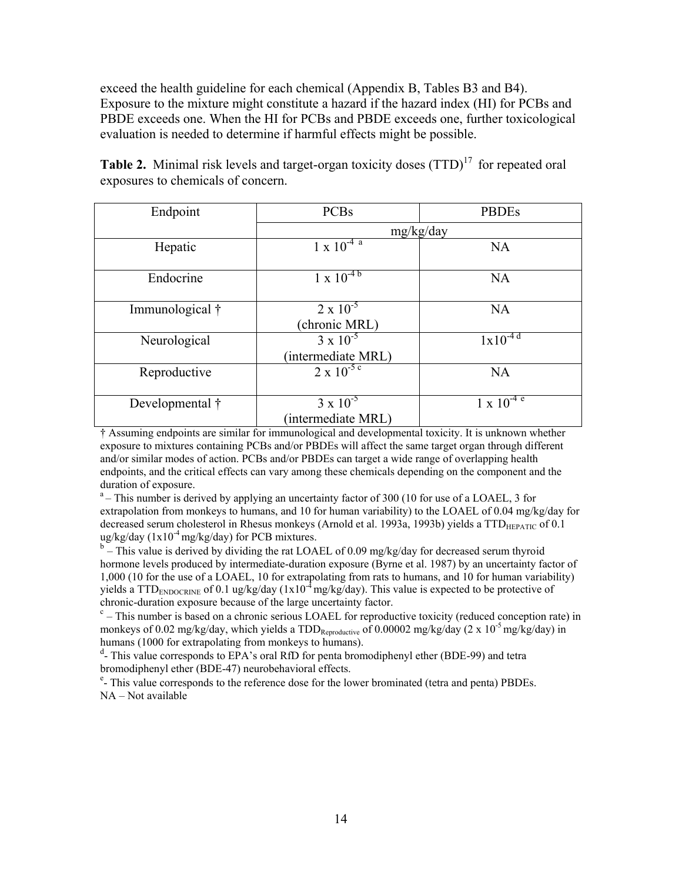exceed the health guideline for each chemical (Appendix B, Tables B3 and B4). Exposure to the mixture might constitute a hazard if the hazard index (HI) for PCBs and PBDE exceeds one. When the HI for PCBs and PBDE exceeds one, further toxicological evaluation is needed to determine if harmful effects might be possible.

**Table 2.** Minimal risk levels and target-organ toxicity doses (TTD)[17] for repeated oral exposures to chemicals of concern.

| Endpoint | PCBs | PBDEs |
|---|---|---|
| | mg/kg/day | |
| Hepatic | $1 \times 10^{-4}$ [a] | NA |
| Endocrine | $1 \times 10^{-4}$ [b] | NA |
| Immunological † | $2 \times 10^{-5}$ (chronic MRL) | NA |
| Neurological | $3 \times 10^{-5}$ (intermediate MRL) | $1 \times 10^{-4}$ [d] |
| Reproductive | $2 \times 10^{-5}$ [c] | NA |
| Developmental † | $3 \times 10^{-5}$ (intermediate MRL) | $1 \times 10^{-4}$ [e] |

† Assuming endpoints are similar for immunological and developmental toxicity. It is unknown whether exposure to mixtures containing PCBs and/or PBDEs will affect the same target organ through different and/or similar modes of action. PCBs and/or PBDEs can target a wide range of overlapping health endpoints, and the critical effects can vary among these chemicals depending on the component and the duration of exposure.

[a] – This number is derived by applying an uncertainty factor of 300 (10 for use of a LOAEL, 3 for extrapolation from monkeys to humans, and 10 for human variability) to the LOAEL of 0.04 mg/kg/day for decreased serum cholesterol in Rhesus monkeys (Arnold et al. 1993a, 1993b) yields a $TTD_{HEPATIC}$ of 0.1 ug/kg/day ($1 \times 10^{-4}$ mg/kg/day) for PCB mixtures.

[b] – This value is derived by dividing the rat LOAEL of 0.09 mg/kg/day for decreased serum thyroid hormone levels produced by intermediate-duration exposure (Byrne et al. 1987) by an uncertainty factor of 1,000 (10 for the use of a LOAEL, 10 for extrapolating from rats to humans, and 10 for human variability) yields a $TTD_{ENDOCRINE}$ of 0.1 ug/kg/day ($1 \times 10^{-4}$ mg/kg/day). This value is expected to be protective of chronic-duration exposure because of the large uncertainty factor.

[c] – This number is based on a chronic serious LOAEL for reproductive toxicity (reduced conception rate) in monkeys of 0.02 mg/kg/day, which yields a $TDD_{Reproductive}$ of 0.00002 mg/kg/day ($2 \times 10^{-5}$ mg/kg/day) in humans (1000 for extrapolating from monkeys to humans).

[d] - This value corresponds to EPA's oral RfD for penta bromodiphenyl ether (BDE-99) and tetra bromodiphenyl ether (BDE-47) neurobehavioral effects.

[e] - This value corresponds to the reference dose for the lower brominated (tetra and penta) PBDEs.

NA – Not available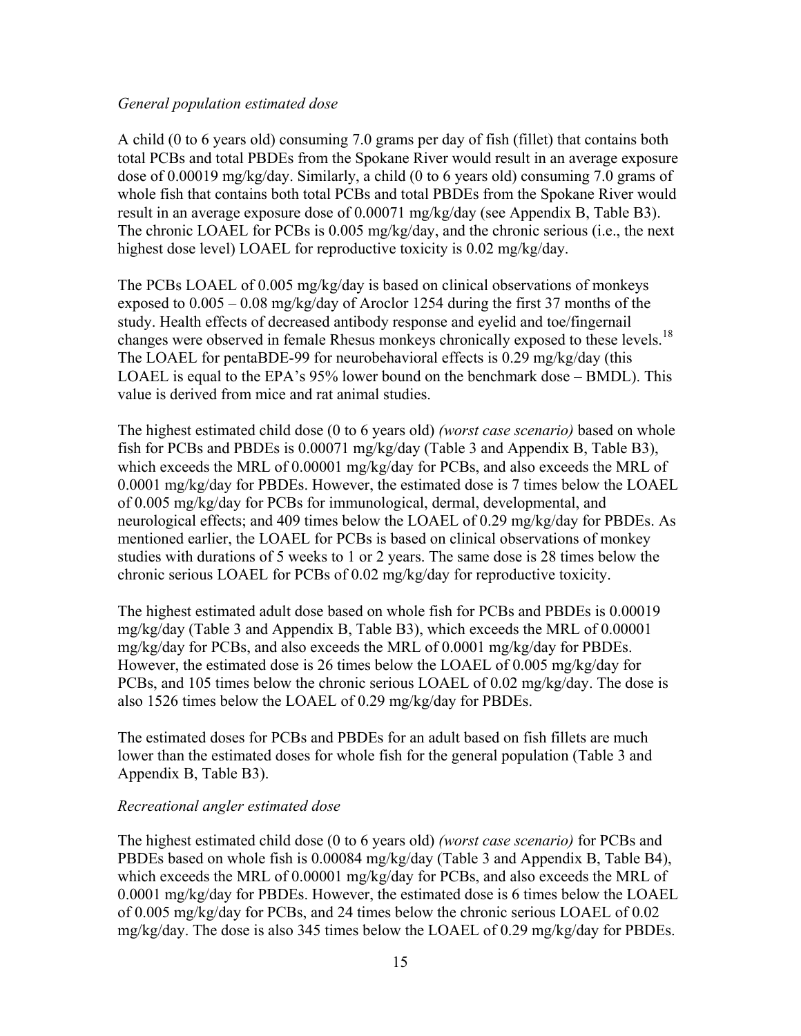*General population estimated dose*

A child (0 to 6 years old) consuming 7.0 grams per day of fish (fillet) that contains both total PCBs and total PBDEs from the Spokane River would result in an average exposure dose of 0.00019 mg/kg/day. Similarly, a child (0 to 6 years old) consuming 7.0 grams of whole fish that contains both total PCBs and total PBDEs from the Spokane River would result in an average exposure dose of 0.00071 mg/kg/day (see Appendix B, Table B3). The chronic LOAEL for PCBs is 0.005 mg/kg/day, and the chronic serious (i.e., the next highest dose level) LOAEL for reproductive toxicity is 0.02 mg/kg/day.

The PCBs LOAEL of 0.005 mg/kg/day is based on clinical observations of monkeys exposed to 0.005 – 0.08 mg/kg/day of Aroclor 1254 during the first 37 months of the study. Health effects of decreased antibody response and eyelid and toe/fingernail changes were observed in female Rhesus monkeys chronically exposed to these levels.[18] The LOAEL for pentaBDE-99 for neurobehavioral effects is 0.29 mg/kg/day (this LOAEL is equal to the EPA's 95% lower bound on the benchmark dose – BMDL). This value is derived from mice and rat animal studies.

The highest estimated child dose (0 to 6 years old) *(worst case scenario)* based on whole fish for PCBs and PBDEs is 0.00071 mg/kg/day (Table 3 and Appendix B, Table B3), which exceeds the MRL of 0.00001 mg/kg/day for PCBs, and also exceeds the MRL of 0.0001 mg/kg/day for PBDEs. However, the estimated dose is 7 times below the LOAEL of 0.005 mg/kg/day for PCBs for immunological, dermal, developmental, and neurological effects; and 409 times below the LOAEL of 0.29 mg/kg/day for PBDEs. As mentioned earlier, the LOAEL for PCBs is based on clinical observations of monkey studies with durations of 5 weeks to 1 or 2 years. The same dose is 28 times below the chronic serious LOAEL for PCBs of 0.02 mg/kg/day for reproductive toxicity.

The highest estimated adult dose based on whole fish for PCBs and PBDEs is 0.00019 mg/kg/day (Table 3 and Appendix B, Table B3), which exceeds the MRL of 0.00001 mg/kg/day for PCBs, and also exceeds the MRL of 0.0001 mg/kg/day for PBDEs. However, the estimated dose is 26 times below the LOAEL of 0.005 mg/kg/day for PCBs, and 105 times below the chronic serious LOAEL of 0.02 mg/kg/day. The dose is also 1526 times below the LOAEL of 0.29 mg/kg/day for PBDEs.

The estimated doses for PCBs and PBDEs for an adult based on fish fillets are much lower than the estimated doses for whole fish for the general population (Table 3 and Appendix B, Table B3).

*Recreational angler estimated dose*

The highest estimated child dose (0 to 6 years old) *(worst case scenario)* for PCBs and PBDEs based on whole fish is 0.00084 mg/kg/day (Table 3 and Appendix B, Table B4), which exceeds the MRL of 0.00001 mg/kg/day for PCBs, and also exceeds the MRL of 0.0001 mg/kg/day for PBDEs. However, the estimated dose is 6 times below the LOAEL of 0.005 mg/kg/day for PCBs, and 24 times below the chronic serious LOAEL of 0.02 mg/kg/day. The dose is also 345 times below the LOAEL of 0.29 mg/kg/day for PBDEs.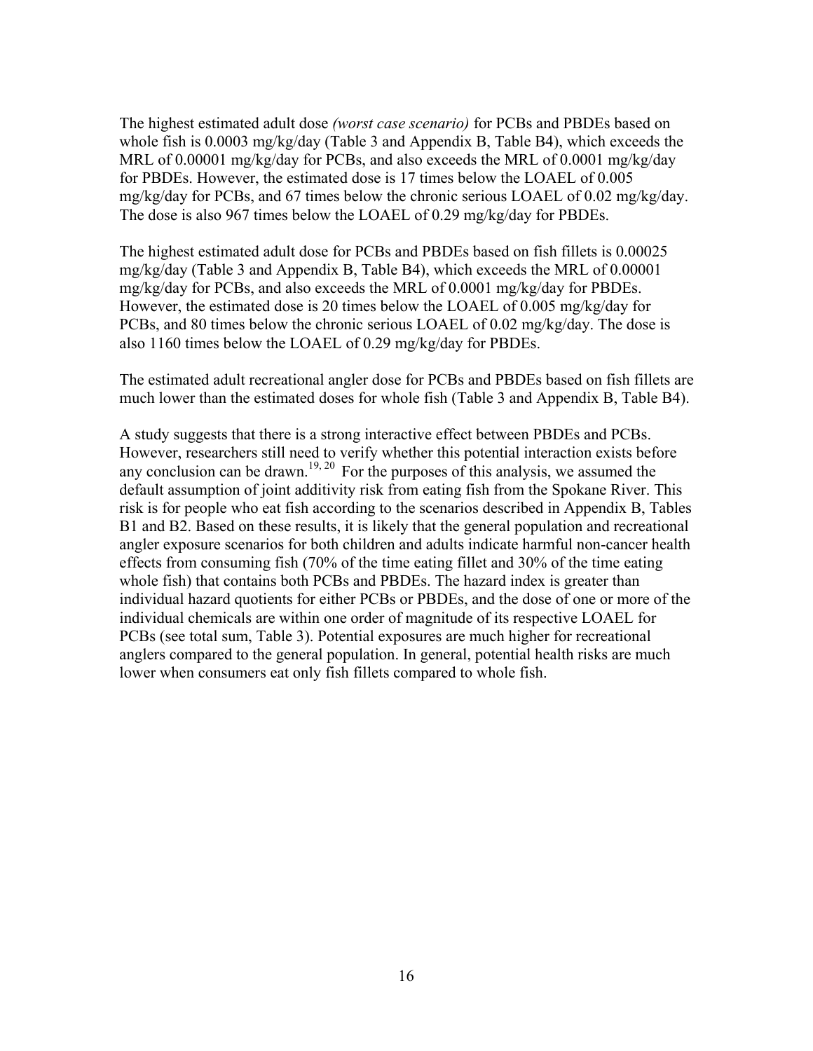The highest estimated adult dose *(worst case scenario)* for PCBs and PBDEs based on whole fish is 0.0003 mg/kg/day (Table 3 and Appendix B, Table B4), which exceeds the MRL of 0.00001 mg/kg/day for PCBs, and also exceeds the MRL of 0.0001 mg/kg/day for PBDEs. However, the estimated dose is 17 times below the LOAEL of 0.005 mg/kg/day for PCBs, and 67 times below the chronic serious LOAEL of 0.02 mg/kg/day. The dose is also 967 times below the LOAEL of 0.29 mg/kg/day for PBDEs.

The highest estimated adult dose for PCBs and PBDEs based on fish fillets is 0.00025 mg/kg/day (Table 3 and Appendix B, Table B4), which exceeds the MRL of 0.00001 mg/kg/day for PCBs, and also exceeds the MRL of 0.0001 mg/kg/day for PBDEs. However, the estimated dose is 20 times below the LOAEL of 0.005 mg/kg/day for PCBs, and 80 times below the chronic serious LOAEL of 0.02 mg/kg/day. The dose is also 1160 times below the LOAEL of 0.29 mg/kg/day for PBDEs.

The estimated adult recreational angler dose for PCBs and PBDEs based on fish fillets are much lower than the estimated doses for whole fish (Table 3 and Appendix B, Table B4).

A study suggests that there is a strong interactive effect between PBDEs and PCBs. However, researchers still need to verify whether this potential interaction exists before any conclusion can be drawn.[19, 20] For the purposes of this analysis, we assumed the default assumption of joint additivity risk from eating fish from the Spokane River. This risk is for people who eat fish according to the scenarios described in Appendix B, Tables B1 and B2. Based on these results, it is likely that the general population and recreational angler exposure scenarios for both children and adults indicate harmful non-cancer health effects from consuming fish (70% of the time eating fillet and 30% of the time eating whole fish) that contains both PCBs and PBDEs. The hazard index is greater than individual hazard quotients for either PCBs or PBDEs, and the dose of one or more of the individual chemicals are within one order of magnitude of its respective LOAEL for PCBs (see total sum, Table 3). Potential exposures are much higher for recreational anglers compared to the general population. In general, potential health risks are much lower when consumers eat only fish fillets compared to whole fish.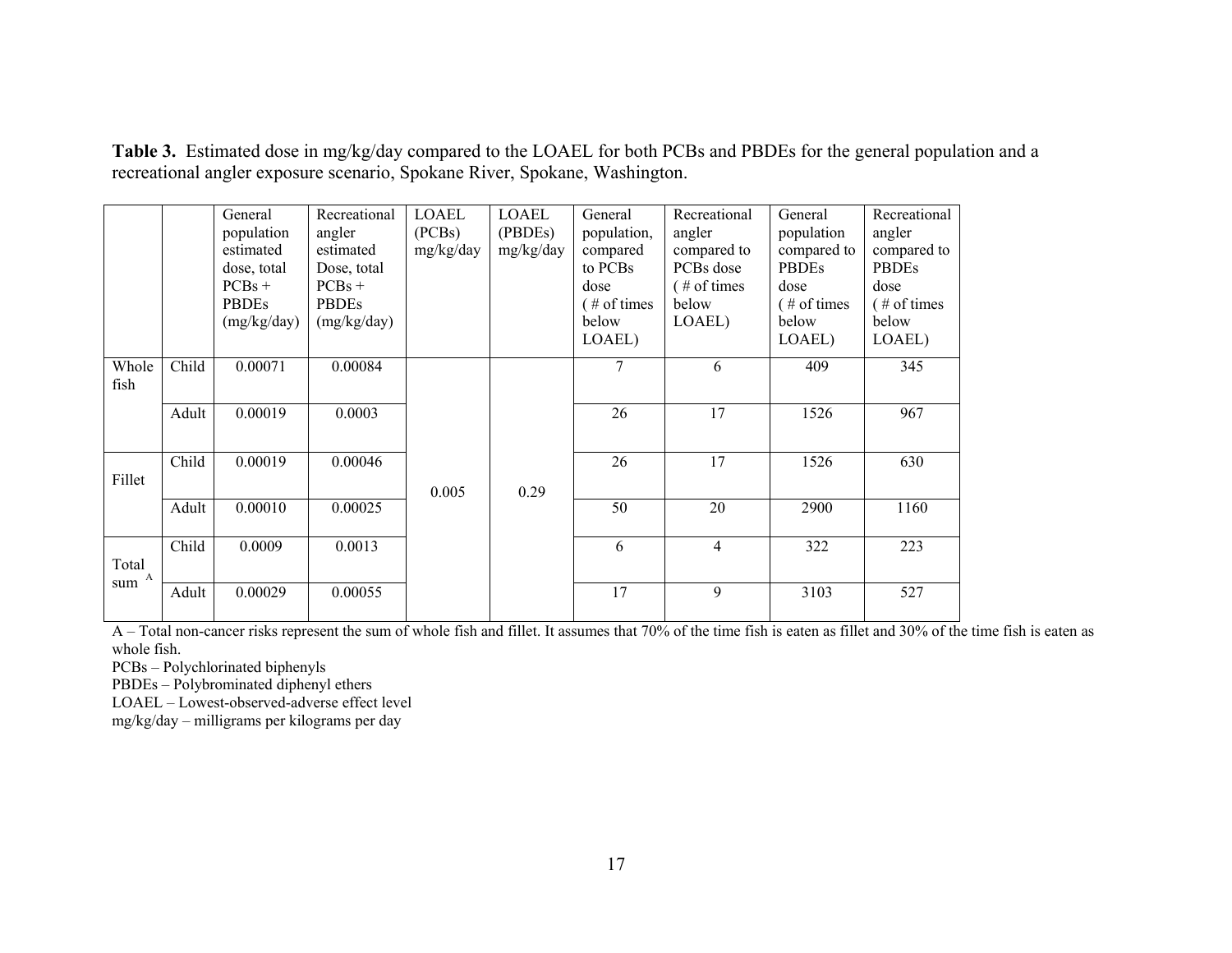**Table 3.** Estimated dose in mg/kg/day compared to the LOAEL for both PCBs and PBDEs for the general population and a recreational angler exposure scenario, Spokane River, Spokane, Washington.

| | | General population estimated dose, total PCBs + PBDEs (mg/kg/day) | Recreational angler estimated Dose, total PCBs + PBDEs (mg/kg/day) | LOAEL (PCBs) mg/kg/day | LOAEL (PBDEs) mg/kg/day | General population, compared to PCBs dose ( # of times below LOAEL) | Recreational angler compared to PCBs dose ( # of times below LOAEL) | General population compared to PBDEs dose ( # of times below LOAEL) | Recreational angler compared to PBDEs dose ( # of times below LOAEL) |
|---|---|---|---|---|---|---|---|---|---|
| Whole fish | Child | 0.00071 | 0.00084 | 0.005 | 0.29 | 7 | 6 | 409 | 345 |
| | Adult | 0.00019 | 0.0003 | | | 26 | 17 | 1526 | 967 |
| Fillet | Child | 0.00019 | 0.00046 | | | 26 | 17 | 1526 | 630 |
| | Adult | 0.00010 | 0.00025 | | | 50 | 20 | 2900 | 1160 |
| Total sum [A] | Child | 0.0009 | 0.0013 | | | 6 | 4 | 322 | 223 |
| | Adult | 0.00029 | 0.00055 | | | 17 | 9 | 3103 | 527 |

A – Total non-cancer risks represent the sum of whole fish and fillet. It assumes that 70% of the time fish is eaten as fillet and 30% of the time fish is eaten as whole fish.

PCBs – Polychlorinated biphenyls

PBDEs – Polybrominated diphenyl ethers

LOAEL – Lowest-observed-adverse effect level

mg/kg/day – milligrams per kilograms per day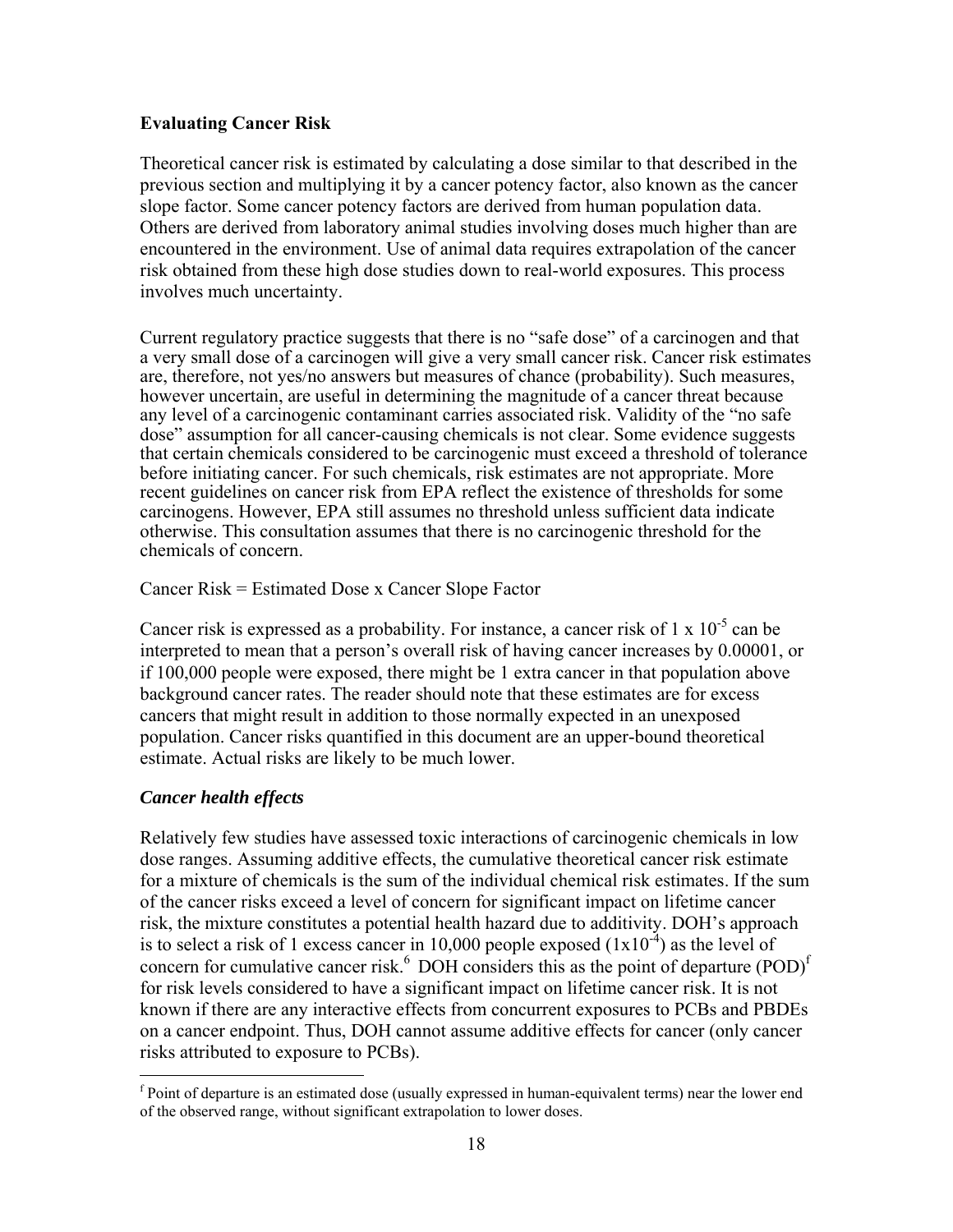## Evaluating Cancer Risk

Theoretical cancer risk is estimated by calculating a dose similar to that described in the previous section and multiplying it by a cancer potency factor, also known as the cancer slope factor. Some cancer potency factors are derived from human population data. Others are derived from laboratory animal studies involving doses much higher than are encountered in the environment. Use of animal data requires extrapolation of the cancer risk obtained from these high dose studies down to real-world exposures. This process involves much uncertainty.

Current regulatory practice suggests that there is no "safe dose" of a carcinogen and that a very small dose of a carcinogen will give a very small cancer risk. Cancer risk estimates are, therefore, not yes/no answers but measures of chance (probability). Such measures, however uncertain, are useful in determining the magnitude of a cancer threat because any level of a carcinogenic contaminant carries associated risk. Validity of the "no safe dose" assumption for all cancer-causing chemicals is not clear. Some evidence suggests that certain chemicals considered to be carcinogenic must exceed a threshold of tolerance before initiating cancer. For such chemicals, risk estimates are not appropriate. More recent guidelines on cancer risk from EPA reflect the existence of thresholds for some carcinogens. However, EPA still assumes no threshold unless sufficient data indicate otherwise. This consultation assumes that there is no carcinogenic threshold for the chemicals of concern.

Cancer Risk = Estimated Dose x Cancer Slope Factor

Cancer risk is expressed as a probability. For instance, a cancer risk of $1 \times 10^{-5}$ can be interpreted to mean that a person's overall risk of having cancer increases by 0.00001, or if 100,000 people were exposed, there might be 1 extra cancer in that population above background cancer rates. The reader should note that these estimates are for excess cancers that might result in addition to those normally expected in an unexposed population. Cancer risks quantified in this document are an upper-bound theoretical estimate. Actual risks are likely to be much lower.

### *Cancer health effects*

Relatively few studies have assessed toxic interactions of carcinogenic chemicals in low dose ranges. Assuming additive effects, the cumulative theoretical cancer risk estimate for a mixture of chemicals is the sum of the individual chemical risk estimates. If the sum of the cancer risks exceed a level of concern for significant impact on lifetime cancer risk, the mixture constitutes a potential health hazard due to additivity. DOH's approach is to select a risk of 1 excess cancer in 10,000 people exposed ($1 \times 10^{-4}$) as the level of concern for cumulative cancer risk.[6] DOH considers this as the point of departure (POD)[f] for risk levels considered to have a significant impact on lifetime cancer risk. It is not known if there are any interactive effects from concurrent exposures to PCBs and PBDEs on a cancer endpoint. Thus, DOH cannot assume additive effects for cancer (only cancer risks attributed to exposure to PCBs).

[f] Point of departure is an estimated dose (usually expressed in human-equivalent terms) near the lower end of the observed range, without significant extrapolation to lower doses.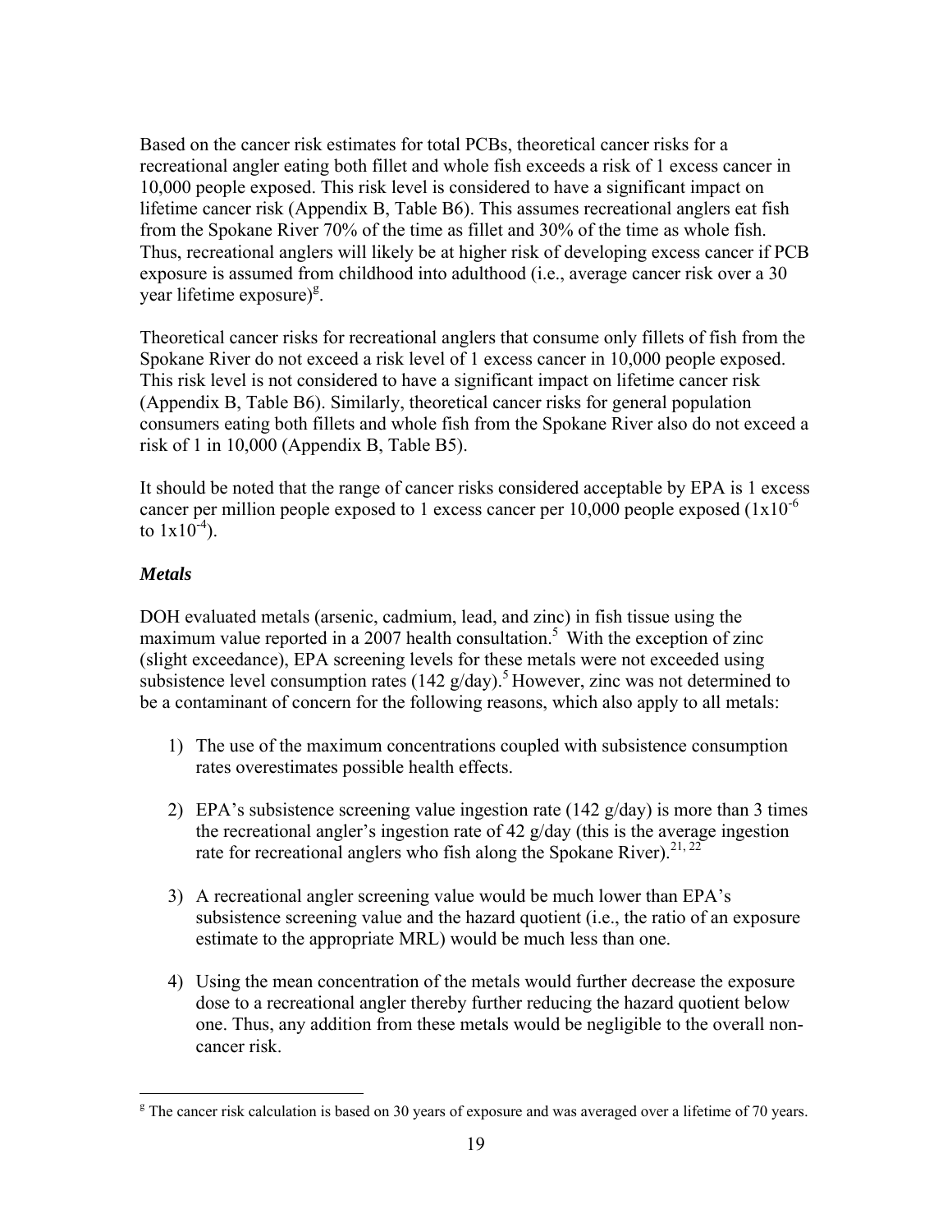Based on the cancer risk estimates for total PCBs, theoretical cancer risks for a recreational angler eating both fillet and whole fish exceeds a risk of 1 excess cancer in 10,000 people exposed. This risk level is considered to have a significant impact on lifetime cancer risk (Appendix B, Table B6). This assumes recreational anglers eat fish from the Spokane River 70% of the time as fillet and 30% of the time as whole fish. Thus, recreational anglers will likely be at higher risk of developing excess cancer if PCB exposure is assumed from childhood into adulthood (i.e., average cancer risk over a 30 year lifetime exposure)[g].

Theoretical cancer risks for recreational anglers that consume only fillets of fish from the Spokane River do not exceed a risk level of 1 excess cancer in 10,000 people exposed. This risk level is not considered to have a significant impact on lifetime cancer risk (Appendix B, Table B6). Similarly, theoretical cancer risks for general population consumers eating both fillets and whole fish from the Spokane River also do not exceed a risk of 1 in 10,000 (Appendix B, Table B5).

It should be noted that the range of cancer risks considered acceptable by EPA is 1 excess cancer per million people exposed to 1 excess cancer per 10,000 people exposed ($1x10^{-6}$ to $1x10^{-4}$).

### *Metals*

DOH evaluated metals (arsenic, cadmium, lead, and zinc) in fish tissue using the maximum value reported in a 2007 health consultation.[5] With the exception of zinc (slight exceedance), EPA screening levels for these metals were not exceeded using subsistence level consumption rates (142 g/day).[5] However, zinc was not determined to be a contaminant of concern for the following reasons, which also apply to all metals:

1) The use of the maximum concentrations coupled with subsistence consumption rates overestimates possible health effects.

2) EPA's subsistence screening value ingestion rate (142 g/day) is more than 3 times the recreational angler's ingestion rate of 42 g/day (this is the average ingestion rate for recreational anglers who fish along the Spokane River).[21, 22]

3) A recreational angler screening value would be much lower than EPA's subsistence screening value and the hazard quotient (i.e., the ratio of an exposure estimate to the appropriate MRL) would be much less than one.

4) Using the mean concentration of the metals would further decrease the exposure dose to a recreational angler thereby further reducing the hazard quotient below one. Thus, any addition from these metals would be negligible to the overall non-cancer risk.

---

[g] The cancer risk calculation is based on 30 years of exposure and was averaged over a lifetime of 70 years.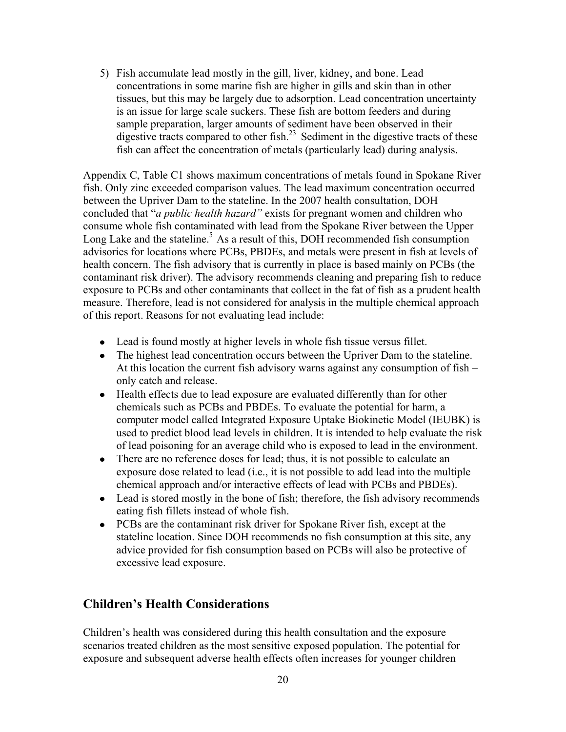5) Fish accumulate lead mostly in the gill, liver, kidney, and bone. Lead concentrations in some marine fish are higher in gills and skin than in other tissues, but this may be largely due to adsorption. Lead concentration uncertainty is an issue for large scale suckers. These fish are bottom feeders and during sample preparation, larger amounts of sediment have been observed in their digestive tracts compared to other fish.[23] Sediment in the digestive tracts of these fish can affect the concentration of metals (particularly lead) during analysis.

Appendix C, Table C1 shows maximum concentrations of metals found in Spokane River fish. Only zinc exceeded comparison values. The lead maximum concentration occurred between the Upriver Dam to the stateline. In the 2007 health consultation, DOH concluded that "*a public health hazard"* exists for pregnant women and children who consume whole fish contaminated with lead from the Spokane River between the Upper Long Lake and the stateline.[5] As a result of this, DOH recommended fish consumption advisories for locations where PCBs, PBDEs, and metals were present in fish at levels of health concern. The fish advisory that is currently in place is based mainly on PCBs (the contaminant risk driver). The advisory recommends cleaning and preparing fish to reduce exposure to PCBs and other contaminants that collect in the fat of fish as a prudent health measure. Therefore, lead is not considered for analysis in the multiple chemical approach of this report. Reasons for not evaluating lead include:

- Lead is found mostly at higher levels in whole fish tissue versus fillet.
- The highest lead concentration occurs between the Upriver Dam to the stateline. At this location the current fish advisory warns against any consumption of fish – only catch and release.
- Health effects due to lead exposure are evaluated differently than for other chemicals such as PCBs and PBDEs. To evaluate the potential for harm, a computer model called Integrated Exposure Uptake Biokinetic Model (IEUBK) is used to predict blood lead levels in children. It is intended to help evaluate the risk of lead poisoning for an average child who is exposed to lead in the environment.
- There are no reference doses for lead; thus, it is not possible to calculate an exposure dose related to lead (i.e., it is not possible to add lead into the multiple chemical approach and/or interactive effects of lead with PCBs and PBDEs).
- Lead is stored mostly in the bone of fish; therefore, the fish advisory recommends eating fish fillets instead of whole fish.
- PCBs are the contaminant risk driver for Spokane River fish, except at the stateline location. Since DOH recommends no fish consumption at this site, any advice provided for fish consumption based on PCBs will also be protective of excessive lead exposure.

## Children's Health Considerations

Children's health was considered during this health consultation and the exposure scenarios treated children as the most sensitive exposed population. The potential for exposure and subsequent adverse health effects often increases for younger children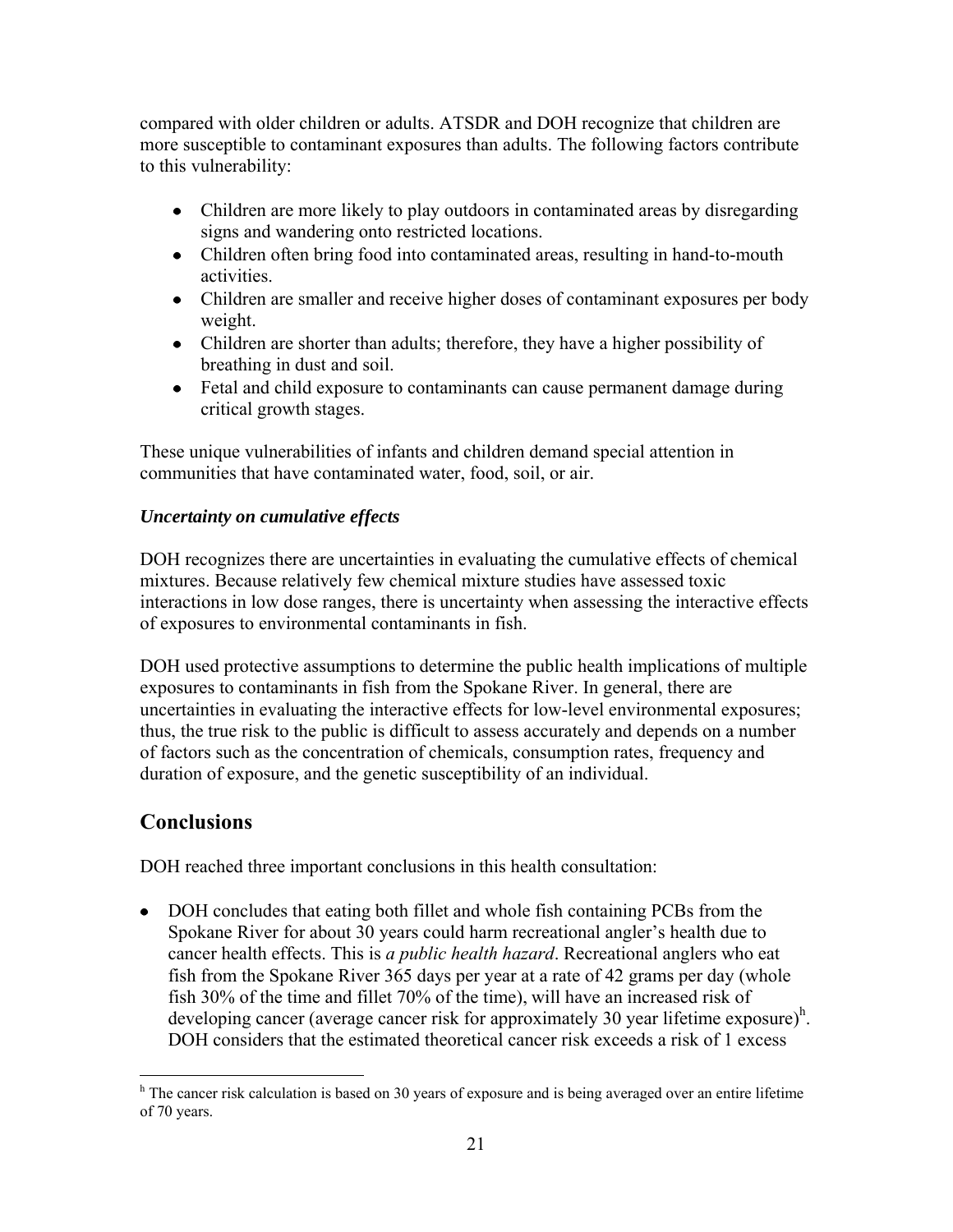compared with older children or adults. ATSDR and DOH recognize that children are more susceptible to contaminant exposures than adults. The following factors contribute to this vulnerability:

- Children are more likely to play outdoors in contaminated areas by disregarding signs and wandering onto restricted locations.
- Children often bring food into contaminated areas, resulting in hand-to-mouth activities.
- Children are smaller and receive higher doses of contaminant exposures per body weight.
- Children are shorter than adults; therefore, they have a higher possibility of breathing in dust and soil.
- Fetal and child exposure to contaminants can cause permanent damage during critical growth stages.

These unique vulnerabilities of infants and children demand special attention in communities that have contaminated water, food, soil, or air.

***Uncertainty on cumulative effects***

DOH recognizes there are uncertainties in evaluating the cumulative effects of chemical mixtures. Because relatively few chemical mixture studies have assessed toxic interactions in low dose ranges, there is uncertainty when assessing the interactive effects of exposures to environmental contaminants in fish.

DOH used protective assumptions to determine the public health implications of multiple exposures to contaminants in fish from the Spokane River. In general, there are uncertainties in evaluating the interactive effects for low-level environmental exposures; thus, the true risk to the public is difficult to assess accurately and depends on a number of factors such as the concentration of chemicals, consumption rates, frequency and duration of exposure, and the genetic susceptibility of an individual.

## Conclusions

DOH reached three important conclusions in this health consultation:

- DOH concludes that eating both fillet and whole fish containing PCBs from the Spokane River for about 30 years could harm recreational angler's health due to cancer health effects. This is *a public health hazard*. Recreational anglers who eat fish from the Spokane River 365 days per year at a rate of 42 grams per day (whole fish 30% of the time and fillet 70% of the time), will have an increased risk of developing cancer (average cancer risk for approximately 30 year lifetime exposure)[h]. DOH considers that the estimated theoretical cancer risk exceeds a risk of 1 excess

[h] The cancer risk calculation is based on 30 years of exposure and is being averaged over an entire lifetime of 70 years.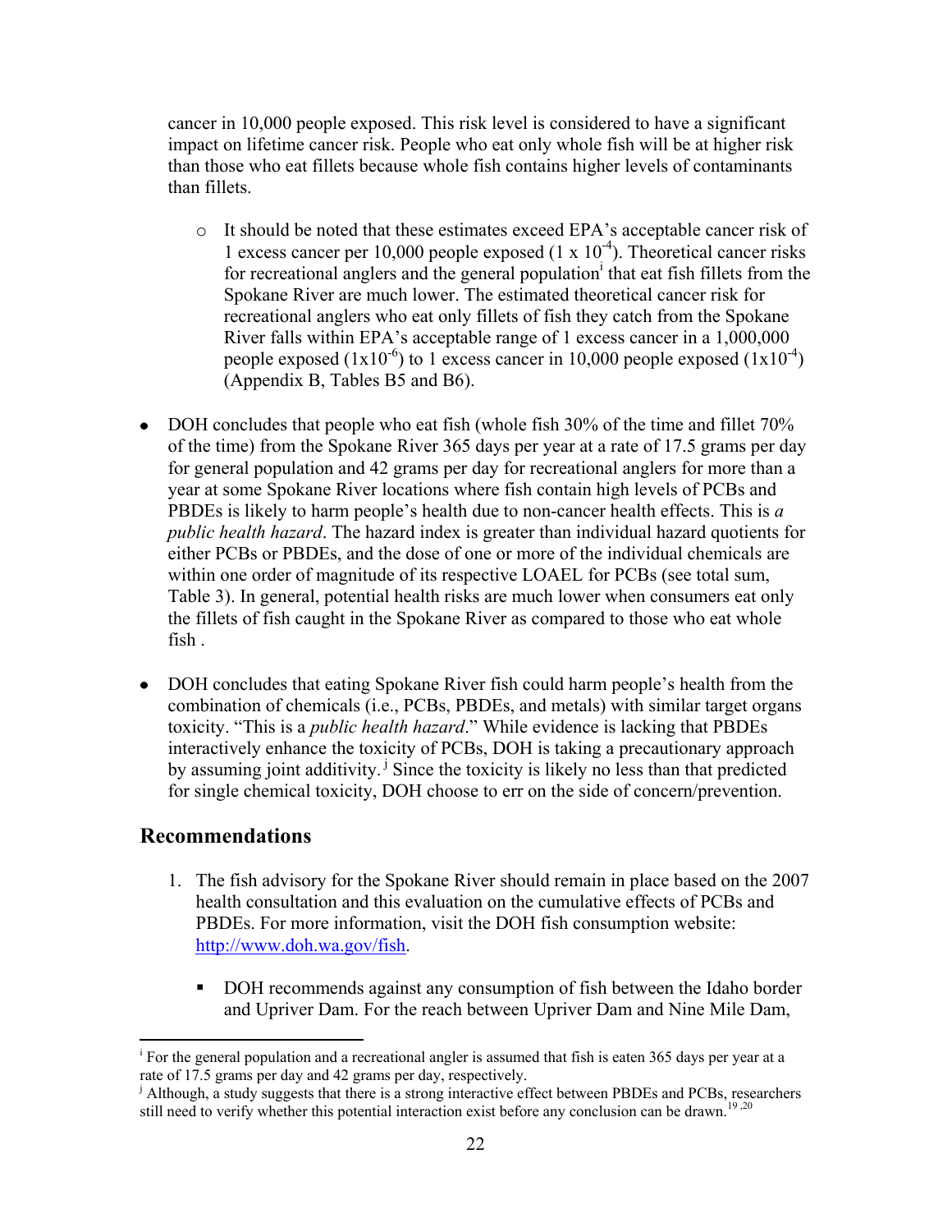cancer in 10,000 people exposed. This risk level is considered to have a significant impact on lifetime cancer risk. People who eat only whole fish will be at higher risk than those who eat fillets because whole fish contains higher levels of contaminants than fillets.

- It should be noted that these estimates exceed EPA's acceptable cancer risk of 1 excess cancer per 10,000 people exposed ($1 \times 10^{-4}$). Theoretical cancer risks for recreational anglers and the general population[i] that eat fish fillets from the Spokane River are much lower. The estimated theoretical cancer risk for recreational anglers who eat only fillets of fish they catch from the Spokane River falls within EPA's acceptable range of 1 excess cancer in a 1,000,000 people exposed ($1 \times 10^{-6}$) to 1 excess cancer in 10,000 people exposed ($1 \times 10^{-4}$) (Appendix B, Tables B5 and B6).

- DOH concludes that people who eat fish (whole fish 30% of the time and fillet 70% of the time) from the Spokane River 365 days per year at a rate of 17.5 grams per day for general population and 42 grams per day for recreational anglers for more than a year at some Spokane River locations where fish contain high levels of PCBs and PBDEs is likely to harm people's health due to non-cancer health effects. This is *a public health hazard*. The hazard index is greater than individual hazard quotients for either PCBs or PBDEs, and the dose of one or more of the individual chemicals are within one order of magnitude of its respective LOAEL for PCBs (see total sum, Table 3). In general, potential health risks are much lower when consumers eat only the fillets of fish caught in the Spokane River as compared to those who eat whole fish .

- DOH concludes that eating Spokane River fish could harm people's health from the combination of chemicals (i.e., PCBs, PBDEs, and metals) with similar target organs toxicity. "This is a *public health hazard*." While evidence is lacking that PBDEs interactively enhance the toxicity of PCBs, DOH is taking a precautionary approach by assuming joint additivity.[j] Since the toxicity is likely no less than that predicted for single chemical toxicity, DOH choose to err on the side of concern/prevention.

## Recommendations

1. The fish advisory for the Spokane River should remain in place based on the 2007 health consultation and this evaluation on the cumulative effects of PCBs and PBDEs. For more information, visit the DOH fish consumption website: [http://www.doh.wa.gov/fish](http://www.doh.wa.gov/fish).

   - DOH recommends against any consumption of fish between the Idaho border and Upriver Dam. For the reach between Upriver Dam and Nine Mile Dam,

---

[i] For the general population and a recreational angler is assumed that fish is eaten 365 days per year at a rate of 17.5 grams per day and 42 grams per day, respectively.

[j] Although, a study suggests that there is a strong interactive effect between PBDEs and PCBs, researchers still need to verify whether this potential interaction exist before any conclusion can be drawn.[19,20]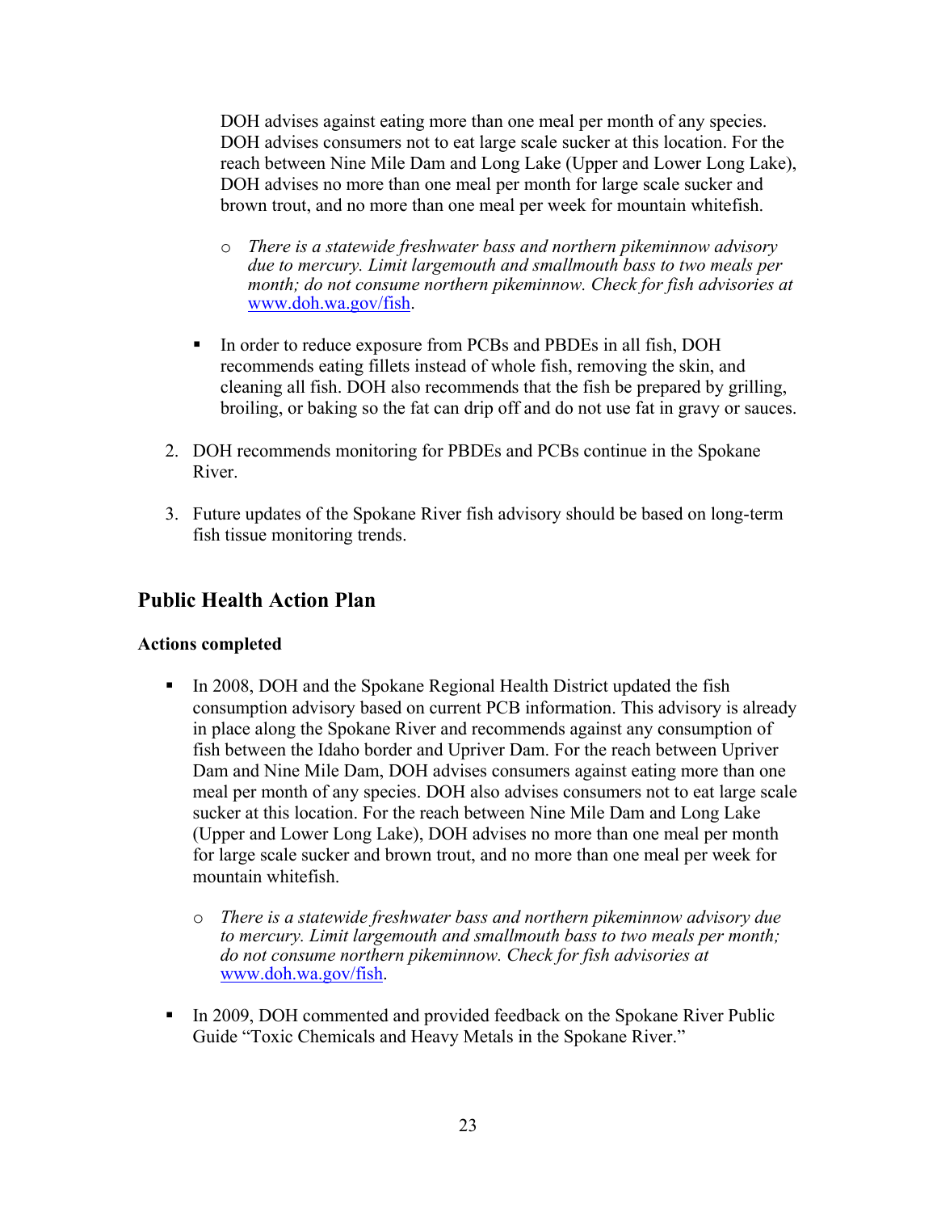DOH advises against eating more than one meal per month of any species. DOH advises consumers not to eat large scale sucker at this location. For the reach between Nine Mile Dam and Long Lake (Upper and Lower Long Lake), DOH advises no more than one meal per month for large scale sucker and brown trout, and no more than one meal per week for mountain whitefish.

  - *There is a statewide freshwater bass and northern pikeminnow advisory due to mercury. Limit largemouth and smallmouth bass to two meals per month; do not consume northern pikeminnow. Check for fish advisories at* [www.doh.wa.gov/fish](http://www.doh.wa.gov/fish).

- In order to reduce exposure from PCBs and PBDEs in all fish, DOH recommends eating fillets instead of whole fish, removing the skin, and cleaning all fish. DOH also recommends that the fish be prepared by grilling, broiling, or baking so the fat can drip off and do not use fat in gravy or sauces.

2. DOH recommends monitoring for PBDEs and PCBs continue in the Spokane River.

3. Future updates of the Spokane River fish advisory should be based on long-term fish tissue monitoring trends.

## Public Health Action Plan

### Actions completed

- In 2008, DOH and the Spokane Regional Health District updated the fish consumption advisory based on current PCB information. This advisory is already in place along the Spokane River and recommends against any consumption of fish between the Idaho border and Upriver Dam. For the reach between Upriver Dam and Nine Mile Dam, DOH advises consumers against eating more than one meal per month of any species. DOH also advises consumers not to eat large scale sucker at this location. For the reach between Nine Mile Dam and Long Lake (Upper and Lower Long Lake), DOH advises no more than one meal per month for large scale sucker and brown trout, and no more than one meal per week for mountain whitefish.

  - *There is a statewide freshwater bass and northern pikeminnow advisory due to mercury. Limit largemouth and smallmouth bass to two meals per month; do not consume northern pikeminnow. Check for fish advisories at* [www.doh.wa.gov/fish](http://www.doh.wa.gov/fish).

- In 2009, DOH commented and provided feedback on the Spokane River Public Guide “Toxic Chemicals and Heavy Metals in the Spokane River.”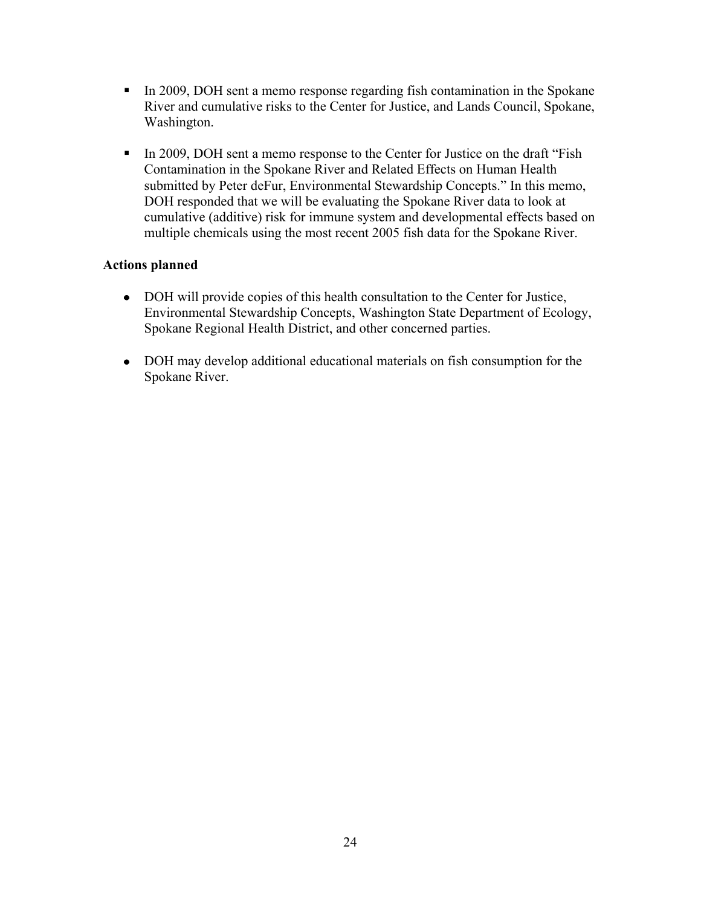- In 2009, DOH sent a memo response regarding fish contamination in the Spokane River and cumulative risks to the Center for Justice, and Lands Council, Spokane, Washington.

- In 2009, DOH sent a memo response to the Center for Justice on the draft "Fish Contamination in the Spokane River and Related Effects on Human Health submitted by Peter deFur, Environmental Stewardship Concepts." In this memo, DOH responded that we will be evaluating the Spokane River data to look at cumulative (additive) risk for immune system and developmental effects based on multiple chemicals using the most recent 2005 fish data for the Spokane River.

**Actions planned**

- DOH will provide copies of this health consultation to the Center for Justice, Environmental Stewardship Concepts, Washington State Department of Ecology, Spokane Regional Health District, and other concerned parties.

- DOH may develop additional educational materials on fish consumption for the Spokane River.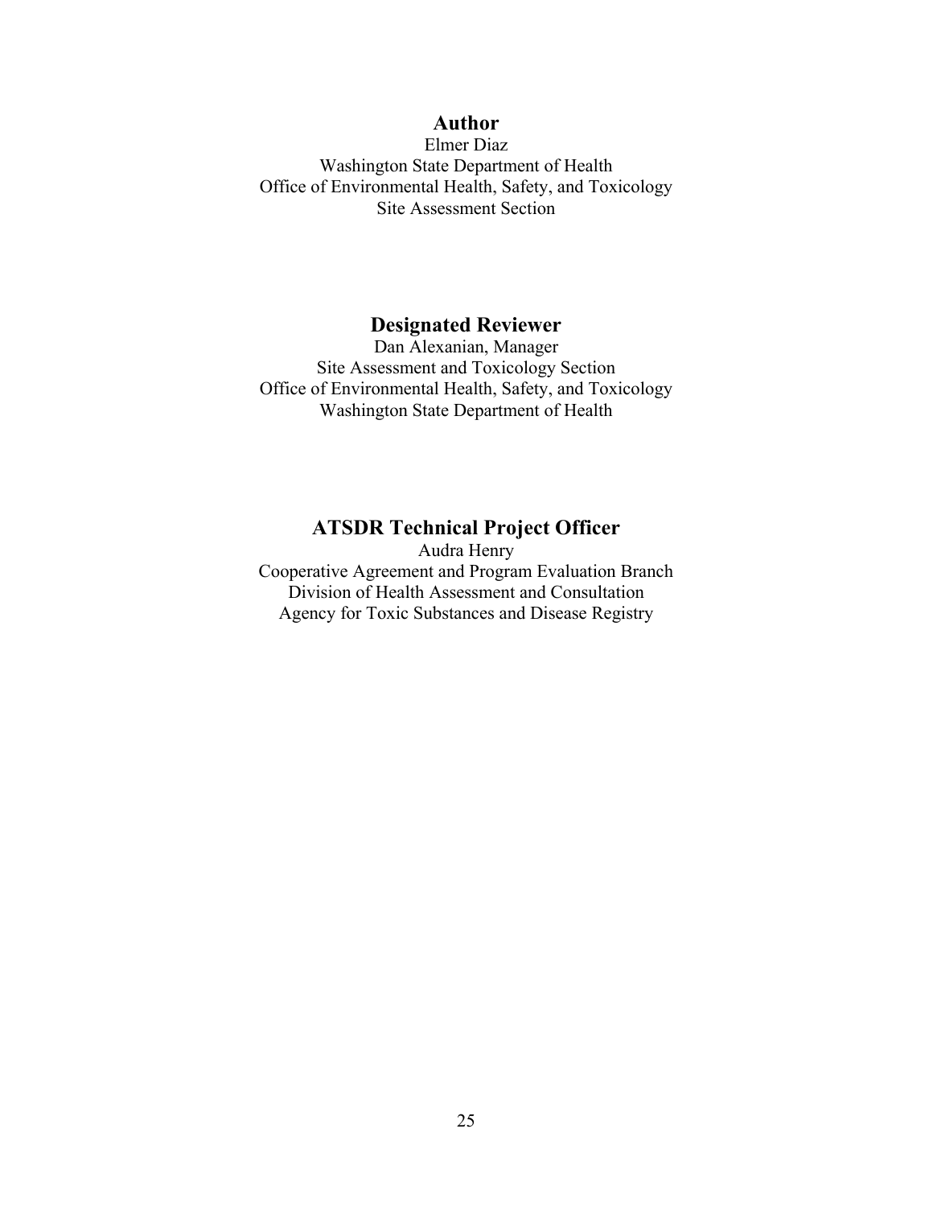## Author

Elmer Diaz
Washington State Department of Health
Office of Environmental Health, Safety, and Toxicology
Site Assessment Section

## Designated Reviewer

Dan Alexanian, Manager
Site Assessment and Toxicology Section
Office of Environmental Health, Safety, and Toxicology
Washington State Department of Health

## ATSDR Technical Project Officer

Audra Henry
Cooperative Agreement and Program Evaluation Branch
Division of Health Assessment and Consultation
Agency for Toxic Substances and Disease Registry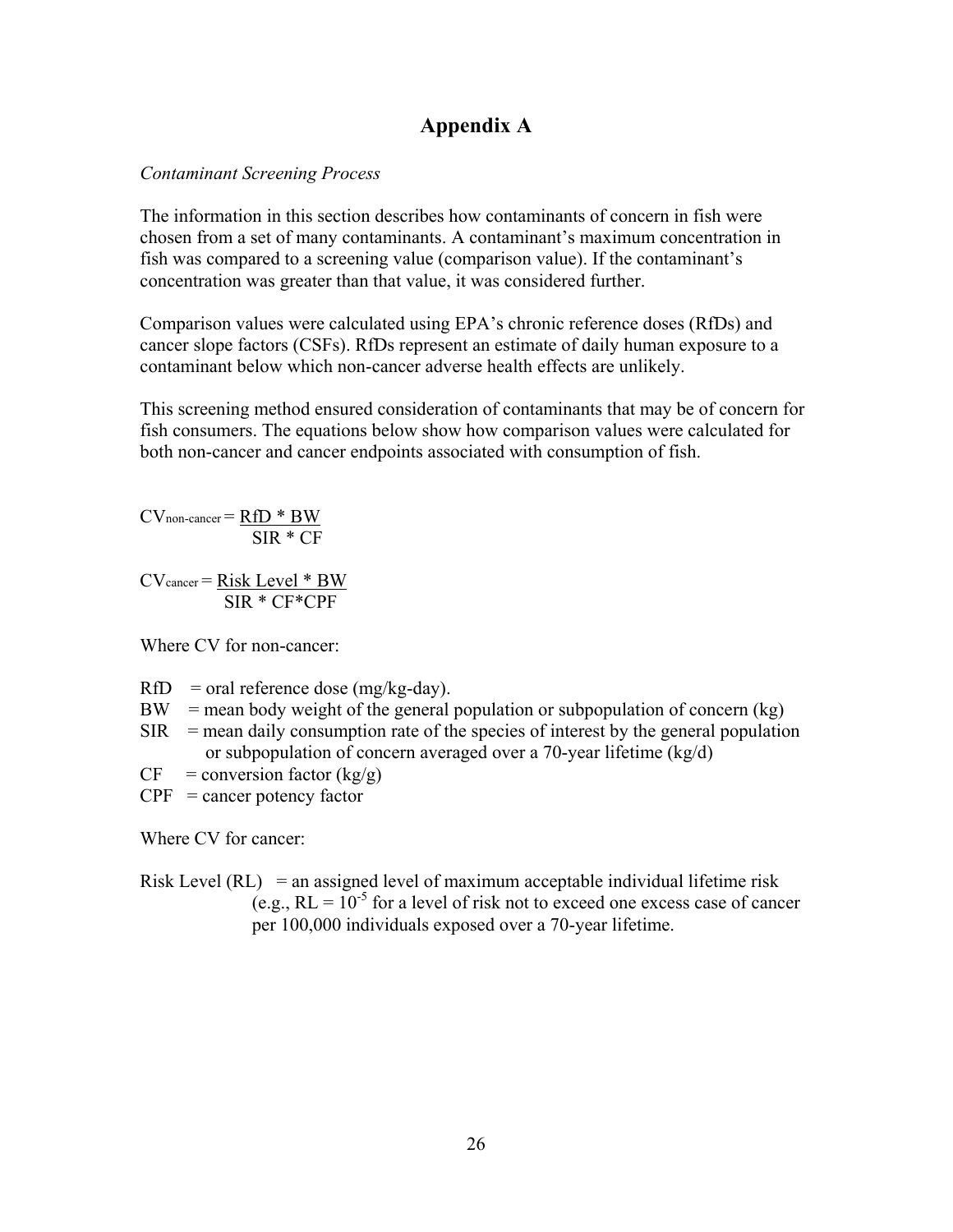# Appendix A

*Contaminant Screening Process*

The information in this section describes how contaminants of concern in fish were chosen from a set of many contaminants. A contaminant's maximum concentration in fish was compared to a screening value (comparison value). If the contaminant's concentration was greater than that value, it was considered further.

Comparison values were calculated using EPA's chronic reference doses (RfDs) and cancer slope factors (CSFs). RfDs represent an estimate of daily human exposure to a contaminant below which non-cancer adverse health effects are unlikely.

This screening method ensured consideration of contaminants that may be of concern for fish consumers. The equations below show how comparison values were calculated for both non-cancer and cancer endpoints associated with consumption of fish.

$$CV_{non\text{-}cancer} = \frac{RfD * BW}{SIR * CF}$$

$$CV_{cancer} = \frac{Risk\ Level * BW}{SIR * CF * CPF}$$

Where CV for non-cancer:

- RfD = oral reference dose (mg/kg-day).
- BW = mean body weight of the general population or subpopulation of concern (kg)
- SIR = mean daily consumption rate of the species of interest by the general population or subpopulation of concern averaged over a 70-year lifetime (kg/d)
- CF = conversion factor (kg/g)
- CPF = cancer potency factor

Where CV for cancer:

Risk Level (RL) = an assigned level of maximum acceptable individual lifetime risk (e.g., RL = $10^{-5}$ for a level of risk not to exceed one excess case of cancer per 100,000 individuals exposed over a 70-year lifetime.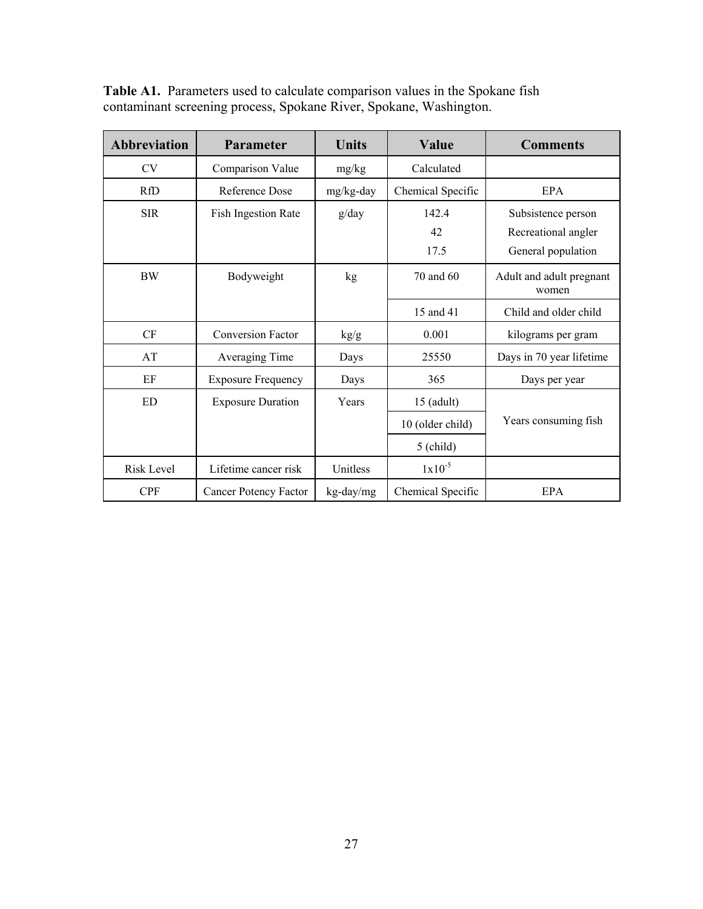**Table A1.** Parameters used to calculate comparison values in the Spokane fish contaminant screening process, Spokane River, Spokane, Washington.

| Abbreviation | Parameter | Units | Value | Comments |
|---|---|---|---|---|
| CV | Comparison Value | mg/kg | Calculated | |
| RfD | Reference Dose | mg/kg-day | Chemical Specific | EPA |
| SIR | Fish Ingestion Rate | g/day | 142.4<br>42<br>17.5 | Subsistence person<br>Recreational angler<br>General population |
| BW | Bodyweight | kg | 70 and 60 | Adult and adult pregnant women |
| | | | 15 and 41 | Child and older child |
| CF | Conversion Factor | kg/g | 0.001 | kilograms per gram |
| AT | Averaging Time | Days | 25550 | Days in 70 year lifetime |
| EF | Exposure Frequency | Days | 365 | Days per year |
| ED | Exposure Duration | Years | 15 (adult) | Years consuming fish |
| | | | 10 (older child) | |
| | | | 5 (child) | |
| Risk Level | Lifetime cancer risk | Unitless | $1 \times 10^{-5}$ | |
| CPF | Cancer Potency Factor | kg-day/mg | Chemical Specific | EPA |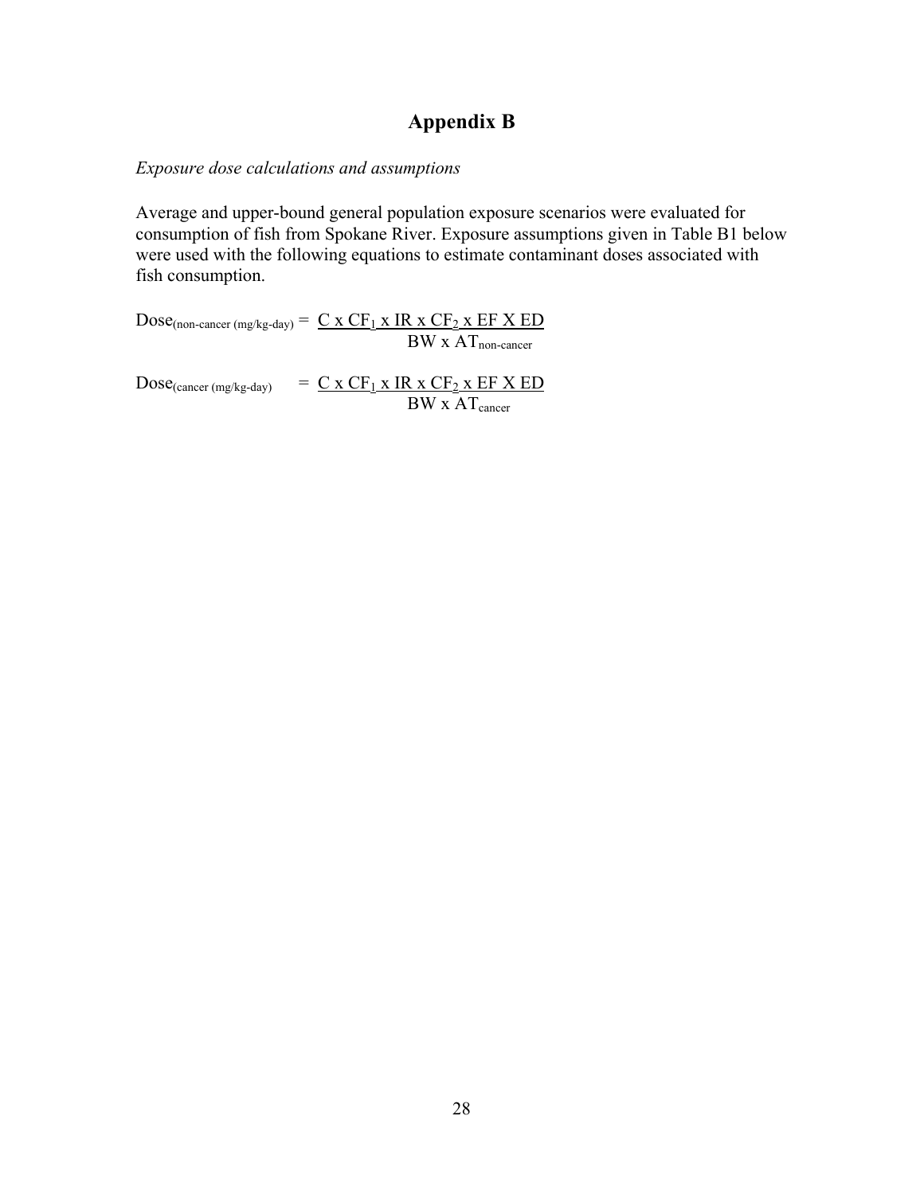# Appendix B

*Exposure dose calculations and assumptions*

Average and upper-bound general population exposure scenarios were evaluated for consumption of fish from Spokane River. Exposure assumptions given in Table B1 below were used with the following equations to estimate contaminant doses associated with fish consumption.

$$Dose_{(non\text{-}cancer\ (mg/kg\text{-}day))} = \frac{C \times CF_1 \times IR \times CF_2 \times EF \times ED}{BW \times AT_{non\text{-}cancer}}$$

$$Dose_{(cancer\ (mg/kg\text{-}day))} = \frac{C \times CF_1 \times IR \times CF_2 \times EF \times ED}{BW \times AT_{cancer}}$$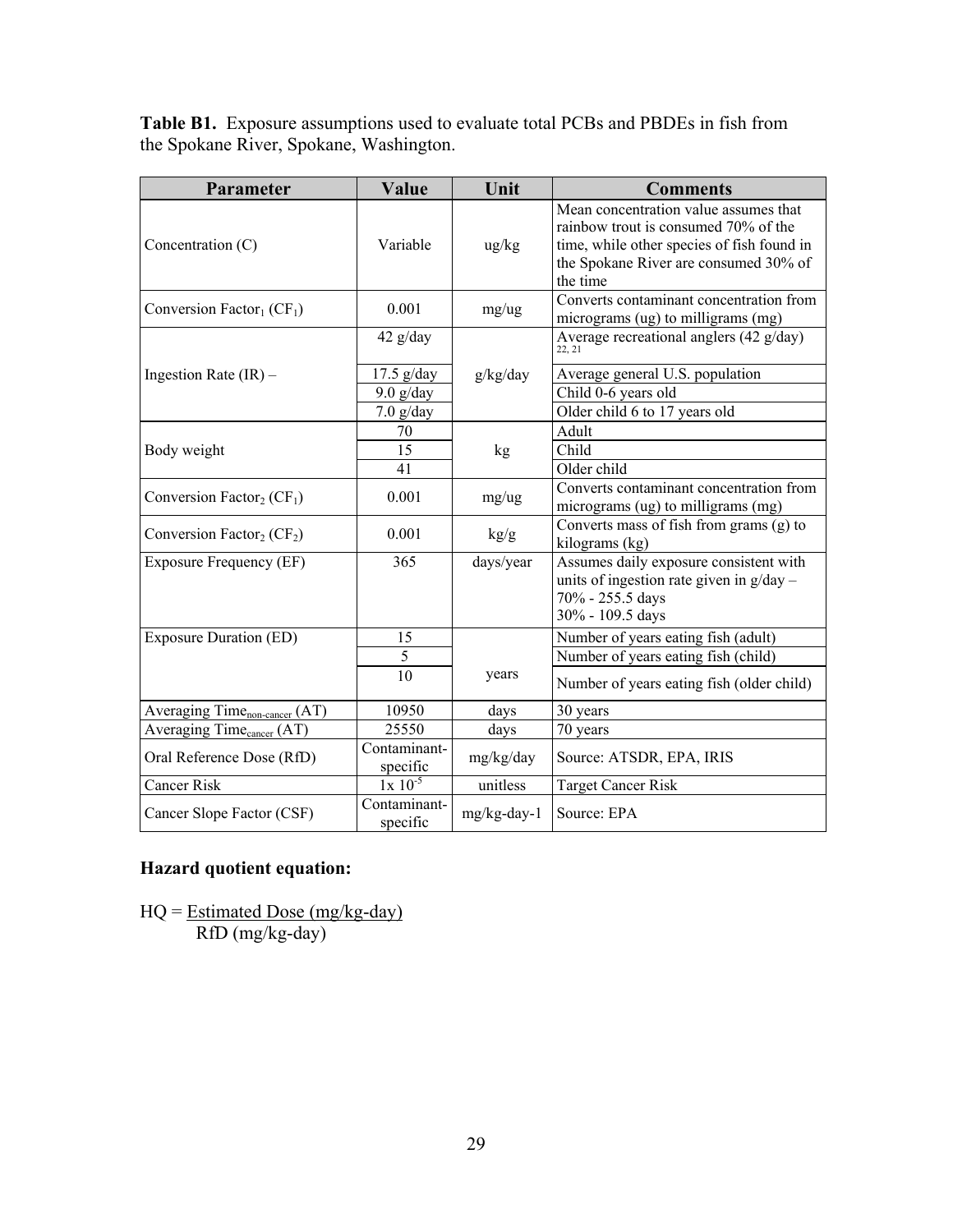**Table B1.** Exposure assumptions used to evaluate total PCBs and PBDEs in fish from the Spokane River, Spokane, Washington.

| Parameter | Value | Unit | Comments |
|---|---|---|---|
| Concentration (C) | Variable | ug/kg | Mean concentration value assumes that rainbow trout is consumed 70% of the time, while other species of fish found in the Spokane River are consumed 30% of the time |
| Conversion Factor$_1$ (CF$_1$) | 0.001 | mg/ug | Converts contaminant concentration from micrograms (ug) to milligrams (mg) |
| Ingestion Rate (IR) – | 42 g/day | g/kg/day | Average recreational anglers (42 g/day) [22, 21] |
| | 17.5 g/day | | Average general U.S. population |
| | 9.0 g/day | | Child 0-6 years old |
| | 7.0 g/day | | Older child 6 to 17 years old |
| Body weight | 70 | kg | Adult |
| | 15 | | Child |
| | 41 | | Older child |
| Conversion Factor$_2$ (CF$_1$) | 0.001 | mg/ug | Converts contaminant concentration from micrograms (ug) to milligrams (mg) |
| Conversion Factor$_2$ (CF$_2$) | 0.001 | kg/g | Converts mass of fish from grams (g) to kilograms (kg) |
| Exposure Frequency (EF) | 365 | days/year | Assumes daily exposure consistent with units of ingestion rate given in g/day – 70% - 255.5 days 30% - 109.5 days |
| Exposure Duration (ED) | 15 | years | Number of years eating fish (adult) |
| | 5 | | Number of years eating fish (child) |
| | 10 | | Number of years eating fish (older child) |
| Averaging Time$_{non\text{-}cancer}$ (AT) | 10950 | days | 30 years |
| Averaging Time$_{cancer}$ (AT) | 25550 | days | 70 years |
| Oral Reference Dose (RfD) | Contaminant-specific | mg/kg/day | Source: ATSDR, EPA, IRIS |
| Cancer Risk | $1 \times 10^{-5}$ | unitless | Target Cancer Risk |
| Cancer Slope Factor (CSF) | Contaminant-specific | mg/kg-day-1 | Source: EPA |

## Hazard quotient equation:

$$HQ = \frac{\text{Estimated Dose (mg/kg-day)}}{\text{RfD (mg/kg-day)}}$$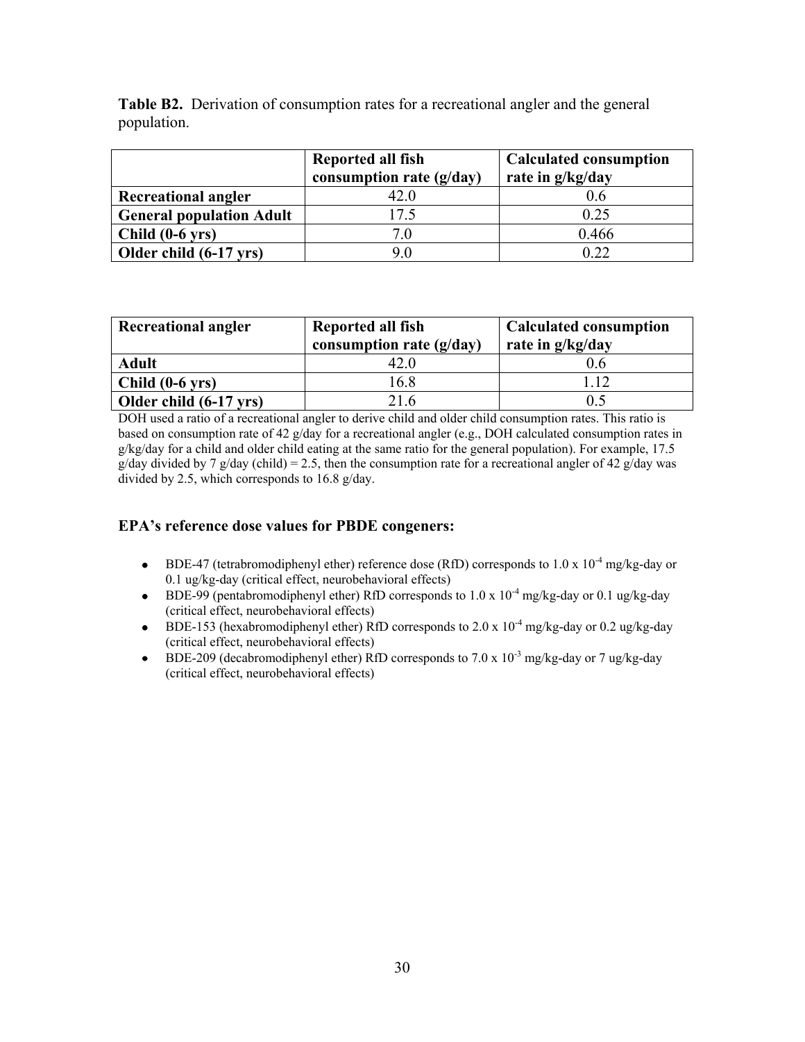**Table B2.** Derivation of consumption rates for a recreational angler and the general population.

| | Reported all fish consumption rate (g/day) | Calculated consumption rate in g/kg/day |
|---|---|---|
| **Recreational angler** | 42.0 | 0.6 |
| **General population Adult** | 17.5 | 0.25 |
| **Child (0-6 yrs)** | 7.0 | 0.466 |
| **Older child (6-17 yrs)** | 9.0 | 0.22 |

| Recreational angler | Reported all fish consumption rate (g/day) | Calculated consumption rate in g/kg/day |
|---|---|---|
| **Adult** | 42.0 | 0.6 |
| **Child (0-6 yrs)** | 16.8 | 1.12 |
| **Older child (6-17 yrs)** | 21.6 | 0.5 |

DOH used a ratio of a recreational angler to derive child and older child consumption rates. This ratio is based on consumption rate of 42 g/day for a recreational angler (e.g., DOH calculated consumption rates in g/kg/day for a child and older child eating at the same ratio for the general population). For example, 17.5 g/day divided by 7 g/day (child) = 2.5, then the consumption rate for a recreational angler of 42 g/day was divided by 2.5, which corresponds to 16.8 g/day.

### EPA's reference dose values for PBDE congeners:

- BDE-47 (tetrabromodiphenyl ether) reference dose (RfD) corresponds to $1.0 \times 10^{-4}$ mg/kg-day or 0.1 ug/kg-day (critical effect, neurobehavioral effects)
- BDE-99 (pentabromodiphenyl ether) RfD corresponds to $1.0 \times 10^{-4}$ mg/kg-day or 0.1 ug/kg-day (critical effect, neurobehavioral effects)
- BDE-153 (hexabromodiphenyl ether) RfD corresponds to $2.0 \times 10^{-4}$ mg/kg-day or 0.2 ug/kg-day (critical effect, neurobehavioral effects)
- BDE-209 (decabromodiphenyl ether) RfD corresponds to $7.0 \times 10^{-3}$ mg/kg-day or 7 ug/kg-day (critical effect, neurobehavioral effects)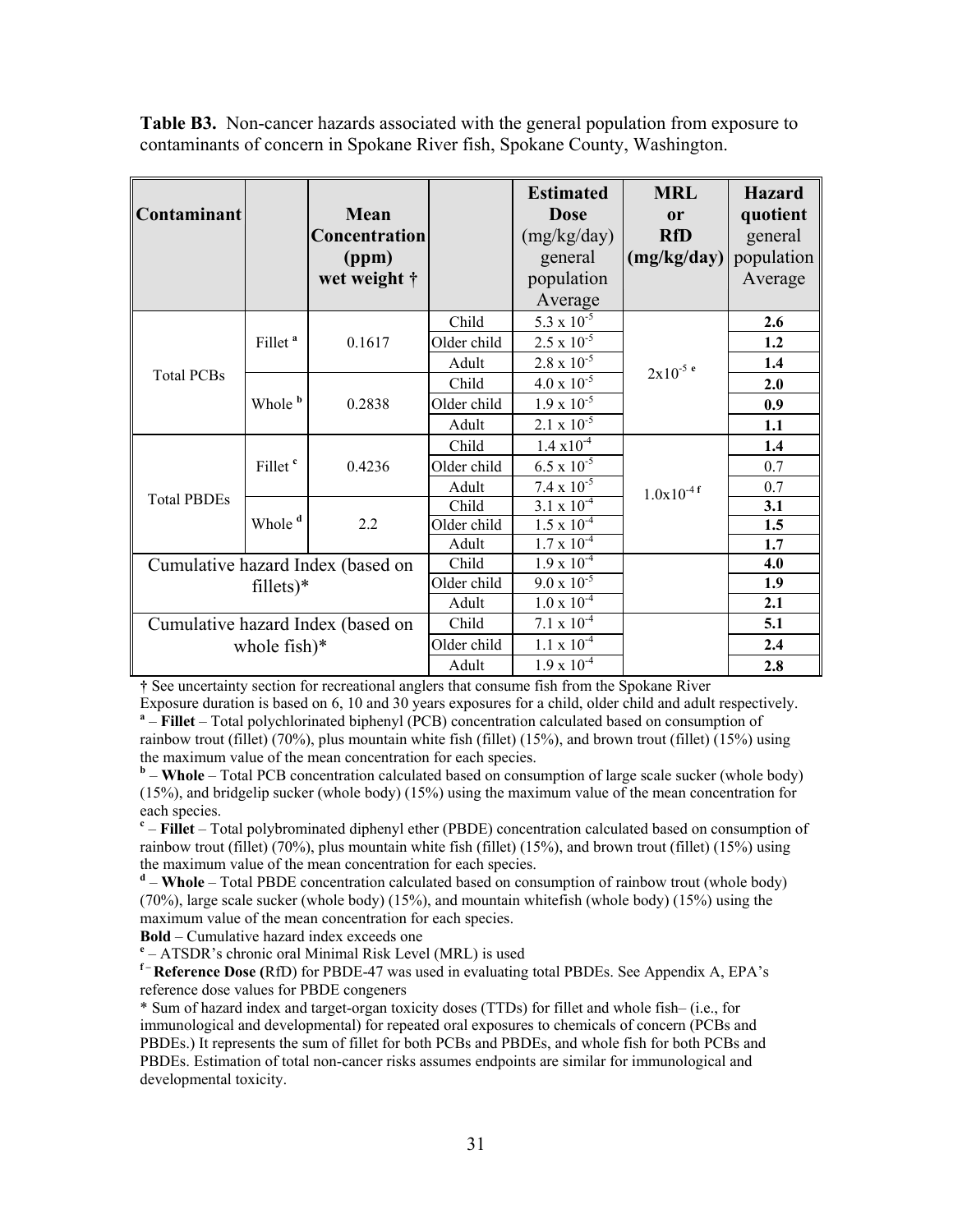**Table B3.** Non-cancer hazards associated with the general population from exposure to contaminants of concern in Spokane River fish, Spokane County, Washington.

| Contaminant | | Mean Concentration (ppm) wet weight † | | Estimated Dose (mg/kg/day) general population Average | MRL or RfD (mg/kg/day) | Hazard quotient general population Average |
|---|---|---|---|---|---|---|
| Total PCBs | Fillet [a] | 0.1617 | Child | $5.3 \times 10^{-5}$ | $2 \times 10^{-5}$ [e] | **2.6** |
| | | | Older child | $2.5 \times 10^{-5}$ | | **1.2** |
| | | | Adult | $2.8 \times 10^{-5}$ | | **1.4** |
| | Whole [b] | 0.2838 | Child | $4.0 \times 10^{-5}$ | | **2.0** |
| | | | Older child | $1.9 \times 10^{-5}$ | | **0.9** |
| | | | Adult | $2.1 \times 10^{-5}$ | | **1.1** |
| Total PBDEs | Fillet [c] | 0.4236 | Child | $1.4 \times 10^{-4}$ | $1.0 \times 10^{-4}$ [f] | **1.4** |
| | | | Older child | $6.5 \times 10^{-5}$ | | 0.7 |
| | | | Adult | $7.4 \times 10^{-5}$ | | 0.7 |
| | Whole [d] | 2.2 | Child | $3.1 \times 10^{-4}$ | | **3.1** |
| | | | Older child | $1.5 \times 10^{-4}$ | | **1.5** |
| | | | Adult | $1.7 \times 10^{-4}$ | | **1.7** |
| Cumulative hazard Index (based on fillets)* | | | Child | $1.9 \times 10^{-4}$ | | **4.0** |
| | | | Older child | $9.0 \times 10^{-5}$ | | **1.9** |
| | | | Adult | $1.0 \times 10^{-4}$ | | **2.1** |
| Cumulative hazard Index (based on whole fish)* | | | Child | $7.1 \times 10^{-4}$ | | **5.1** |
| | | | Older child | $1.1 \times 10^{-4}$ | | **2.4** |
| | | | Adult | $1.9 \times 10^{-4}$ | | **2.8** |

**†** See uncertainty section for recreational anglers that consume fish from the Spokane River

Exposure duration is based on 6, 10 and 30 years exposures for a child, older child and adult respectively.

[a] – **Fillet** – Total polychlorinated biphenyl (PCB) concentration calculated based on consumption of rainbow trout (fillet) (70%), plus mountain white fish (fillet) (15%), and brown trout (fillet) (15%) using the maximum value of the mean concentration for each species.

[b] – **Whole** – Total PCB concentration calculated based on consumption of large scale sucker (whole body) (15%), and bridgelip sucker (whole body) (15%) using the maximum value of the mean concentration for each species.

[c] – **Fillet** – Total polybrominated diphenyl ether (PBDE) concentration calculated based on consumption of rainbow trout (fillet) (70%), plus mountain white fish (fillet) (15%), and brown trout (fillet) (15%) using the maximum value of the mean concentration for each species.

[d] – **Whole** – Total PBDE concentration calculated based on consumption of rainbow trout (whole body) (70%), large scale sucker (whole body) (15%), and mountain whitefish (whole body) (15%) using the maximum value of the mean concentration for each species.

**Bold** – Cumulative hazard index exceeds one

[e] – ATSDR's chronic oral Minimal Risk Level (MRL) is used

[f] – **Reference Dose (**RfD) for PBDE-47 was used in evaluating total PBDEs. See Appendix A, EPA's reference dose values for PBDE congeners

* Sum of hazard index and target-organ toxicity doses (TTDs) for fillet and whole fish– (i.e., for immunological and developmental) for repeated oral exposures to chemicals of concern (PCBs and PBDEs.) It represents the sum of fillet for both PCBs and PBDEs, and whole fish for both PCBs and PBDEs. Estimation of total non-cancer risks assumes endpoints are similar for immunological and developmental toxicity.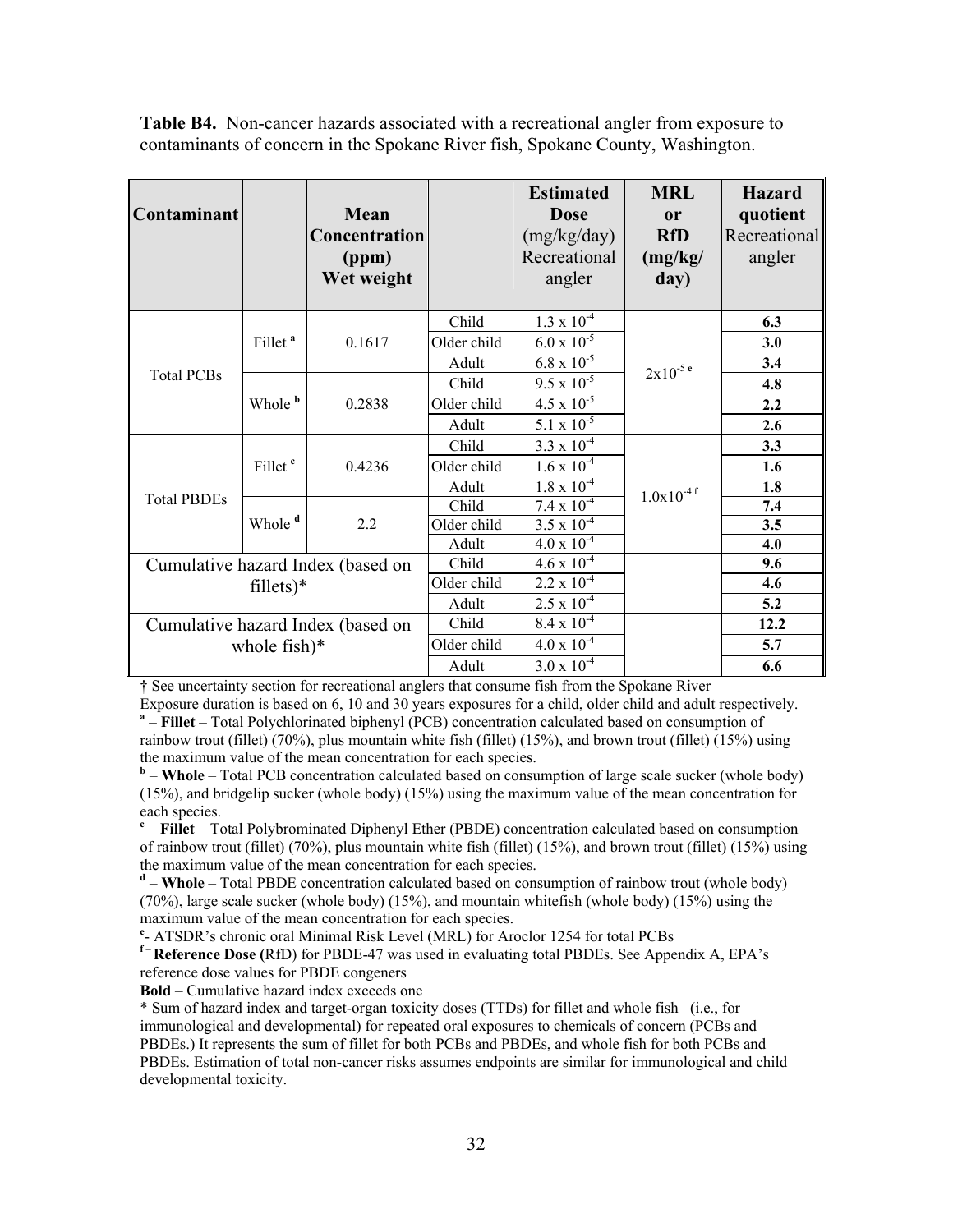**Table B4.** Non-cancer hazards associated with a recreational angler from exposure to contaminants of concern in the Spokane River fish, Spokane County, Washington.

| Contaminant | | Mean Concentration (ppm) Wet weight | | Estimated Dose (mg/kg/day) Recreational angler | MRL or RfD (mg/kg/ day) | Hazard quotient Recreational angler |
|---|---|---|---|---|---|---|
| Total PCBs | Fillet [a] | 0.1617 | Child | $1.3 \times 10^{-4}$ | $2 \times 10^{-5}$ [e] | **6.3** |
| | | | Older child | $6.0 \times 10^{-5}$ | | **3.0** |
| | | | Adult | $6.8 \times 10^{-5}$ | | **3.4** |
| | Whole [b] | 0.2838 | Child | $9.5 \times 10^{-5}$ | | **4.8** |
| | | | Older child | $4.5 \times 10^{-5}$ | | **2.2** |
| | | | Adult | $5.1 \times 10^{-5}$ | | **2.6** |
| Total PBDEs | Fillet [c] | 0.4236 | Child | $3.3 \times 10^{-4}$ | $1.0 \times 10^{-4}$ [f] | **3.3** |
| | | | Older child | $1.6 \times 10^{-4}$ | | **1.6** |
| | | | Adult | $1.8 \times 10^{-4}$ | | **1.8** |
| | Whole [d] | 2.2 | Child | $7.4 \times 10^{-4}$ | | **7.4** |
| | | | Older child | $3.5 \times 10^{-4}$ | | **3.5** |
| | | | Adult | $4.0 \times 10^{-4}$ | | **4.0** |
| Cumulative hazard Index (based on fillets)* | | | Child | $4.6 \times 10^{-4}$ | | **9.6** |
| | | | Older child | $2.2 \times 10^{-4}$ | | **4.6** |
| | | | Adult | $2.5 \times 10^{-4}$ | | **5.2** |
| Cumulative hazard Index (based on whole fish)* | | | Child | $8.4 \times 10^{-4}$ | | **12.2** |
| | | | Older child | $4.0 \times 10^{-4}$ | | **5.7** |
| | | | Adult | $3.0 \times 10^{-4}$ | | **6.6** |

† See uncertainty section for recreational anglers that consume fish from the Spokane River

Exposure duration is based on 6, 10 and 30 years exposures for a child, older child and adult respectively.

[a] – **Fillet** – Total Polychlorinated biphenyl (PCB) concentration calculated based on consumption of rainbow trout (fillet) (70%), plus mountain white fish (fillet) (15%), and brown trout (fillet) (15%) using the maximum value of the mean concentration for each species.

[b] – **Whole** – Total PCB concentration calculated based on consumption of large scale sucker (whole body) (15%), and bridgelip sucker (whole body) (15%) using the maximum value of the mean concentration for each species.

[c] – **Fillet** – Total Polybrominated Diphenyl Ether (PBDE) concentration calculated based on consumption of rainbow trout (fillet) (70%), plus mountain white fish (fillet) (15%), and brown trout (fillet) (15%) using the maximum value of the mean concentration for each species.

[d] – **Whole** – Total PBDE concentration calculated based on consumption of rainbow trout (whole body) (70%), large scale sucker (whole body) (15%), and mountain whitefish (whole body) (15%) using the maximum value of the mean concentration for each species.

[e]- ATSDR's chronic oral Minimal Risk Level (MRL) for Aroclor 1254 for total PCBs

[f] – **Reference Dose (**RfD) for PBDE-47 was used in evaluating total PBDEs. See Appendix A, EPA's reference dose values for PBDE congeners

**Bold** – Cumulative hazard index exceeds one

* Sum of hazard index and target-organ toxicity doses (TTDs) for fillet and whole fish– (i.e., for immunological and developmental) for repeated oral exposures to chemicals of concern (PCBs and PBDEs.) It represents the sum of fillet for both PCBs and PBDEs, and whole fish for both PCBs and PBDEs. Estimation of total non-cancer risks assumes endpoints are similar for immunological and child developmental toxicity.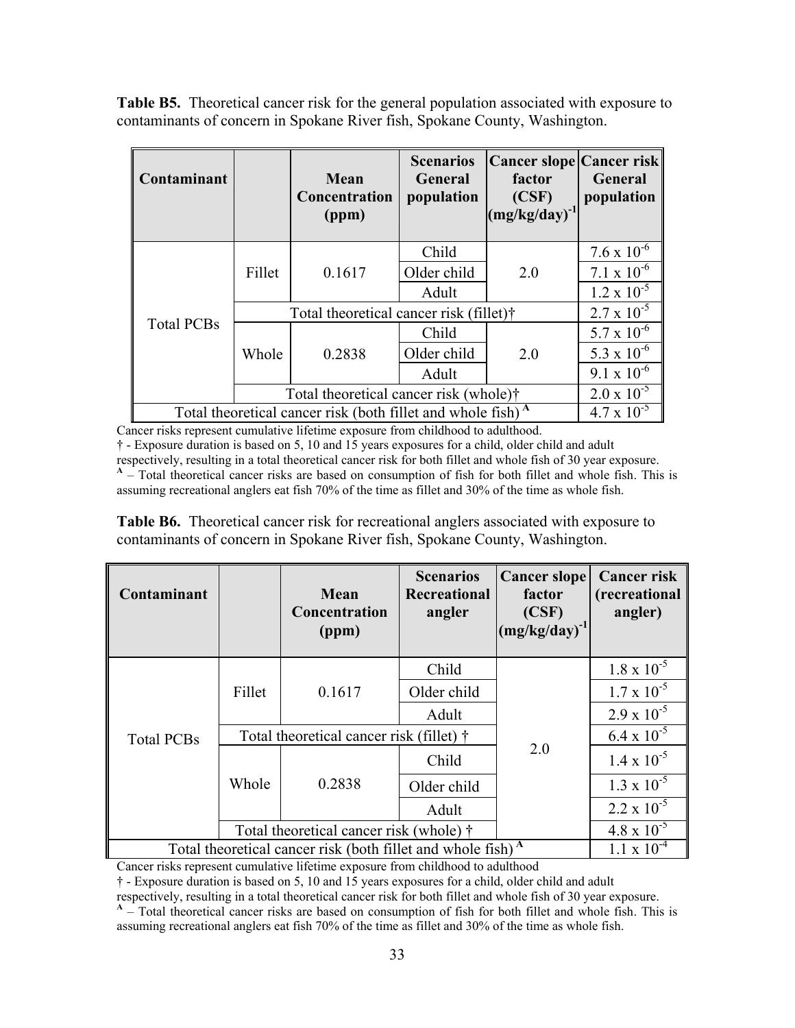**Table B5.** Theoretical cancer risk for the general population associated with exposure to contaminants of concern in Spokane River fish, Spokane County, Washington.

| Contaminant | | Mean Concentration (ppm) | Scenarios General population | Cancer slope factor (CSF) $(mg/kg/day)^{-1}$ | Cancer risk General population |
|---|---|---|---|---|---|
| Total PCBs | Fillet | 0.1617 | Child | 2.0 | $7.6 \times 10^{-6}$ |
| | | | Older child | | $7.1 \times 10^{-6}$ |
| | | | Adult | | $1.2 \times 10^{-5}$ |
| | Total theoretical cancer risk (fillet)† | | | | $2.7 \times 10^{-5}$ |
| | Whole | 0.2838 | Child | 2.0 | $5.7 \times 10^{-6}$ |
| | | | Older child | | $5.3 \times 10^{-6}$ |
| | | | Adult | | $9.1 \times 10^{-6}$ |
| | Total theoretical cancer risk (whole)† | | | | $2.0 \times 10^{-5}$ |
| Total theoretical cancer risk (both fillet and whole fish) [A] | | | | | $4.7 \times 10^{-5}$ |

Cancer risks represent cumulative lifetime exposure from childhood to adulthood.
† - Exposure duration is based on 5, 10 and 15 years exposures for a child, older child and adult respectively, resulting in a total theoretical cancer risk for both fillet and whole fish of 30 year exposure.
[A] – Total theoretical cancer risks are based on consumption of fish for both fillet and whole fish. This is assuming recreational anglers eat fish 70% of the time as fillet and 30% of the time as whole fish.

**Table B6.** Theoretical cancer risk for recreational anglers associated with exposure to contaminants of concern in Spokane River fish, Spokane County, Washington.

| Contaminant | | Mean Concentration (ppm) | Scenarios Recreational angler | Cancer slope factor (CSF) $(mg/kg/day)^{-1}$ | Cancer risk (recreational angler) |
|---|---|---|---|---|---|
| Total PCBs | Fillet | 0.1617 | Child | 2.0 | $1.8 \times 10^{-5}$ |
| | | | Older child | | $1.7 \times 10^{-5}$ |
| | | | Adult | | $2.9 \times 10^{-5}$ |
| | Total theoretical cancer risk (fillet) † | | | | $6.4 \times 10^{-5}$ |
| | Whole | 0.2838 | Child | | $1.4 \times 10^{-5}$ |
| | | | Older child | | $1.3 \times 10^{-5}$ |
| | | | Adult | | $2.2 \times 10^{-5}$ |
| | Total theoretical cancer risk (whole) † | | | | $4.8 \times 10^{-5}$ |
| Total theoretical cancer risk (both fillet and whole fish) [A] | | | | | $1.1 \times 10^{-4}$ |

Cancer risks represent cumulative lifetime exposure from childhood to adulthood
† - Exposure duration is based on 5, 10 and 15 years exposures for a child, older child and adult respectively, resulting in a total theoretical cancer risk for both fillet and whole fish of 30 year exposure.
[A] – Total theoretical cancer risks are based on consumption of fish for both fillet and whole fish. This is assuming recreational anglers eat fish 70% of the time as fillet and 30% of the time as whole fish.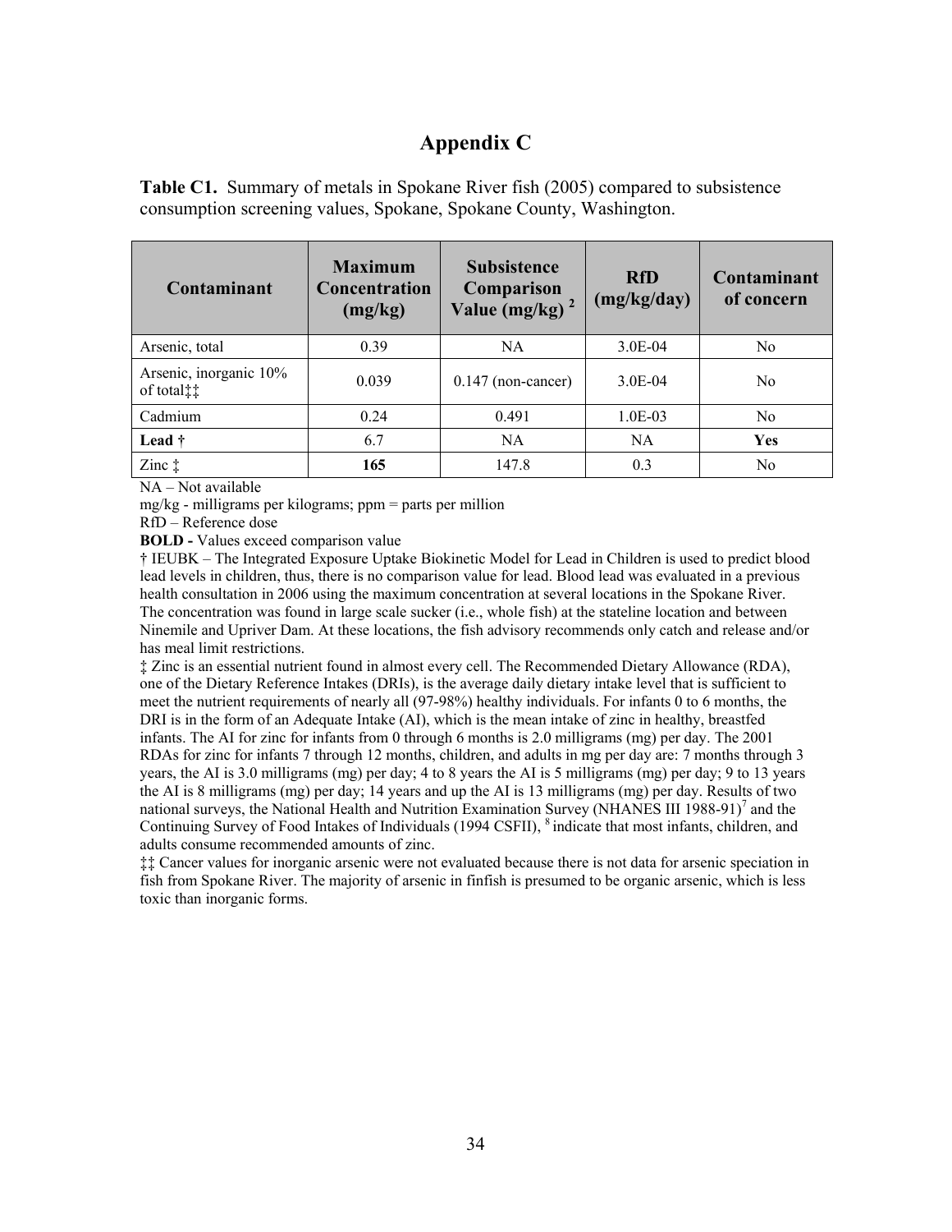# Appendix C

**Table C1.** Summary of metals in Spokane River fish (2005) compared to subsistence consumption screening values, Spokane, Spokane County, Washington.

| Contaminant | Maximum Concentration (mg/kg) | Subsistence Comparison Value (mg/kg) [2] | RfD (mg/kg/day) | Contaminant of concern |
|---|---|---|---|---|
| Arsenic, total | 0.39 | NA | 3.0E-04 | No |
| Arsenic, inorganic 10% of total‡‡ | 0.039 | 0.147 (non-cancer) | 3.0E-04 | No |
| Cadmium | 0.24 | 0.491 | 1.0E-03 | No |
| **Lead †** | 6.7 | NA | NA | **Yes** |
| Zinc ‡ | **165** | 147.8 | 0.3 | No |

NA – Not available

mg/kg - milligrams per kilograms; ppm = parts per million

RfD – Reference dose

**BOLD -** Values exceed comparison value

† IEUBK – The Integrated Exposure Uptake Biokinetic Model for Lead in Children is used to predict blood lead levels in children, thus, there is no comparison value for lead. Blood lead was evaluated in a previous health consultation in 2006 using the maximum concentration at several locations in the Spokane River. The concentration was found in large scale sucker (i.e., whole fish) at the stateline location and between Ninemile and Upriver Dam. At these locations, the fish advisory recommends only catch and release and/or has meal limit restrictions.

‡ Zinc is an essential nutrient found in almost every cell. The Recommended Dietary Allowance (RDA), one of the Dietary Reference Intakes (DRIs), is the average daily dietary intake level that is sufficient to meet the nutrient requirements of nearly all (97-98%) healthy individuals. For infants 0 to 6 months, the DRI is in the form of an Adequate Intake (AI), which is the mean intake of zinc in healthy, breastfed infants. The AI for zinc for infants from 0 through 6 months is 2.0 milligrams (mg) per day. The 2001 RDAs for zinc for infants 7 through 12 months, children, and adults in mg per day are: 7 months through 3 years, the AI is 3.0 milligrams (mg) per day; 4 to 8 years the AI is 5 milligrams (mg) per day; 9 to 13 years the AI is 8 milligrams (mg) per day; 14 years and up the AI is 13 milligrams (mg) per day. Results of two national surveys, the National Health and Nutrition Examination Survey (NHANES III 1988-91)[7] and the Continuing Survey of Food Intakes of Individuals (1994 CSFII), [8] indicate that most infants, children, and adults consume recommended amounts of zinc.

‡‡ Cancer values for inorganic arsenic were not evaluated because there is not data for arsenic speciation in fish from Spokane River. The majority of arsenic in finfish is presumed to be organic arsenic, which is less toxic than inorganic forms.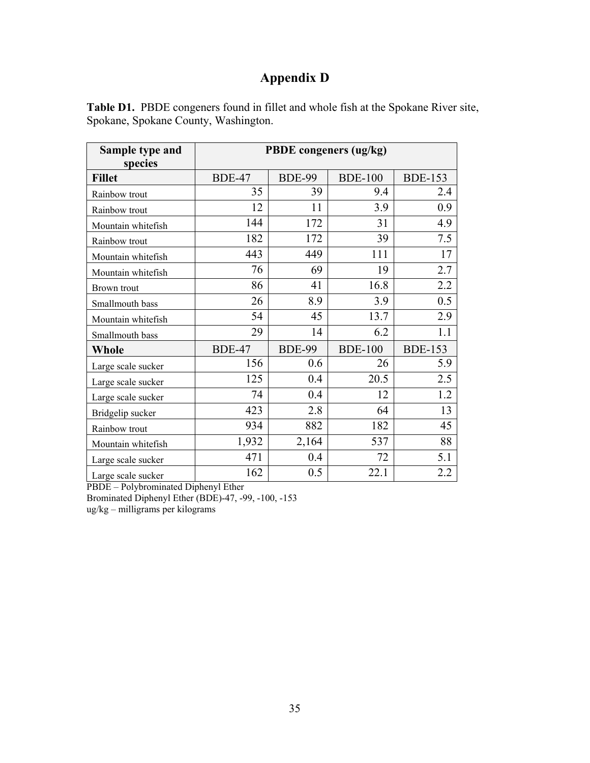# Appendix D

**Table D1.** PBDE congeners found in fillet and whole fish at the Spokane River site, Spokane, Spokane County, Washington.

| Sample type and species | PBDE congeners (ug/kg) | | | |
|---|---|---|---|---|
| **Fillet** | BDE-47 | BDE-99 | BDE-100 | BDE-153 |
| Rainbow trout | 35 | 39 | 9.4 | 2.4 |
| Rainbow trout | 12 | 11 | 3.9 | 0.9 |
| Mountain whitefish | 144 | 172 | 31 | 4.9 |
| Rainbow trout | 182 | 172 | 39 | 7.5 |
| Mountain whitefish | 443 | 449 | 111 | 17 |
| Mountain whitefish | 76 | 69 | 19 | 2.7 |
| Brown trout | 86 | 41 | 16.8 | 2.2 |
| Smallmouth bass | 26 | 8.9 | 3.9 | 0.5 |
| Mountain whitefish | 54 | 45 | 13.7 | 2.9 |
| Smallmouth bass | 29 | 14 | 6.2 | 1.1 |
| **Whole** | BDE-47 | BDE-99 | BDE-100 | BDE-153 |
| Large scale sucker | 156 | 0.6 | 26 | 5.9 |
| Large scale sucker | 125 | 0.4 | 20.5 | 2.5 |
| Large scale sucker | 74 | 0.4 | 12 | 1.2 |
| Bridgelip sucker | 423 | 2.8 | 64 | 13 |
| Rainbow trout | 934 | 882 | 182 | 45 |
| Mountain whitefish | 1,932 | 2,164 | 537 | 88 |
| Large scale sucker | 471 | 0.4 | 72 | 5.1 |
| Large scale sucker | 162 | 0.5 | 22.1 | 2.2 |

PBDE – Polybrominated Diphenyl Ether
Brominated Diphenyl Ether (BDE)-47, -99, -100, -153
ug/kg – milligrams per kilograms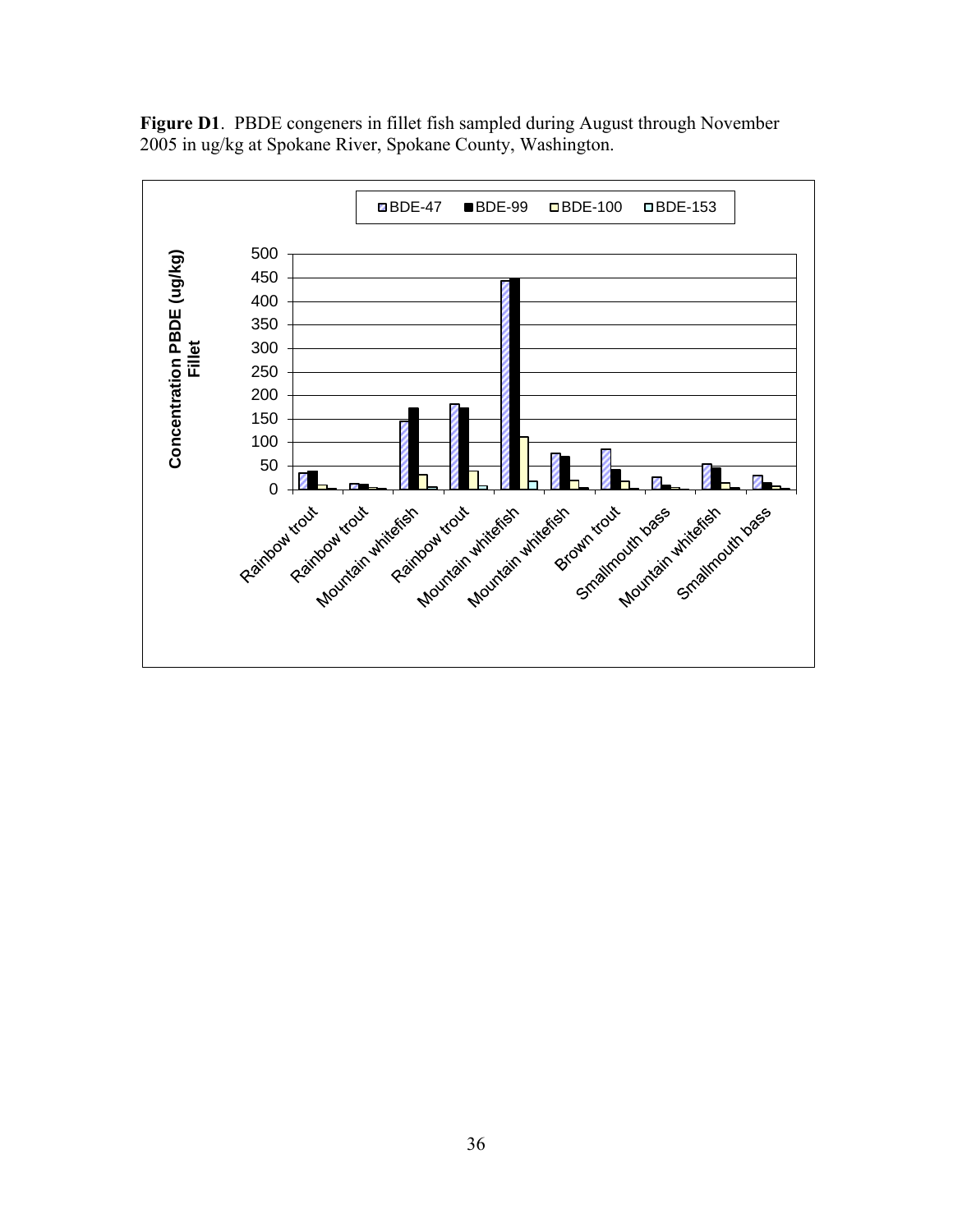**Figure D1**. PBDE congeners in fillet fish sampled during August through November 2005 in ug/kg at Spokane River, Spokane County, Washington.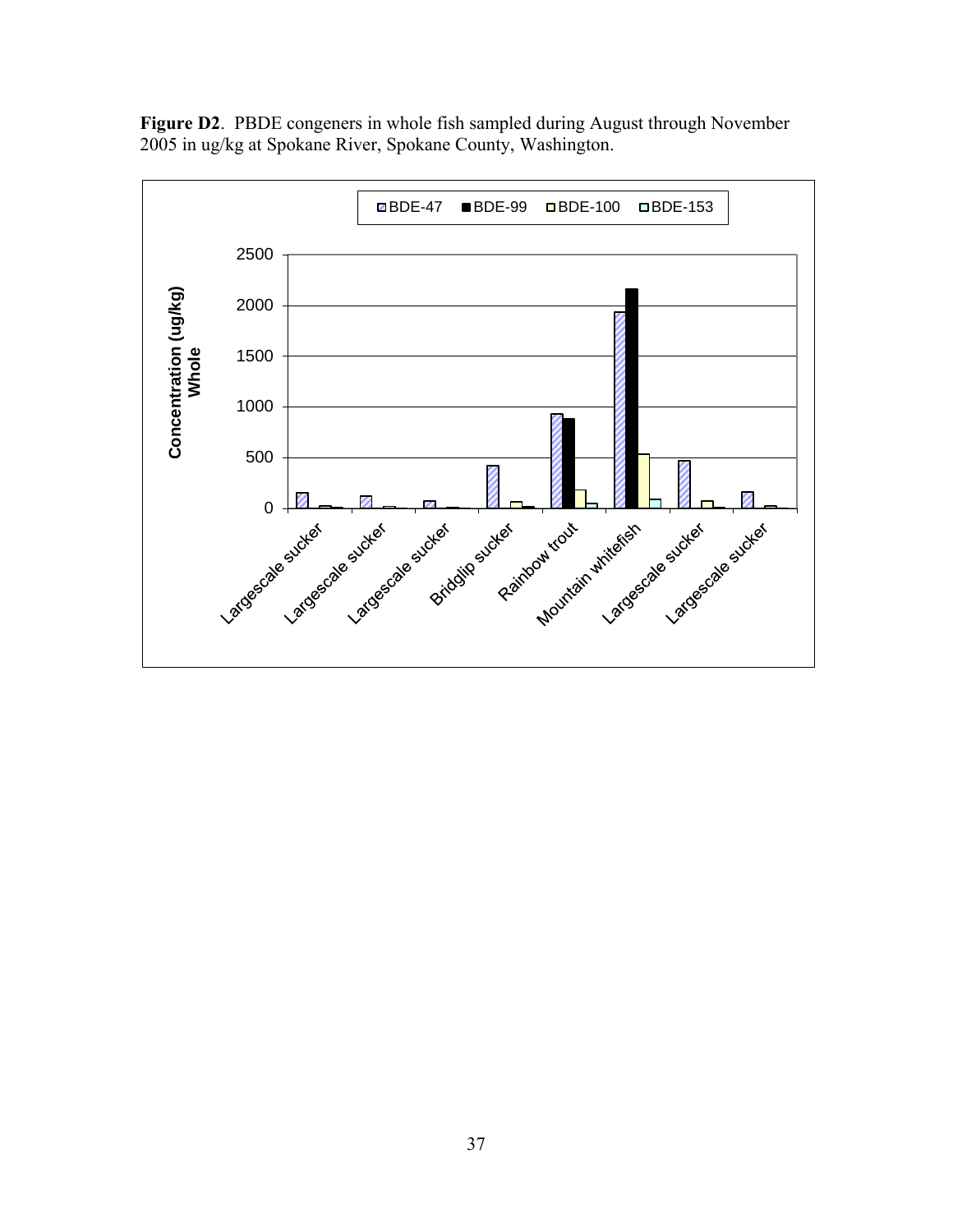**Figure D2**. PBDE congeners in whole fish sampled during August through November 2005 in ug/kg at Spokane River, Spokane County, Washington.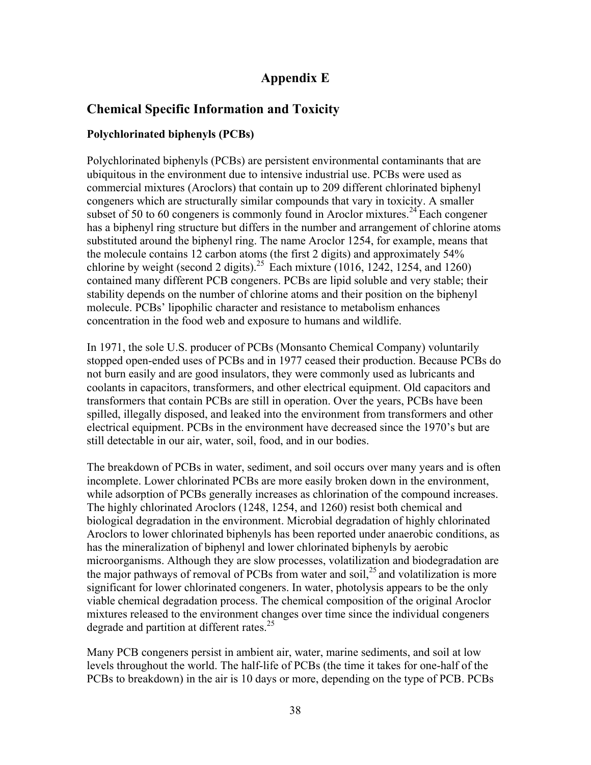# Appendix E

## Chemical Specific Information and Toxicity

### Polychlorinated biphenyls (PCBs)

Polychlorinated biphenyls (PCBs) are persistent environmental contaminants that are ubiquitous in the environment due to intensive industrial use. PCBs were used as commercial mixtures (Aroclors) that contain up to 209 different chlorinated biphenyl congeners which are structurally similar compounds that vary in toxicity. A smaller subset of 50 to 60 congeners is commonly found in Aroclor mixtures.[24] Each congener has a biphenyl ring structure but differs in the number and arrangement of chlorine atoms substituted around the biphenyl ring. The name Aroclor 1254, for example, means that the molecule contains 12 carbon atoms (the first 2 digits) and approximately 54% chlorine by weight (second 2 digits).[25] Each mixture (1016, 1242, 1254, and 1260) contained many different PCB congeners. PCBs are lipid soluble and very stable; their stability depends on the number of chlorine atoms and their position on the biphenyl molecule. PCBs' lipophilic character and resistance to metabolism enhances concentration in the food web and exposure to humans and wildlife.

In 1971, the sole U.S. producer of PCBs (Monsanto Chemical Company) voluntarily stopped open-ended uses of PCBs and in 1977 ceased their production. Because PCBs do not burn easily and are good insulators, they were commonly used as lubricants and coolants in capacitors, transformers, and other electrical equipment. Old capacitors and transformers that contain PCBs are still in operation. Over the years, PCBs have been spilled, illegally disposed, and leaked into the environment from transformers and other electrical equipment. PCBs in the environment have decreased since the 1970's but are still detectable in our air, water, soil, food, and in our bodies.

The breakdown of PCBs in water, sediment, and soil occurs over many years and is often incomplete. Lower chlorinated PCBs are more easily broken down in the environment, while adsorption of PCBs generally increases as chlorination of the compound increases. The highly chlorinated Aroclors (1248, 1254, and 1260) resist both chemical and biological degradation in the environment. Microbial degradation of highly chlorinated Aroclors to lower chlorinated biphenyls has been reported under anaerobic conditions, as has the mineralization of biphenyl and lower chlorinated biphenyls by aerobic microorganisms. Although they are slow processes, volatilization and biodegradation are the major pathways of removal of PCBs from water and soil,[25] and volatilization is more significant for lower chlorinated congeners. In water, photolysis appears to be the only viable chemical degradation process. The chemical composition of the original Aroclor mixtures released to the environment changes over time since the individual congeners degrade and partition at different rates.[25]

Many PCB congeners persist in ambient air, water, marine sediments, and soil at low levels throughout the world. The half-life of PCBs (the time it takes for one-half of the PCBs to breakdown) in the air is 10 days or more, depending on the type of PCB. PCBs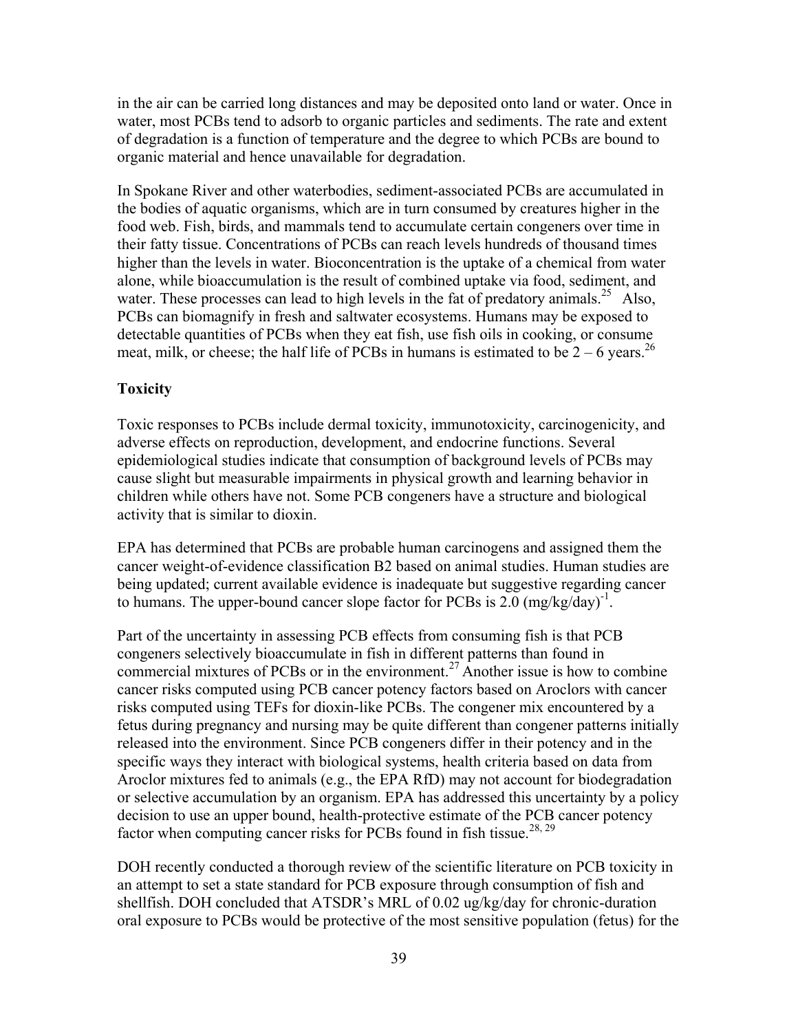in the air can be carried long distances and may be deposited onto land or water. Once in water, most PCBs tend to adsorb to organic particles and sediments. The rate and extent of degradation is a function of temperature and the degree to which PCBs are bound to organic material and hence unavailable for degradation.

In Spokane River and other waterbodies, sediment-associated PCBs are accumulated in the bodies of aquatic organisms, which are in turn consumed by creatures higher in the food web. Fish, birds, and mammals tend to accumulate certain congeners over time in their fatty tissue. Concentrations of PCBs can reach levels hundreds of thousand times higher than the levels in water. Bioconcentration is the uptake of a chemical from water alone, while bioaccumulation is the result of combined uptake via food, sediment, and water. These processes can lead to high levels in the fat of predatory animals.[25] Also, PCBs can biomagnify in fresh and saltwater ecosystems. Humans may be exposed to detectable quantities of PCBs when they eat fish, use fish oils in cooking, or consume meat, milk, or cheese; the half life of PCBs in humans is estimated to be 2 – 6 years.[26]

### Toxicity

Toxic responses to PCBs include dermal toxicity, immunotoxicity, carcinogenicity, and adverse effects on reproduction, development, and endocrine functions. Several epidemiological studies indicate that consumption of background levels of PCBs may cause slight but measurable impairments in physical growth and learning behavior in children while others have not. Some PCB congeners have a structure and biological activity that is similar to dioxin.

EPA has determined that PCBs are probable human carcinogens and assigned them the cancer weight-of-evidence classification B2 based on animal studies. Human studies are being updated; current available evidence is inadequate but suggestive regarding cancer to humans. The upper-bound cancer slope factor for PCBs is 2.0 $(mg/kg/day)^{-1}$.

Part of the uncertainty in assessing PCB effects from consuming fish is that PCB congeners selectively bioaccumulate in fish in different patterns than found in commercial mixtures of PCBs or in the environment.[27] Another issue is how to combine cancer risks computed using PCB cancer potency factors based on Aroclors with cancer risks computed using TEFs for dioxin-like PCBs. The congener mix encountered by a fetus during pregnancy and nursing may be quite different than congener patterns initially released into the environment. Since PCB congeners differ in their potency and in the specific ways they interact with biological systems, health criteria based on data from Aroclor mixtures fed to animals (e.g., the EPA RfD) may not account for biodegradation or selective accumulation by an organism. EPA has addressed this uncertainty by a policy decision to use an upper bound, health-protective estimate of the PCB cancer potency factor when computing cancer risks for PCBs found in fish tissue.[28, 29]

DOH recently conducted a thorough review of the scientific literature on PCB toxicity in an attempt to set a state standard for PCB exposure through consumption of fish and shellfish. DOH concluded that ATSDR's MRL of 0.02 ug/kg/day for chronic-duration oral exposure to PCBs would be protective of the most sensitive population (fetus) for the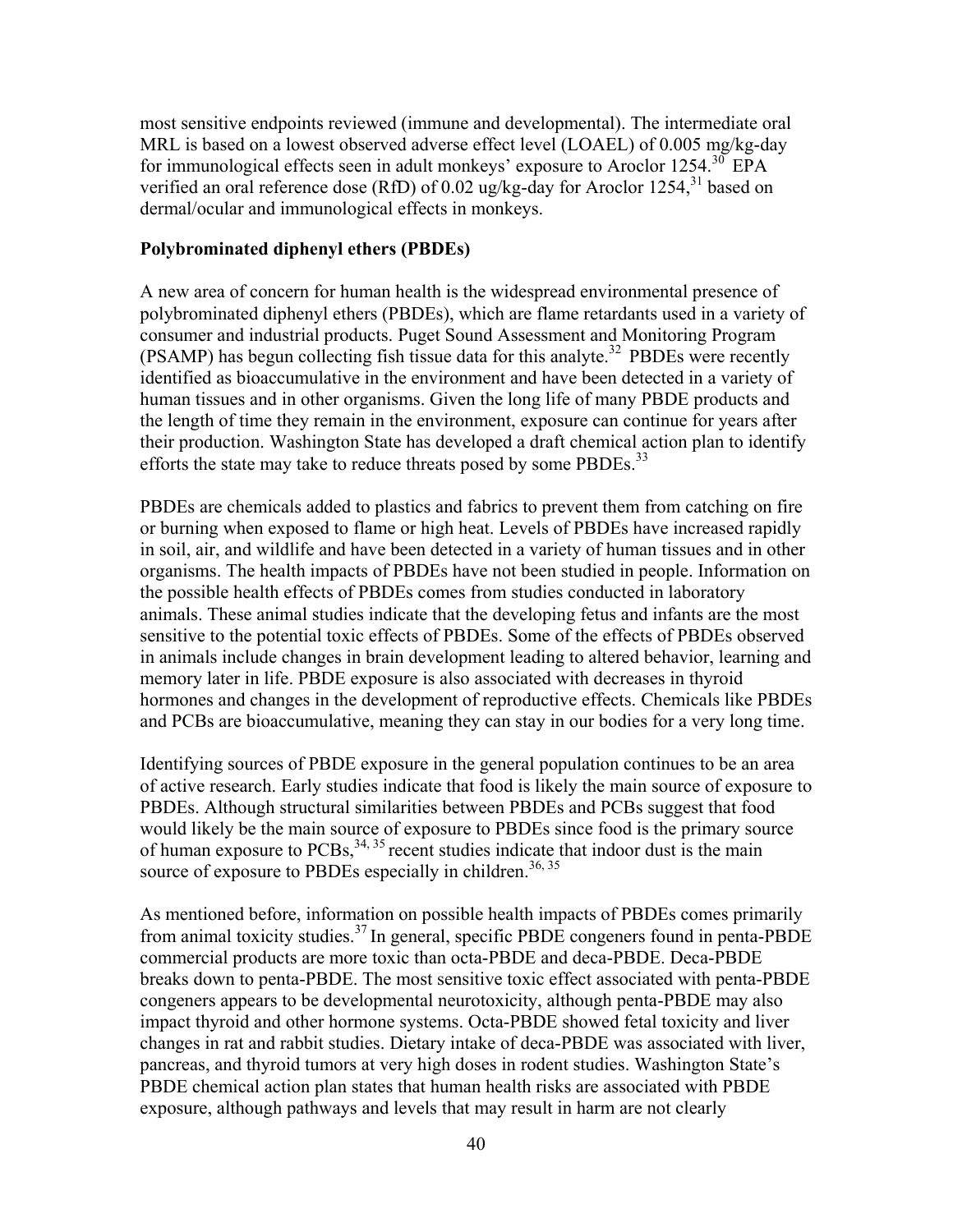most sensitive endpoints reviewed (immune and developmental). The intermediate oral MRL is based on a lowest observed adverse effect level (LOAEL) of 0.005 mg/kg-day for immunological effects seen in adult monkeys' exposure to Aroclor 1254.[30] EPA verified an oral reference dose (RfD) of 0.02 ug/kg-day for Aroclor 1254,[31] based on dermal/ocular and immunological effects in monkeys.

**Polybrominated diphenyl ethers (PBDEs)**

A new area of concern for human health is the widespread environmental presence of polybrominated diphenyl ethers (PBDEs), which are flame retardants used in a variety of consumer and industrial products. Puget Sound Assessment and Monitoring Program (PSAMP) has begun collecting fish tissue data for this analyte.[32] PBDEs were recently identified as bioaccumulative in the environment and have been detected in a variety of human tissues and in other organisms. Given the long life of many PBDE products and the length of time they remain in the environment, exposure can continue for years after their production. Washington State has developed a draft chemical action plan to identify efforts the state may take to reduce threats posed by some PBDEs.[33]

PBDEs are chemicals added to plastics and fabrics to prevent them from catching on fire or burning when exposed to flame or high heat. Levels of PBDEs have increased rapidly in soil, air, and wildlife and have been detected in a variety of human tissues and in other organisms. The health impacts of PBDEs have not been studied in people. Information on the possible health effects of PBDEs comes from studies conducted in laboratory animals. These animal studies indicate that the developing fetus and infants are the most sensitive to the potential toxic effects of PBDEs. Some of the effects of PBDEs observed in animals include changes in brain development leading to altered behavior, learning and memory later in life. PBDE exposure is also associated with decreases in thyroid hormones and changes in the development of reproductive effects. Chemicals like PBDEs and PCBs are bioaccumulative, meaning they can stay in our bodies for a very long time.

Identifying sources of PBDE exposure in the general population continues to be an area of active research. Early studies indicate that food is likely the main source of exposure to PBDEs. Although structural similarities between PBDEs and PCBs suggest that food would likely be the main source of exposure to PBDEs since food is the primary source of human exposure to PCBs,[34, 35] recent studies indicate that indoor dust is the main source of exposure to PBDEs especially in children.[36, 35]

As mentioned before, information on possible health impacts of PBDEs comes primarily from animal toxicity studies.[37] In general, specific PBDE congeners found in penta-PBDE commercial products are more toxic than octa-PBDE and deca-PBDE. Deca-PBDE breaks down to penta-PBDE. The most sensitive toxic effect associated with penta-PBDE congeners appears to be developmental neurotoxicity, although penta-PBDE may also impact thyroid and other hormone systems. Octa-PBDE showed fetal toxicity and liver changes in rat and rabbit studies. Dietary intake of deca-PBDE was associated with liver, pancreas, and thyroid tumors at very high doses in rodent studies. Washington State's PBDE chemical action plan states that human health risks are associated with PBDE exposure, although pathways and levels that may result in harm are not clearly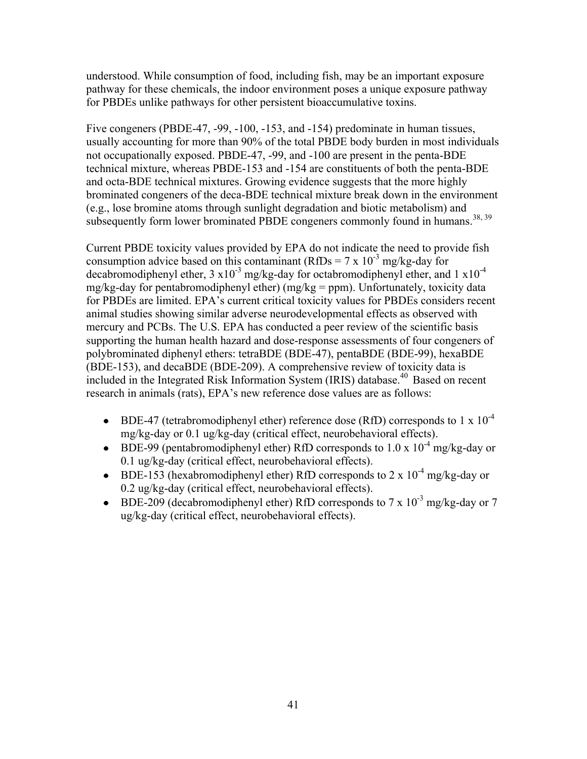understood. While consumption of food, including fish, may be an important exposure pathway for these chemicals, the indoor environment poses a unique exposure pathway for PBDEs unlike pathways for other persistent bioaccumulative toxins.

Five congeners (PBDE-47, -99, -100, -153, and -154) predominate in human tissues, usually accounting for more than 90% of the total PBDE body burden in most individuals not occupationally exposed. PBDE-47, -99, and -100 are present in the penta-BDE technical mixture, whereas PBDE-153 and -154 are constituents of both the penta-BDE and octa-BDE technical mixtures. Growing evidence suggests that the more highly brominated congeners of the deca-BDE technical mixture break down in the environment (e.g., lose bromine atoms through sunlight degradation and biotic metabolism) and subsequently form lower brominated PBDE congeners commonly found in humans.[38, 39]

Current PBDE toxicity values provided by EPA do not indicate the need to provide fish consumption advice based on this contaminant (RfDs = $7 \times 10^{-3}$ mg/kg-day for decabromodiphenyl ether, $3 \times 10^{-3}$ mg/kg-day for octabromodiphenyl ether, and $1 \times 10^{-4}$ mg/kg-day for pentabromodiphenyl ether) (mg/kg = ppm). Unfortunately, toxicity data for PBDEs are limited. EPA's current critical toxicity values for PBDEs considers recent animal studies showing similar adverse neurodevelopmental effects as observed with mercury and PCBs. The U.S. EPA has conducted a peer review of the scientific basis supporting the human health hazard and dose-response assessments of four congeners of polybrominated diphenyl ethers: tetraBDE (BDE-47), pentaBDE (BDE-99), hexaBDE (BDE-153), and decaBDE (BDE-209). A comprehensive review of toxicity data is included in the Integrated Risk Information System (IRIS) database.[40] Based on recent research in animals (rats), EPA's new reference dose values are as follows:

- BDE-47 (tetrabromodiphenyl ether) reference dose (RfD) corresponds to $1 \times 10^{-4}$ mg/kg-day or 0.1 ug/kg-day (critical effect, neurobehavioral effects).
- BDE-99 (pentabromodiphenyl ether) RfD corresponds to $1.0 \times 10^{-4}$ mg/kg-day or 0.1 ug/kg-day (critical effect, neurobehavioral effects).
- BDE-153 (hexabromodiphenyl ether) RfD corresponds to $2 \times 10^{-4}$ mg/kg-day or 0.2 ug/kg-day (critical effect, neurobehavioral effects).
- BDE-209 (decabromodiphenyl ether) RfD corresponds to $7 \times 10^{-3}$ mg/kg-day or 7 ug/kg-day (critical effect, neurobehavioral effects).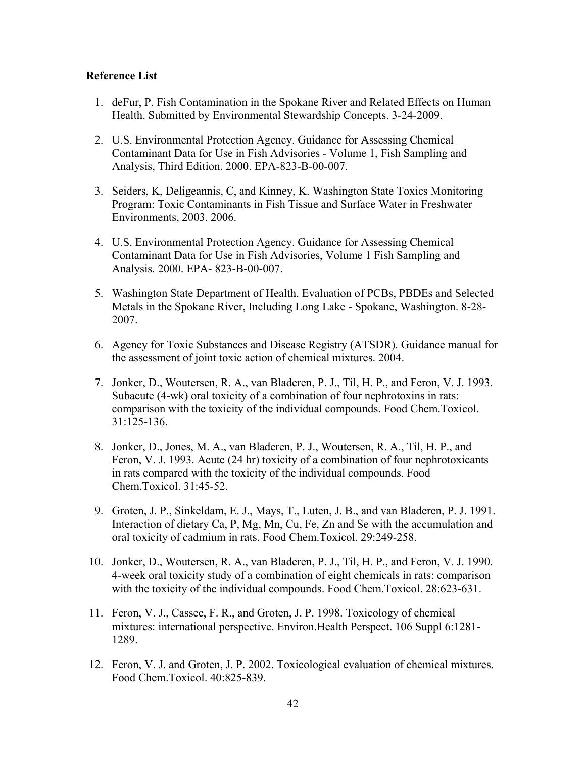**Reference List**

1. deFur, P. Fish Contamination in the Spokane River and Related Effects on Human Health. Submitted by Environmental Stewardship Concepts. 3-24-2009.

2. U.S. Environmental Protection Agency. Guidance for Assessing Chemical Contaminant Data for Use in Fish Advisories - Volume 1, Fish Sampling and Analysis, Third Edition. 2000. EPA-823-B-00-007.

3. Seiders, K, Deligeannis, C, and Kinney, K. Washington State Toxics Monitoring Program: Toxic Contaminants in Fish Tissue and Surface Water in Freshwater Environments, 2003. 2006.

4. U.S. Environmental Protection Agency. Guidance for Assessing Chemical Contaminant Data for Use in Fish Advisories, Volume 1 Fish Sampling and Analysis. 2000. EPA- 823-B-00-007.

5. Washington State Department of Health. Evaluation of PCBs, PBDEs and Selected Metals in the Spokane River, Including Long Lake - Spokane, Washington. 8-28-2007.

6. Agency for Toxic Substances and Disease Registry (ATSDR). Guidance manual for the assessment of joint toxic action of chemical mixtures. 2004.

7. Jonker, D., Woutersen, R. A., van Bladeren, P. J., Til, H. P., and Feron, V. J. 1993. Subacute (4-wk) oral toxicity of a combination of four nephrotoxins in rats: comparison with the toxicity of the individual compounds. Food Chem.Toxicol. 31:125-136.

8. Jonker, D., Jones, M. A., van Bladeren, P. J., Woutersen, R. A., Til, H. P., and Feron, V. J. 1993. Acute (24 hr) toxicity of a combination of four nephrotoxicants in rats compared with the toxicity of the individual compounds. Food Chem.Toxicol. 31:45-52.

9. Groten, J. P., Sinkeldam, E. J., Mays, T., Luten, J. B., and van Bladeren, P. J. 1991. Interaction of dietary Ca, P, Mg, Mn, Cu, Fe, Zn and Se with the accumulation and oral toxicity of cadmium in rats. Food Chem.Toxicol. 29:249-258.

10. Jonker, D., Woutersen, R. A., van Bladeren, P. J., Til, H. P., and Feron, V. J. 1990. 4-week oral toxicity study of a combination of eight chemicals in rats: comparison with the toxicity of the individual compounds. Food Chem.Toxicol. 28:623-631.

11. Feron, V. J., Cassee, F. R., and Groten, J. P. 1998. Toxicology of chemical mixtures: international perspective. Environ.Health Perspect. 106 Suppl 6:1281-1289.

12. Feron, V. J. and Groten, J. P. 2002. Toxicological evaluation of chemical mixtures. Food Chem.Toxicol. 40:825-839.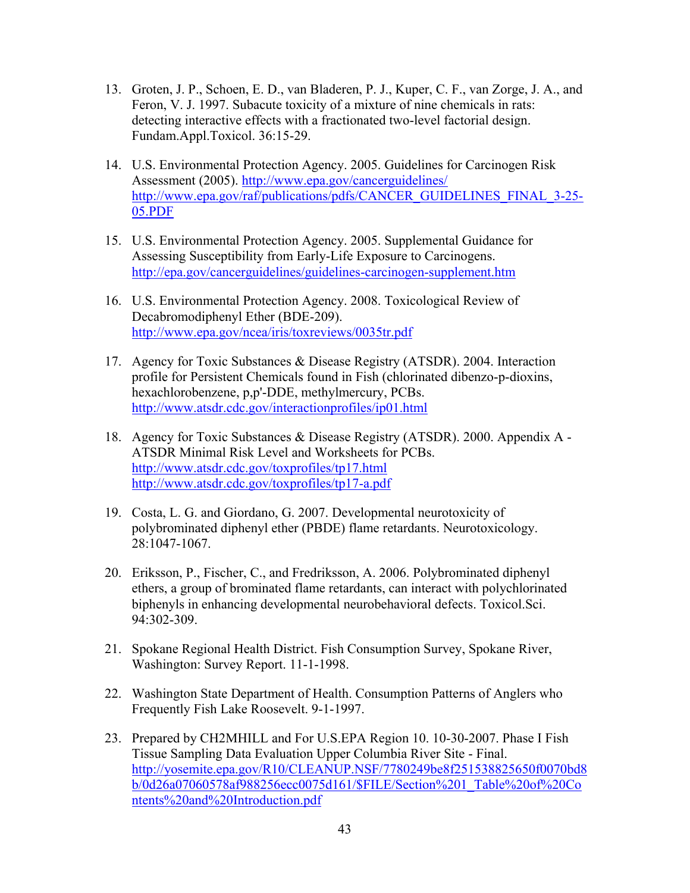13. Groten, J. P., Schoen, E. D., van Bladeren, P. J., Kuper, C. F., van Zorge, J. A., and Feron, V. J. 1997. Subacute toxicity of a mixture of nine chemicals in rats: detecting interactive effects with a fractionated two-level factorial design. Fundam.Appl.Toxicol. 36:15-29.

14. U.S. Environmental Protection Agency. 2005. Guidelines for Carcinogen Risk Assessment (2005). http://www.epa.gov/cancerguidelines/ http://www.epa.gov/raf/publications/pdfs/CANCER_GUIDELINES_FINAL_3-25-05.PDF

15. U.S. Environmental Protection Agency. 2005. Supplemental Guidance for Assessing Susceptibility from Early-Life Exposure to Carcinogens. http://epa.gov/cancerguidelines/guidelines-carcinogen-supplement.htm

16. U.S. Environmental Protection Agency. 2008. Toxicological Review of Decabromodiphenyl Ether (BDE-209). http://www.epa.gov/ncea/iris/toxreviews/0035tr.pdf

17. Agency for Toxic Substances & Disease Registry (ATSDR). 2004. Interaction profile for Persistent Chemicals found in Fish (chlorinated dibenzo-p-dioxins, hexachlorobenzene, p,p'-DDE, methylmercury, PCBs. http://www.atsdr.cdc.gov/interactionprofiles/ip01.html

18. Agency for Toxic Substances & Disease Registry (ATSDR). 2000. Appendix A - ATSDR Minimal Risk Level and Worksheets for PCBs. http://www.atsdr.cdc.gov/toxprofiles/tp17.html http://www.atsdr.cdc.gov/toxprofiles/tp17-a.pdf

19. Costa, L. G. and Giordano, G. 2007. Developmental neurotoxicity of polybrominated diphenyl ether (PBDE) flame retardants. Neurotoxicology. 28:1047-1067.

20. Eriksson, P., Fischer, C., and Fredriksson, A. 2006. Polybrominated diphenyl ethers, a group of brominated flame retardants, can interact with polychlorinated biphenyls in enhancing developmental neurobehavioral defects. Toxicol.Sci. 94:302-309.

21. Spokane Regional Health District. Fish Consumption Survey, Spokane River, Washington: Survey Report. 11-1-1998.

22. Washington State Department of Health. Consumption Patterns of Anglers who Frequently Fish Lake Roosevelt. 9-1-1997.

23. Prepared by CH2MHILL and For U.S.EPA Region 10. 10-30-2007. Phase I Fish Tissue Sampling Data Evaluation Upper Columbia River Site - Final. http://yosemite.epa.gov/R10/CLEANUP.NSF/7780249be8f251538825650f0070bd8b/0d26a07060578af988256ecc0075d161/$FILE/Section%201_Table%20of%20Contents%20and%20Introduction.pdf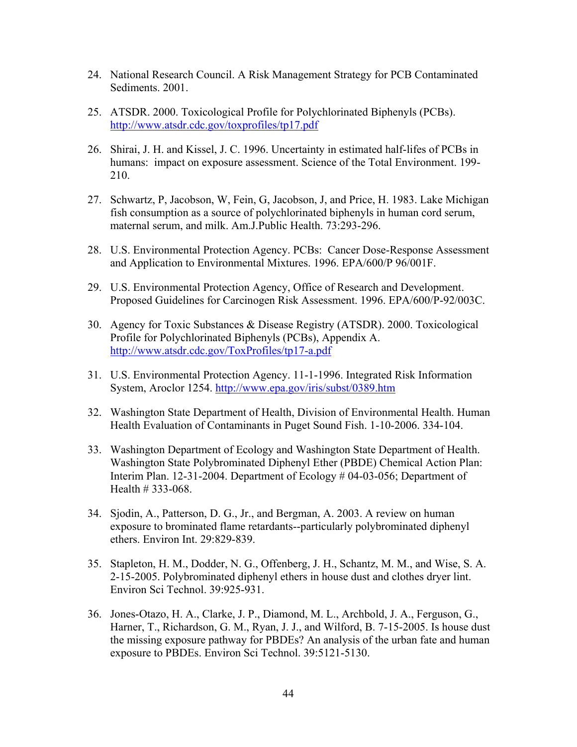24. National Research Council. A Risk Management Strategy for PCB Contaminated Sediments. 2001.

25. ATSDR. 2000. Toxicological Profile for Polychlorinated Biphenyls (PCBs). http://www.atsdr.cdc.gov/toxprofiles/tp17.pdf

26. Shirai, J. H. and Kissel, J. C. 1996. Uncertainty in estimated half-lifes of PCBs in humans: impact on exposure assessment. Science of the Total Environment. 199-210.

27. Schwartz, P, Jacobson, W, Fein, G, Jacobson, J, and Price, H. 1983. Lake Michigan fish consumption as a source of polychlorinated biphenyls in human cord serum, maternal serum, and milk. Am.J.Public Health. 73:293-296.

28. U.S. Environmental Protection Agency. PCBs: Cancer Dose-Response Assessment and Application to Environmental Mixtures. 1996. EPA/600/P 96/001F.

29. U.S. Environmental Protection Agency, Office of Research and Development. Proposed Guidelines for Carcinogen Risk Assessment. 1996. EPA/600/P-92/003C.

30. Agency for Toxic Substances & Disease Registry (ATSDR). 2000. Toxicological Profile for Polychlorinated Biphenyls (PCBs), Appendix A. http://www.atsdr.cdc.gov/ToxProfiles/tp17-a.pdf

31. U.S. Environmental Protection Agency. 11-1-1996. Integrated Risk Information System, Aroclor 1254. http://www.epa.gov/iris/subst/0389.htm

32. Washington State Department of Health, Division of Environmental Health. Human Health Evaluation of Contaminants in Puget Sound Fish. 1-10-2006. 334-104.

33. Washington Department of Ecology and Washington State Department of Health. Washington State Polybrominated Diphenyl Ether (PBDE) Chemical Action Plan: Interim Plan. 12-31-2004. Department of Ecology # 04-03-056; Department of Health # 333-068.

34. Sjodin, A., Patterson, D. G., Jr., and Bergman, A. 2003. A review on human exposure to brominated flame retardants--particularly polybrominated diphenyl ethers. Environ Int. 29:829-839.

35. Stapleton, H. M., Dodder, N. G., Offenberg, J. H., Schantz, M. M., and Wise, S. A. 2-15-2005. Polybrominated diphenyl ethers in house dust and clothes dryer lint. Environ Sci Technol. 39:925-931.

36. Jones-Otazo, H. A., Clarke, J. P., Diamond, M. L., Archbold, J. A., Ferguson, G., Harner, T., Richardson, G. M., Ryan, J. J., and Wilford, B. 7-15-2005. Is house dust the missing exposure pathway for PBDEs? An analysis of the urban fate and human exposure to PBDEs. Environ Sci Technol. 39:5121-5130.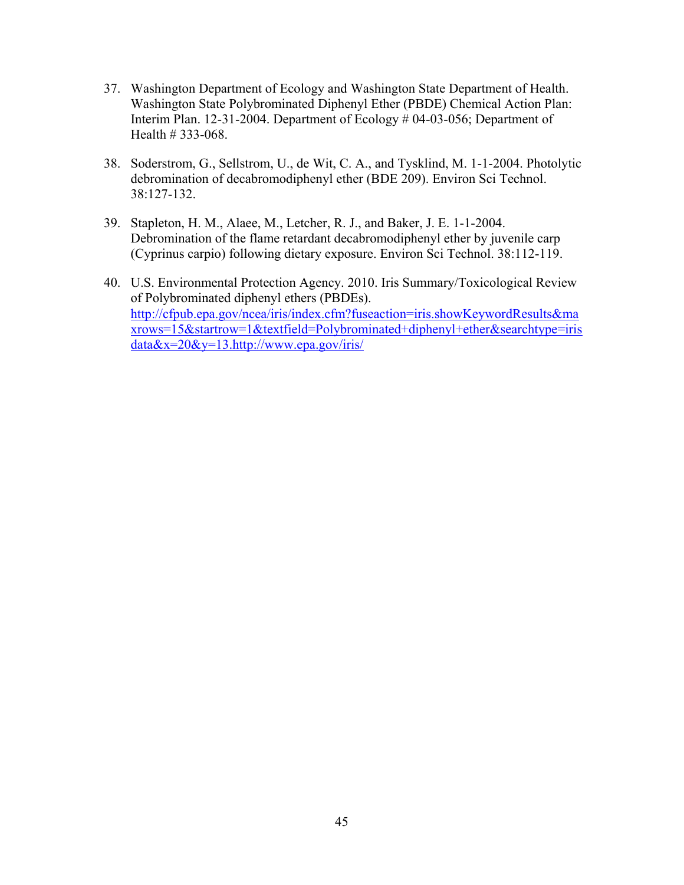37. Washington Department of Ecology and Washington State Department of Health. Washington State Polybrominated Diphenyl Ether (PBDE) Chemical Action Plan: Interim Plan. 12-31-2004. Department of Ecology # 04-03-056; Department of Health # 333-068.

38. Soderstrom, G., Sellstrom, U., de Wit, C. A., and Tysklind, M. 1-1-2004. Photolytic debromination of decabromodiphenyl ether (BDE 209). Environ Sci Technol. 38:127-132.

39. Stapleton, H. M., Alaee, M., Letcher, R. J., and Baker, J. E. 1-1-2004. Debromination of the flame retardant decabromodiphenyl ether by juvenile carp (Cyprinus carpio) following dietary exposure. Environ Sci Technol. 38:112-119.

40. U.S. Environmental Protection Agency. 2010. Iris Summary/Toxicological Review of Polybrominated diphenyl ethers (PBDEs). http://cfpub.epa.gov/ncea/iris/index.cfm?fuseaction=iris.showKeywordResults&maxrows=15&startrow=1&textfield=Polybrominated+diphenyl+ether&searchtype=irisdata&x=20&y=13.http://www.epa.gov/iris/